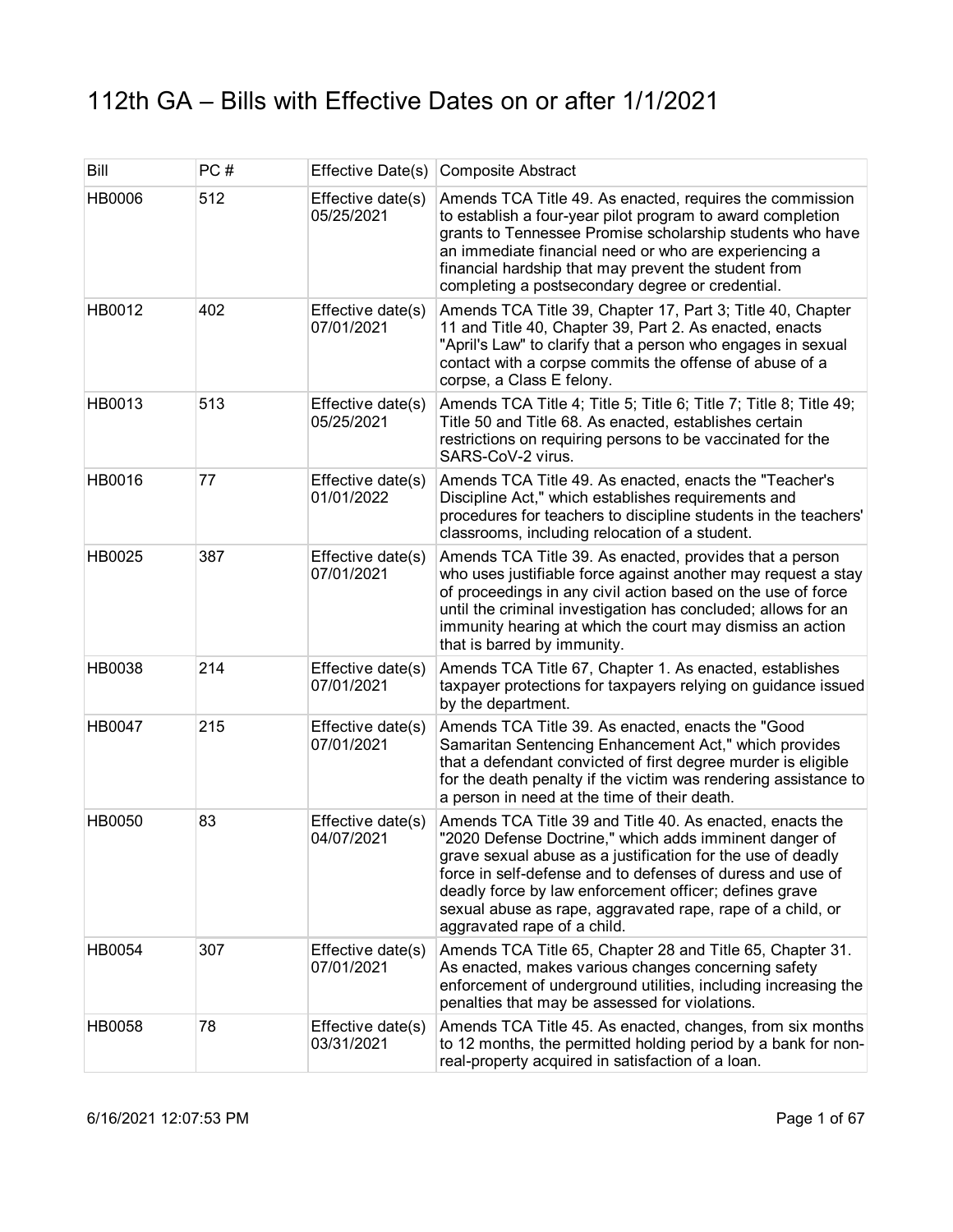# 112th GA – Bills with Effective Dates on or after 1/1/2021

| Bill | PC # | Effective Date(s) | Composite Abstract |
|---|---|---|---|
| HB0006 | 512 | Effective date(s) 05/25/2021 | Amends TCA Title 49. As enacted, requires the commission to establish a four-year pilot program to award completion grants to Tennessee Promise scholarship students who have an immediate financial need or who are experiencing a financial hardship that may prevent the student from completing a postsecondary degree or credential. |
| HB0012 | 402 | Effective date(s) 07/01/2021 | Amends TCA Title 39, Chapter 17, Part 3; Title 40, Chapter 11 and Title 40, Chapter 39, Part 2. As enacted, enacts "April's Law" to clarify that a person who engages in sexual contact with a corpse commits the offense of abuse of a corpse, a Class E felony. |
| HB0013 | 513 | Effective date(s) 05/25/2021 | Amends TCA Title 4; Title 5; Title 6; Title 7; Title 8; Title 49; Title 50 and Title 68. As enacted, establishes certain restrictions on requiring persons to be vaccinated for the SARS-CoV-2 virus. |
| HB0016 | 77 | Effective date(s) 01/01/2022 | Amends TCA Title 49. As enacted, enacts the "Teacher's Discipline Act," which establishes requirements and procedures for teachers to discipline students in the teachers' classrooms, including relocation of a student. |
| HB0025 | 387 | Effective date(s) 07/01/2021 | Amends TCA Title 39. As enacted, provides that a person who uses justifiable force against another may request a stay of proceedings in any civil action based on the use of force until the criminal investigation has concluded; allows for an immunity hearing at which the court may dismiss an action that is barred by immunity. |
| HB0038 | 214 | Effective date(s) 07/01/2021 | Amends TCA Title 67, Chapter 1. As enacted, establishes taxpayer protections for taxpayers relying on guidance issued by the department. |
| HB0047 | 215 | Effective date(s) 07/01/2021 | Amends TCA Title 39. As enacted, enacts the "Good Samaritan Sentencing Enhancement Act," which provides that a defendant convicted of first degree murder is eligible for the death penalty if the victim was rendering assistance to a person in need at the time of their death. |
| HB0050 | 83 | Effective date(s) 04/07/2021 | Amends TCA Title 39 and Title 40. As enacted, enacts the "2020 Defense Doctrine," which adds imminent danger of grave sexual abuse as a justification for the use of deadly force in self-defense and to defenses of duress and use of deadly force by law enforcement officer; defines grave sexual abuse as rape, aggravated rape, rape of a child, or aggravated rape of a child. |
| HB0054 | 307 | Effective date(s) 07/01/2021 | Amends TCA Title 65, Chapter 28 and Title 65, Chapter 31. As enacted, makes various changes concerning safety enforcement of underground utilities, including increasing the penalties that may be assessed for violations. |
| HB0058 | 78 | Effective date(s) 03/31/2021 | Amends TCA Title 45. As enacted, changes, from six months to 12 months, the permitted holding period by a bank for non-real-property acquired in satisfaction of a loan. |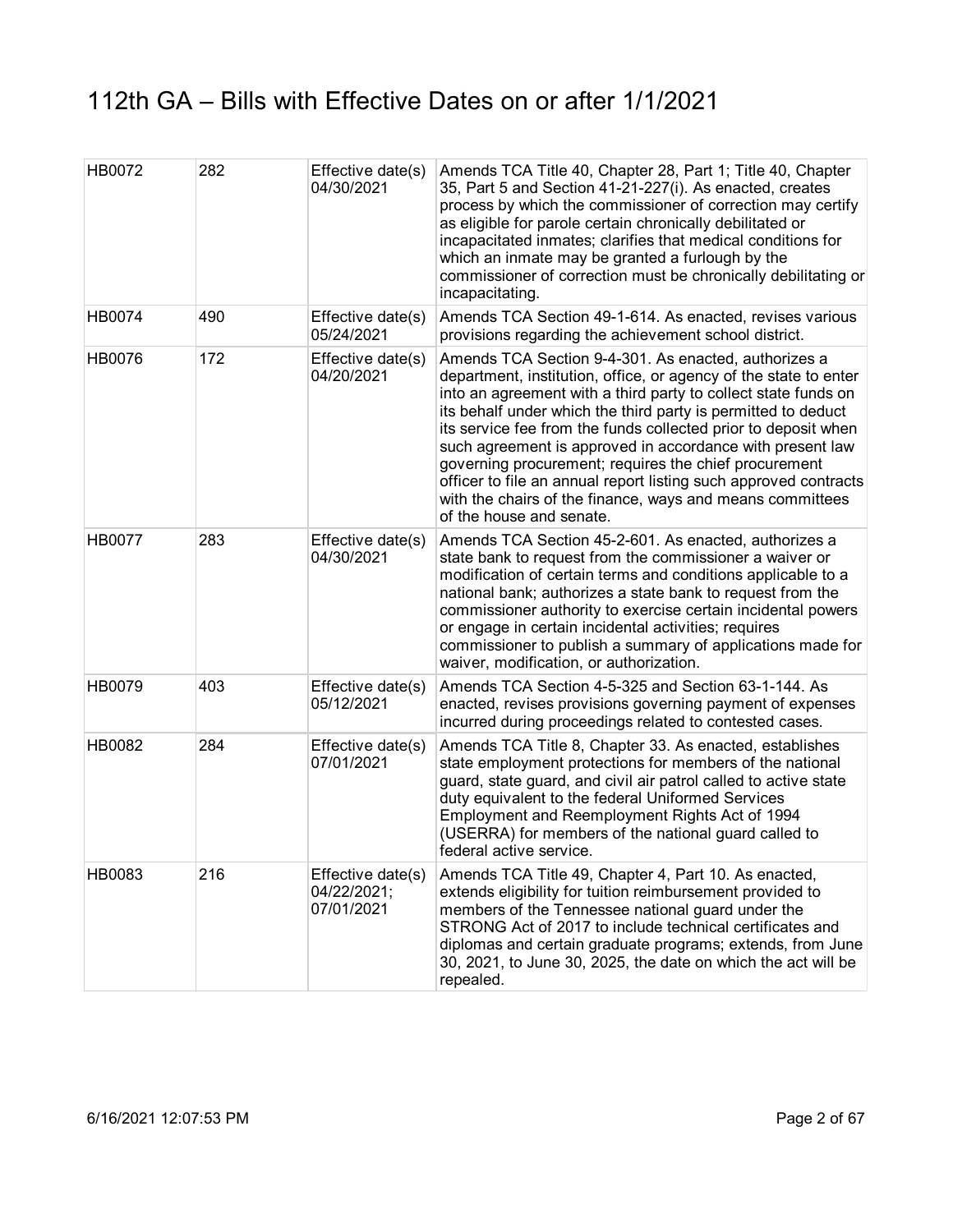# 112th GA – Bills with Effective Dates on or after 1/1/2021

| | | | |
|---|---|---|---|
| HB0072 | 282 | Effective date(s) 04/30/2021 | Amends TCA Title 40, Chapter 28, Part 1; Title 40, Chapter 35, Part 5 and Section 41-21-227(i). As enacted, creates process by which the commissioner of correction may certify as eligible for parole certain chronically debilitated or incapacitated inmates; clarifies that medical conditions for which an inmate may be granted a furlough by the commissioner of correction must be chronically debilitating or incapacitating. |
| HB0074 | 490 | Effective date(s) 05/24/2021 | Amends TCA Section 49-1-614. As enacted, revises various provisions regarding the achievement school district. |
| HB0076 | 172 | Effective date(s) 04/20/2021 | Amends TCA Section 9-4-301. As enacted, authorizes a department, institution, office, or agency of the state to enter into an agreement with a third party to collect state funds on its behalf under which the third party is permitted to deduct its service fee from the funds collected prior to deposit when such agreement is approved in accordance with present law governing procurement; requires the chief procurement officer to file an annual report listing such approved contracts with the chairs of the finance, ways and means committees of the house and senate. |
| HB0077 | 283 | Effective date(s) 04/30/2021 | Amends TCA Section 45-2-601. As enacted, authorizes a state bank to request from the commissioner a waiver or modification of certain terms and conditions applicable to a national bank; authorizes a state bank to request from the commissioner authority to exercise certain incidental powers or engage in certain incidental activities; requires commissioner to publish a summary of applications made for waiver, modification, or authorization. |
| HB0079 | 403 | Effective date(s) 05/12/2021 | Amends TCA Section 4-5-325 and Section 63-1-144. As enacted, revises provisions governing payment of expenses incurred during proceedings related to contested cases. |
| HB0082 | 284 | Effective date(s) 07/01/2021 | Amends TCA Title 8, Chapter 33. As enacted, establishes state employment protections for members of the national guard, state guard, and civil air patrol called to active state duty equivalent to the federal Uniformed Services Employment and Reemployment Rights Act of 1994 (USERRA) for members of the national guard called to federal active service. |
| HB0083 | 216 | Effective date(s) 04/22/2021; 07/01/2021 | Amends TCA Title 49, Chapter 4, Part 10. As enacted, extends eligibility for tuition reimbursement provided to members of the Tennessee national guard under the STRONG Act of 2017 to include technical certificates and diplomas and certain graduate programs; extends, from June 30, 2021, to June 30, 2025, the date on which the act will be repealed. |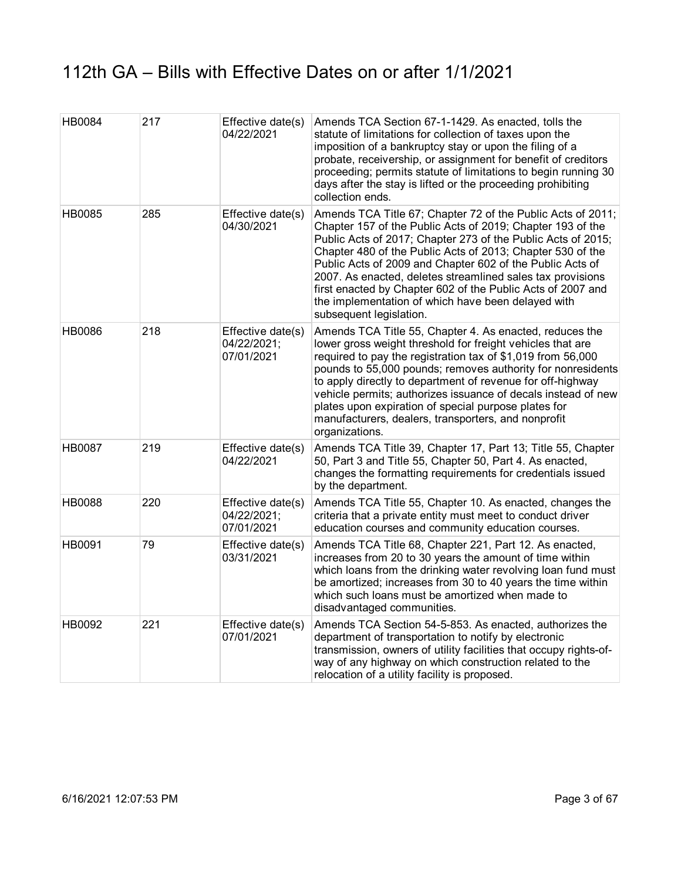# 112th GA – Bills with Effective Dates on or after 1/1/2021

| | | | |
|---|---|---|---|
| HB0084 | 217 | Effective date(s) 04/22/2021 | Amends TCA Section 67-1-1429. As enacted, tolls the statute of limitations for collection of taxes upon the imposition of a bankruptcy stay or upon the filing of a probate, receivership, or assignment for benefit of creditors proceeding; permits statute of limitations to begin running 30 days after the stay is lifted or the proceeding prohibiting collection ends. |
| HB0085 | 285 | Effective date(s) 04/30/2021 | Amends TCA Title 67; Chapter 72 of the Public Acts of 2011; Chapter 157 of the Public Acts of 2019; Chapter 193 of the Public Acts of 2017; Chapter 273 of the Public Acts of 2015; Chapter 480 of the Public Acts of 2013; Chapter 530 of the Public Acts of 2009 and Chapter 602 of the Public Acts of 2007. As enacted, deletes streamlined sales tax provisions first enacted by Chapter 602 of the Public Acts of 2007 and the implementation of which have been delayed with subsequent legislation. |
| HB0086 | 218 | Effective date(s) 04/22/2021; 07/01/2021 | Amends TCA Title 55, Chapter 4. As enacted, reduces the lower gross weight threshold for freight vehicles that are required to pay the registration tax of $1,019 from 56,000 pounds to 55,000 pounds; removes authority for nonresidents to apply directly to department of revenue for off-highway vehicle permits; authorizes issuance of decals instead of new plates upon expiration of special purpose plates for manufacturers, dealers, transporters, and nonprofit organizations. |
| HB0087 | 219 | Effective date(s) 04/22/2021 | Amends TCA Title 39, Chapter 17, Part 13; Title 55, Chapter 50, Part 3 and Title 55, Chapter 50, Part 4. As enacted, changes the formatting requirements for credentials issued by the department. |
| HB0088 | 220 | Effective date(s) 04/22/2021; 07/01/2021 | Amends TCA Title 55, Chapter 10. As enacted, changes the criteria that a private entity must meet to conduct driver education courses and community education courses. |
| HB0091 | 79 | Effective date(s) 03/31/2021 | Amends TCA Title 68, Chapter 221, Part 12. As enacted, increases from 20 to 30 years the amount of time within which loans from the drinking water revolving loan fund must be amortized; increases from 30 to 40 years the time within which such loans must be amortized when made to disadvantaged communities. |
| HB0092 | 221 | Effective date(s) 07/01/2021 | Amends TCA Section 54-5-853. As enacted, authorizes the department of transportation to notify by electronic transmission, owners of utility facilities that occupy rights-of-way of any highway on which construction related to the relocation of a utility facility is proposed. |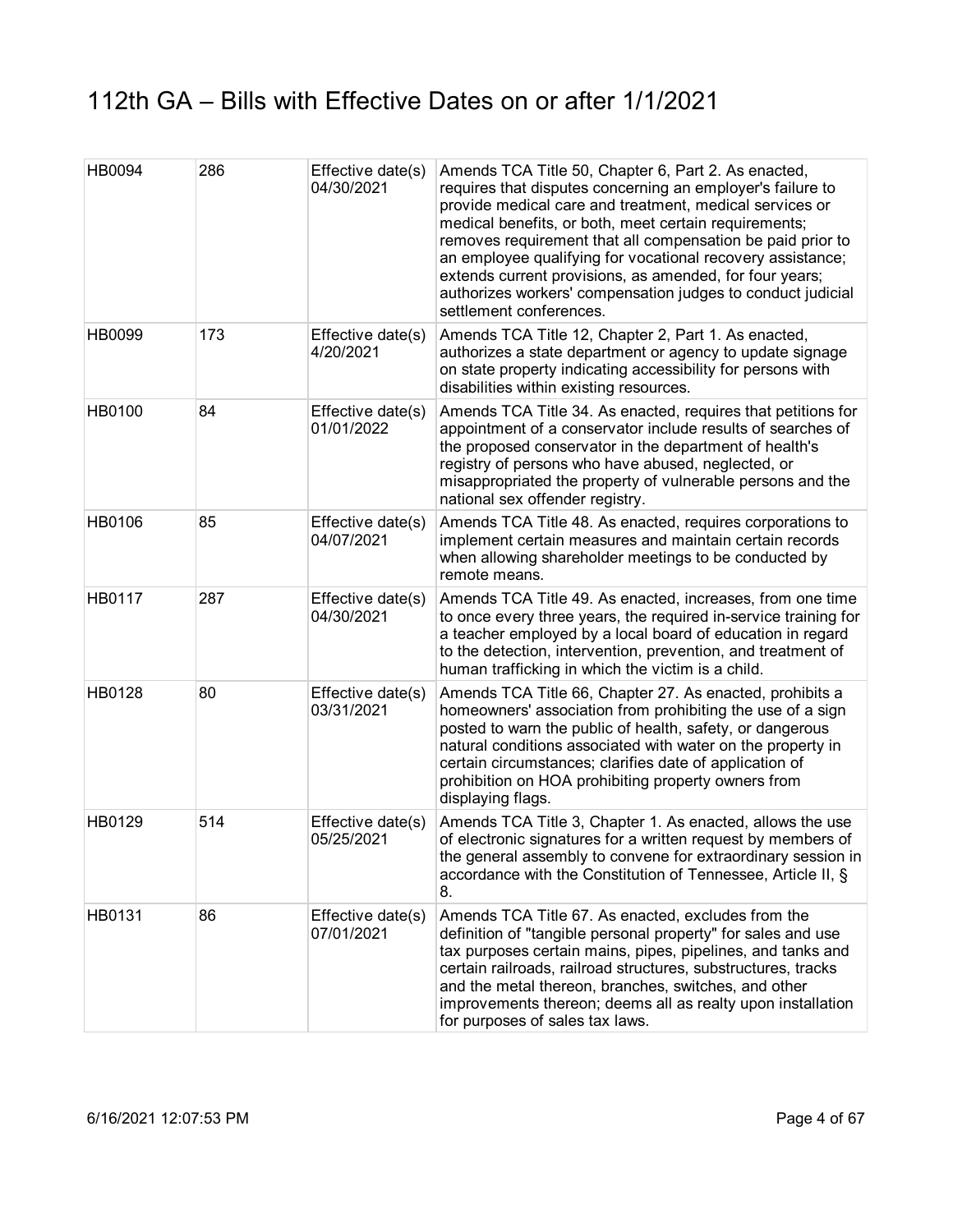# 112th GA – Bills with Effective Dates on or after 1/1/2021

| | | | |
|---|---|---|---|
| HB0094 | 286 | Effective date(s) 04/30/2021 | Amends TCA Title 50, Chapter 6, Part 2. As enacted, requires that disputes concerning an employer's failure to provide medical care and treatment, medical services or medical benefits, or both, meet certain requirements; removes requirement that all compensation be paid prior to an employee qualifying for vocational recovery assistance; extends current provisions, as amended, for four years; authorizes workers' compensation judges to conduct judicial settlement conferences. |
| HB0099 | 173 | Effective date(s) 4/20/2021 | Amends TCA Title 12, Chapter 2, Part 1. As enacted, authorizes a state department or agency to update signage on state property indicating accessibility for persons with disabilities within existing resources. |
| HB0100 | 84 | Effective date(s) 01/01/2022 | Amends TCA Title 34. As enacted, requires that petitions for appointment of a conservator include results of searches of the proposed conservator in the department of health's registry of persons who have abused, neglected, or misappropriated the property of vulnerable persons and the national sex offender registry. |
| HB0106 | 85 | Effective date(s) 04/07/2021 | Amends TCA Title 48. As enacted, requires corporations to implement certain measures and maintain certain records when allowing shareholder meetings to be conducted by remote means. |
| HB0117 | 287 | Effective date(s) 04/30/2021 | Amends TCA Title 49. As enacted, increases, from one time to once every three years, the required in-service training for a teacher employed by a local board of education in regard to the detection, intervention, prevention, and treatment of human trafficking in which the victim is a child. |
| HB0128 | 80 | Effective date(s) 03/31/2021 | Amends TCA Title 66, Chapter 27. As enacted, prohibits a homeowners' association from prohibiting the use of a sign posted to warn the public of health, safety, or dangerous natural conditions associated with water on the property in certain circumstances; clarifies date of application of prohibition on HOA prohibiting property owners from displaying flags. |
| HB0129 | 514 | Effective date(s) 05/25/2021 | Amends TCA Title 3, Chapter 1. As enacted, allows the use of electronic signatures for a written request by members of the general assembly to convene for extraordinary session in accordance with the Constitution of Tennessee, Article II, § 8. |
| HB0131 | 86 | Effective date(s) 07/01/2021 | Amends TCA Title 67. As enacted, excludes from the definition of "tangible personal property" for sales and use tax purposes certain mains, pipes, pipelines, and tanks and certain railroads, railroad structures, substructures, tracks and the metal thereon, branches, switches, and other improvements thereon; deems all as realty upon installation for purposes of sales tax laws. |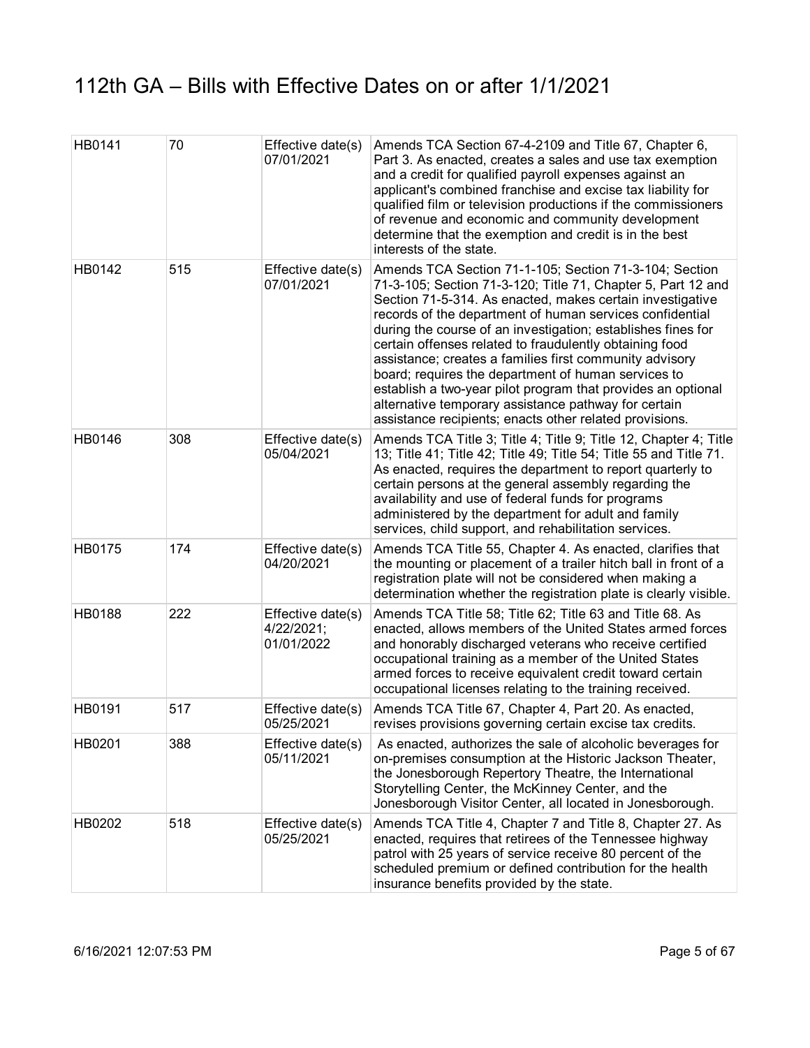# 112th GA – Bills with Effective Dates on or after 1/1/2021

| | | | |
|---|---|---|---|
| HB0141 | 70 | Effective date(s) 07/01/2021 | Amends TCA Section 67-4-2109 and Title 67, Chapter 6, Part 3. As enacted, creates a sales and use tax exemption and a credit for qualified payroll expenses against an applicant's combined franchise and excise tax liability for qualified film or television productions if the commissioners of revenue and economic and community development determine that the exemption and credit is in the best interests of the state. |
| HB0142 | 515 | Effective date(s) 07/01/2021 | Amends TCA Section 71-1-105; Section 71-3-104; Section 71-3-105; Section 71-3-120; Title 71, Chapter 5, Part 12 and Section 71-5-314. As enacted, makes certain investigative records of the department of human services confidential during the course of an investigation; establishes fines for certain offenses related to fraudulently obtaining food assistance; creates a families first community advisory board; requires the department of human services to establish a two-year pilot program that provides an optional alternative temporary assistance pathway for certain assistance recipients; enacts other related provisions. |
| HB0146 | 308 | Effective date(s) 05/04/2021 | Amends TCA Title 3; Title 4; Title 9; Title 12, Chapter 4; Title 13; Title 41; Title 42; Title 49; Title 54; Title 55 and Title 71. As enacted, requires the department to report quarterly to certain persons at the general assembly regarding the availability and use of federal funds for programs administered by the department for adult and family services, child support, and rehabilitation services. |
| HB0175 | 174 | Effective date(s) 04/20/2021 | Amends TCA Title 55, Chapter 4. As enacted, clarifies that the mounting or placement of a trailer hitch ball in front of a registration plate will not be considered when making a determination whether the registration plate is clearly visible. |
| HB0188 | 222 | Effective date(s) 4/22/2021; 01/01/2022 | Amends TCA Title 58; Title 62; Title 63 and Title 68. As enacted, allows members of the United States armed forces and honorably discharged veterans who receive certified occupational training as a member of the United States armed forces to receive equivalent credit toward certain occupational licenses relating to the training received. |
| HB0191 | 517 | Effective date(s) 05/25/2021 | Amends TCA Title 67, Chapter 4, Part 20. As enacted, revises provisions governing certain excise tax credits. |
| HB0201 | 388 | Effective date(s) 05/11/2021 | As enacted, authorizes the sale of alcoholic beverages for on-premises consumption at the Historic Jackson Theater, the Jonesborough Repertory Theatre, the International Storytelling Center, the McKinney Center, and the Jonesborough Visitor Center, all located in Jonesborough. |
| HB0202 | 518 | Effective date(s) 05/25/2021 | Amends TCA Title 4, Chapter 7 and Title 8, Chapter 27. As enacted, requires that retirees of the Tennessee highway patrol with 25 years of service receive 80 percent of the scheduled premium or defined contribution for the health insurance benefits provided by the state. |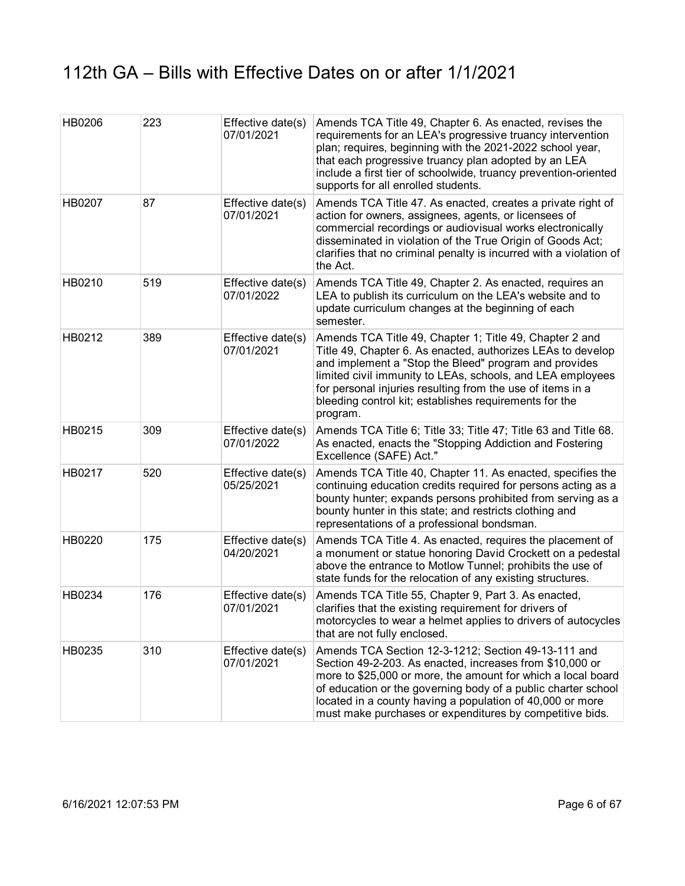# 112th GA – Bills with Effective Dates on or after 1/1/2021

| | | | |
|---|---|---|---|
| HB0206 | 223 | Effective date(s) 07/01/2021 | Amends TCA Title 49, Chapter 6. As enacted, revises the requirements for an LEA's progressive truancy intervention plan; requires, beginning with the 2021-2022 school year, that each progressive truancy plan adopted by an LEA include a first tier of schoolwide, truancy prevention-oriented supports for all enrolled students. |
| HB0207 | 87 | Effective date(s) 07/01/2021 | Amends TCA Title 47. As enacted, creates a private right of action for owners, assignees, agents, or licensees of commercial recordings or audiovisual works electronically disseminated in violation of the True Origin of Goods Act; clarifies that no criminal penalty is incurred with a violation of the Act. |
| HB0210 | 519 | Effective date(s) 07/01/2022 | Amends TCA Title 49, Chapter 2. As enacted, requires an LEA to publish its curriculum on the LEA's website and to update curriculum changes at the beginning of each semester. |
| HB0212 | 389 | Effective date(s) 07/01/2021 | Amends TCA Title 49, Chapter 1; Title 49, Chapter 2 and Title 49, Chapter 6. As enacted, authorizes LEAs to develop and implement a "Stop the Bleed" program and provides limited civil immunity to LEAs, schools, and LEA employees for personal injuries resulting from the use of items in a bleeding control kit; establishes requirements for the program. |
| HB0215 | 309 | Effective date(s) 07/01/2022 | Amends TCA Title 6; Title 33; Title 47; Title 63 and Title 68. As enacted, enacts the "Stopping Addiction and Fostering Excellence (SAFE) Act." |
| HB0217 | 520 | Effective date(s) 05/25/2021 | Amends TCA Title 40, Chapter 11. As enacted, specifies the continuing education credits required for persons acting as a bounty hunter; expands persons prohibited from serving as a bounty hunter in this state; and restricts clothing and representations of a professional bondsman. |
| HB0220 | 175 | Effective date(s) 04/20/2021 | Amends TCA Title 4. As enacted, requires the placement of a monument or statue honoring David Crockett on a pedestal above the entrance to Motlow Tunnel; prohibits the use of state funds for the relocation of any existing structures. |
| HB0234 | 176 | Effective date(s) 07/01/2021 | Amends TCA Title 55, Chapter 9, Part 3. As enacted, clarifies that the existing requirement for drivers of motorcycles to wear a helmet applies to drivers of autocycles that are not fully enclosed. |
| HB0235 | 310 | Effective date(s) 07/01/2021 | Amends TCA Section 12-3-1212; Section 49-13-111 and Section 49-2-203. As enacted, increases from $10,000 or more to $25,000 or more, the amount for which a local board of education or the governing body of a public charter school located in a county having a population of 40,000 or more must make purchases or expenditures by competitive bids. |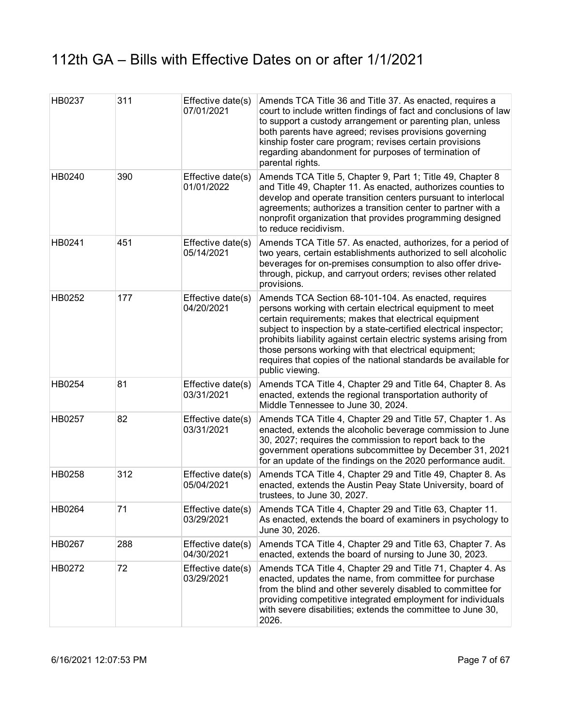# 112th GA – Bills with Effective Dates on or after 1/1/2021

| | | | |
|---|---|---|---|
| HB0237 | 311 | Effective date(s) 07/01/2021 | Amends TCA Title 36 and Title 37. As enacted, requires a court to include written findings of fact and conclusions of law to support a custody arrangement or parenting plan, unless both parents have agreed; revises provisions governing kinship foster care program; revises certain provisions regarding abandonment for purposes of termination of parental rights. |
| HB0240 | 390 | Effective date(s) 01/01/2022 | Amends TCA Title 5, Chapter 9, Part 1; Title 49, Chapter 8 and Title 49, Chapter 11. As enacted, authorizes counties to develop and operate transition centers pursuant to interlocal agreements; authorizes a transition center to partner with a nonprofit organization that provides programming designed to reduce recidivism. |
| HB0241 | 451 | Effective date(s) 05/14/2021 | Amends TCA Title 57. As enacted, authorizes, for a period of two years, certain establishments authorized to sell alcoholic beverages for on-premises consumption to also offer drive-through, pickup, and carryout orders; revises other related provisions. |
| HB0252 | 177 | Effective date(s) 04/20/2021 | Amends TCA Section 68-101-104. As enacted, requires persons working with certain electrical equipment to meet certain requirements; makes that electrical equipment subject to inspection by a state-certified electrical inspector; prohibits liability against certain electric systems arising from those persons working with that electrical equipment; requires that copies of the national standards be available for public viewing. |
| HB0254 | 81 | Effective date(s) 03/31/2021 | Amends TCA Title 4, Chapter 29 and Title 64, Chapter 8. As enacted, extends the regional transportation authority of Middle Tennessee to June 30, 2024. |
| HB0257 | 82 | Effective date(s) 03/31/2021 | Amends TCA Title 4, Chapter 29 and Title 57, Chapter 1. As enacted, extends the alcoholic beverage commission to June 30, 2027; requires the commission to report back to the government operations subcommittee by December 31, 2021 for an update of the findings on the 2020 performance audit. |
| HB0258 | 312 | Effective date(s) 05/04/2021 | Amends TCA Title 4, Chapter 29 and Title 49, Chapter 8. As enacted, extends the Austin Peay State University, board of trustees, to June 30, 2027. |
| HB0264 | 71 | Effective date(s) 03/29/2021 | Amends TCA Title 4, Chapter 29 and Title 63, Chapter 11. As enacted, extends the board of examiners in psychology to June 30, 2026. |
| HB0267 | 288 | Effective date(s) 04/30/2021 | Amends TCA Title 4, Chapter 29 and Title 63, Chapter 7. As enacted, extends the board of nursing to June 30, 2023. |
| HB0272 | 72 | Effective date(s) 03/29/2021 | Amends TCA Title 4, Chapter 29 and Title 71, Chapter 4. As enacted, updates the name, from committee for purchase from the blind and other severely disabled to committee for providing competitive integrated employment for individuals with severe disabilities; extends the committee to June 30, 2026. |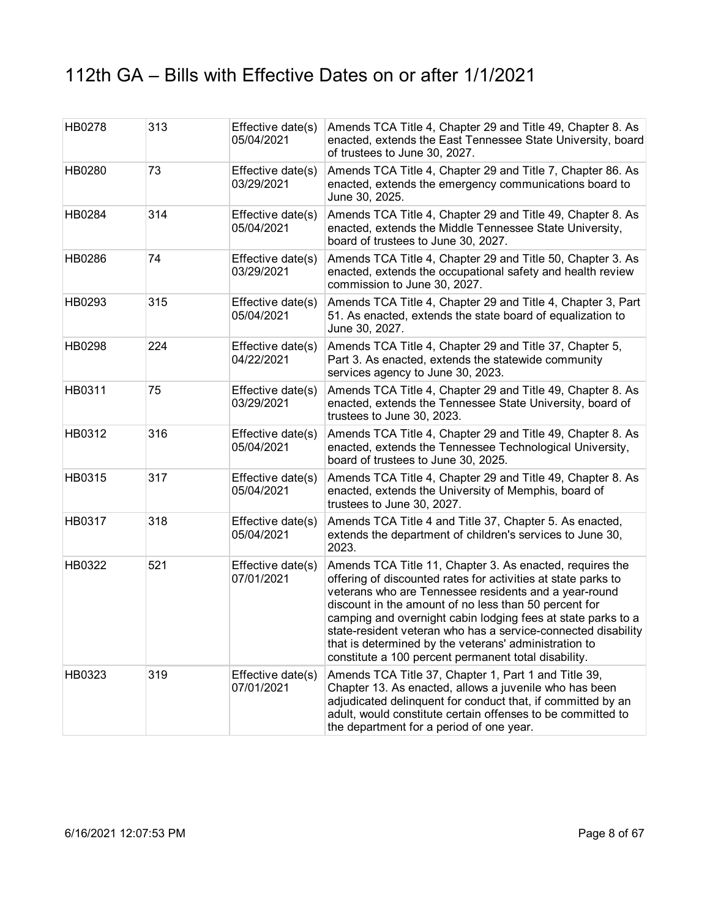# 112th GA – Bills with Effective Dates on or after 1/1/2021

| | | | |
|---|---|---|---|
| HB0278 | 313 | Effective date(s) 05/04/2021 | Amends TCA Title 4, Chapter 29 and Title 49, Chapter 8. As enacted, extends the East Tennessee State University, board of trustees to June 30, 2027. |
| HB0280 | 73 | Effective date(s) 03/29/2021 | Amends TCA Title 4, Chapter 29 and Title 7, Chapter 86. As enacted, extends the emergency communications board to June 30, 2025. |
| HB0284 | 314 | Effective date(s) 05/04/2021 | Amends TCA Title 4, Chapter 29 and Title 49, Chapter 8. As enacted, extends the Middle Tennessee State University, board of trustees to June 30, 2027. |
| HB0286 | 74 | Effective date(s) 03/29/2021 | Amends TCA Title 4, Chapter 29 and Title 50, Chapter 3. As enacted, extends the occupational safety and health review commission to June 30, 2027. |
| HB0293 | 315 | Effective date(s) 05/04/2021 | Amends TCA Title 4, Chapter 29 and Title 4, Chapter 3, Part 51. As enacted, extends the state board of equalization to June 30, 2027. |
| HB0298 | 224 | Effective date(s) 04/22/2021 | Amends TCA Title 4, Chapter 29 and Title 37, Chapter 5, Part 3. As enacted, extends the statewide community services agency to June 30, 2023. |
| HB0311 | 75 | Effective date(s) 03/29/2021 | Amends TCA Title 4, Chapter 29 and Title 49, Chapter 8. As enacted, extends the Tennessee State University, board of trustees to June 30, 2023. |
| HB0312 | 316 | Effective date(s) 05/04/2021 | Amends TCA Title 4, Chapter 29 and Title 49, Chapter 8. As enacted, extends the Tennessee Technological University, board of trustees to June 30, 2025. |
| HB0315 | 317 | Effective date(s) 05/04/2021 | Amends TCA Title 4, Chapter 29 and Title 49, Chapter 8. As enacted, extends the University of Memphis, board of trustees to June 30, 2027. |
| HB0317 | 318 | Effective date(s) 05/04/2021 | Amends TCA Title 4 and Title 37, Chapter 5. As enacted, extends the department of children's services to June 30, 2023. |
| HB0322 | 521 | Effective date(s) 07/01/2021 | Amends TCA Title 11, Chapter 3. As enacted, requires the offering of discounted rates for activities at state parks to veterans who are Tennessee residents and a year-round discount in the amount of no less than 50 percent for camping and overnight cabin lodging fees at state parks to a state-resident veteran who has a service-connected disability that is determined by the veterans' administration to constitute a 100 percent permanent total disability. |
| HB0323 | 319 | Effective date(s) 07/01/2021 | Amends TCA Title 37, Chapter 1, Part 1 and Title 39, Chapter 13. As enacted, allows a juvenile who has been adjudicated delinquent for conduct that, if committed by an adult, would constitute certain offenses to be committed to the department for a period of one year. |

6/16/2021 12:07:53 PM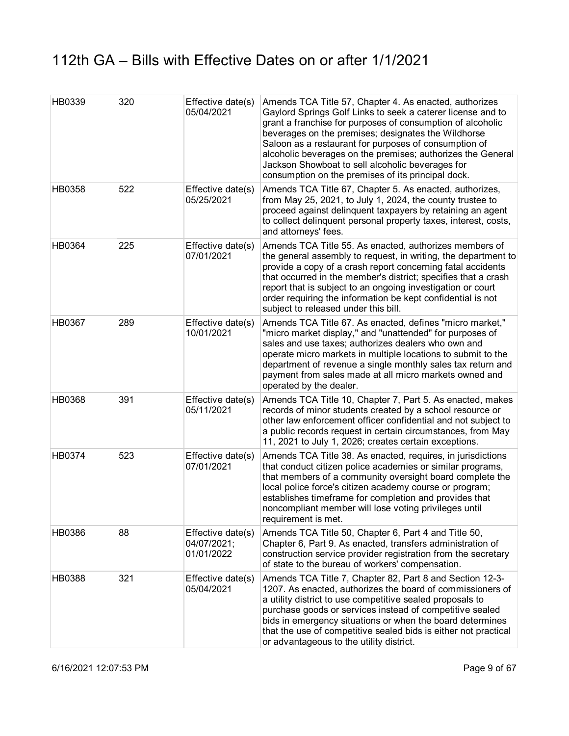# 112th GA – Bills with Effective Dates on or after 1/1/2021

| | | | |
|---|---|---|---|
| HB0339 | 320 | Effective date(s) 05/04/2021 | Amends TCA Title 57, Chapter 4. As enacted, authorizes Gaylord Springs Golf Links to seek a caterer license and to grant a franchise for purposes of consumption of alcoholic beverages on the premises; designates the Wildhorse Saloon as a restaurant for purposes of consumption of alcoholic beverages on the premises; authorizes the General Jackson Showboat to sell alcoholic beverages for consumption on the premises of its principal dock. |
| HB0358 | 522 | Effective date(s) 05/25/2021 | Amends TCA Title 67, Chapter 5. As enacted, authorizes, from May 25, 2021, to July 1, 2024, the county trustee to proceed against delinquent taxpayers by retaining an agent to collect delinquent personal property taxes, interest, costs, and attorneys' fees. |
| HB0364 | 225 | Effective date(s) 07/01/2021 | Amends TCA Title 55. As enacted, authorizes members of the general assembly to request, in writing, the department to provide a copy of a crash report concerning fatal accidents that occurred in the member's district; specifies that a crash report that is subject to an ongoing investigation or court order requiring the information be kept confidential is not subject to released under this bill. |
| HB0367 | 289 | Effective date(s) 10/01/2021 | Amends TCA Title 67. As enacted, defines "micro market," "micro market display," and "unattended" for purposes of sales and use taxes; authorizes dealers who own and operate micro markets in multiple locations to submit to the department of revenue a single monthly sales tax return and payment from sales made at all micro markets owned and operated by the dealer. |
| HB0368 | 391 | Effective date(s) 05/11/2021 | Amends TCA Title 10, Chapter 7, Part 5. As enacted, makes records of minor students created by a school resource or other law enforcement officer confidential and not subject to a public records request in certain circumstances, from May 11, 2021 to July 1, 2026; creates certain exceptions. |
| HB0374 | 523 | Effective date(s) 07/01/2021 | Amends TCA Title 38. As enacted, requires, in jurisdictions that conduct citizen police academies or similar programs, that members of a community oversight board complete the local police force's citizen academy course or program; establishes timeframe for completion and provides that noncompliant member will lose voting privileges until requirement is met. |
| HB0386 | 88 | Effective date(s) 04/07/2021; 01/01/2022 | Amends TCA Title 50, Chapter 6, Part 4 and Title 50, Chapter 6, Part 9. As enacted, transfers administration of construction service provider registration from the secretary of state to the bureau of workers' compensation. |
| HB0388 | 321 | Effective date(s) 05/04/2021 | Amends TCA Title 7, Chapter 82, Part 8 and Section 12-3-1207. As enacted, authorizes the board of commissioners of a utility district to use competitive sealed proposals to purchase goods or services instead of competitive sealed bids in emergency situations or when the board determines that the use of competitive sealed bids is either not practical or advantageous to the utility district. |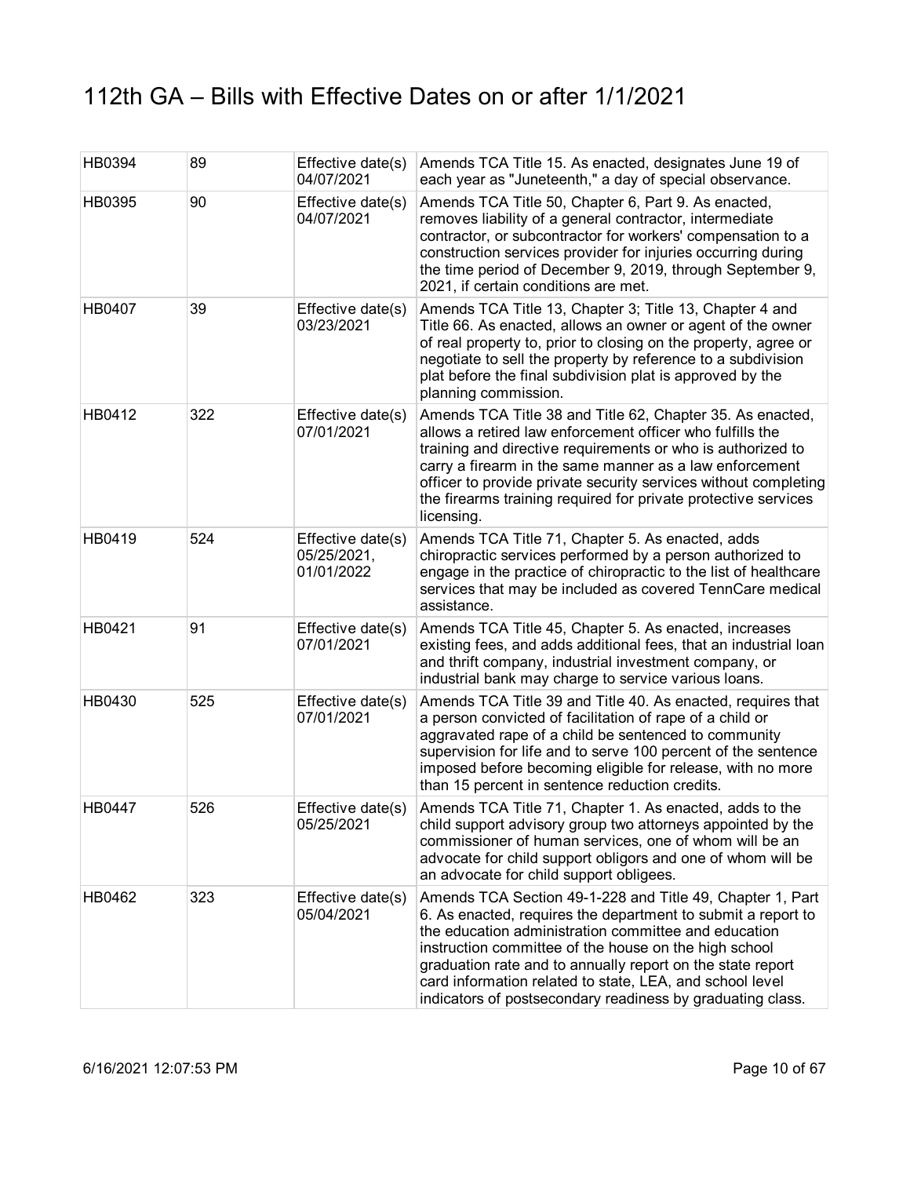# 112th GA – Bills with Effective Dates on or after 1/1/2021

| | | | |
|---|---|---|---|
| HB0394 | 89 | Effective date(s) 04/07/2021 | Amends TCA Title 15. As enacted, designates June 19 of each year as "Juneteenth," a day of special observance. |
| HB0395 | 90 | Effective date(s) 04/07/2021 | Amends TCA Title 50, Chapter 6, Part 9. As enacted, removes liability of a general contractor, intermediate contractor, or subcontractor for workers' compensation to a construction services provider for injuries occurring during the time period of December 9, 2019, through September 9, 2021, if certain conditions are met. |
| HB0407 | 39 | Effective date(s) 03/23/2021 | Amends TCA Title 13, Chapter 3; Title 13, Chapter 4 and Title 66. As enacted, allows an owner or agent of the owner of real property to, prior to closing on the property, agree or negotiate to sell the property by reference to a subdivision plat before the final subdivision plat is approved by the planning commission. |
| HB0412 | 322 | Effective date(s) 07/01/2021 | Amends TCA Title 38 and Title 62, Chapter 35. As enacted, allows a retired law enforcement officer who fulfills the training and directive requirements or who is authorized to carry a firearm in the same manner as a law enforcement officer to provide private security services without completing the firearms training required for private protective services licensing. |
| HB0419 | 524 | Effective date(s) 05/25/2021, 01/01/2022 | Amends TCA Title 71, Chapter 5. As enacted, adds chiropractic services performed by a person authorized to engage in the practice of chiropractic to the list of healthcare services that may be included as covered TennCare medical assistance. |
| HB0421 | 91 | Effective date(s) 07/01/2021 | Amends TCA Title 45, Chapter 5. As enacted, increases existing fees, and adds additional fees, that an industrial loan and thrift company, industrial investment company, or industrial bank may charge to service various loans. |
| HB0430 | 525 | Effective date(s) 07/01/2021 | Amends TCA Title 39 and Title 40. As enacted, requires that a person convicted of facilitation of rape of a child or aggravated rape of a child be sentenced to community supervision for life and to serve 100 percent of the sentence imposed before becoming eligible for release, with no more than 15 percent in sentence reduction credits. |
| HB0447 | 526 | Effective date(s) 05/25/2021 | Amends TCA Title 71, Chapter 1. As enacted, adds to the child support advisory group two attorneys appointed by the commissioner of human services, one of whom will be an advocate for child support obligors and one of whom will be an advocate for child support obligees. |
| HB0462 | 323 | Effective date(s) 05/04/2021 | Amends TCA Section 49-1-228 and Title 49, Chapter 1, Part 6. As enacted, requires the department to submit a report to the education administration committee and education instruction committee of the house on the high school graduation rate and to annually report on the state report card information related to state, LEA, and school level indicators of postsecondary readiness by graduating class. |

6/16/2021 12:07:53 PM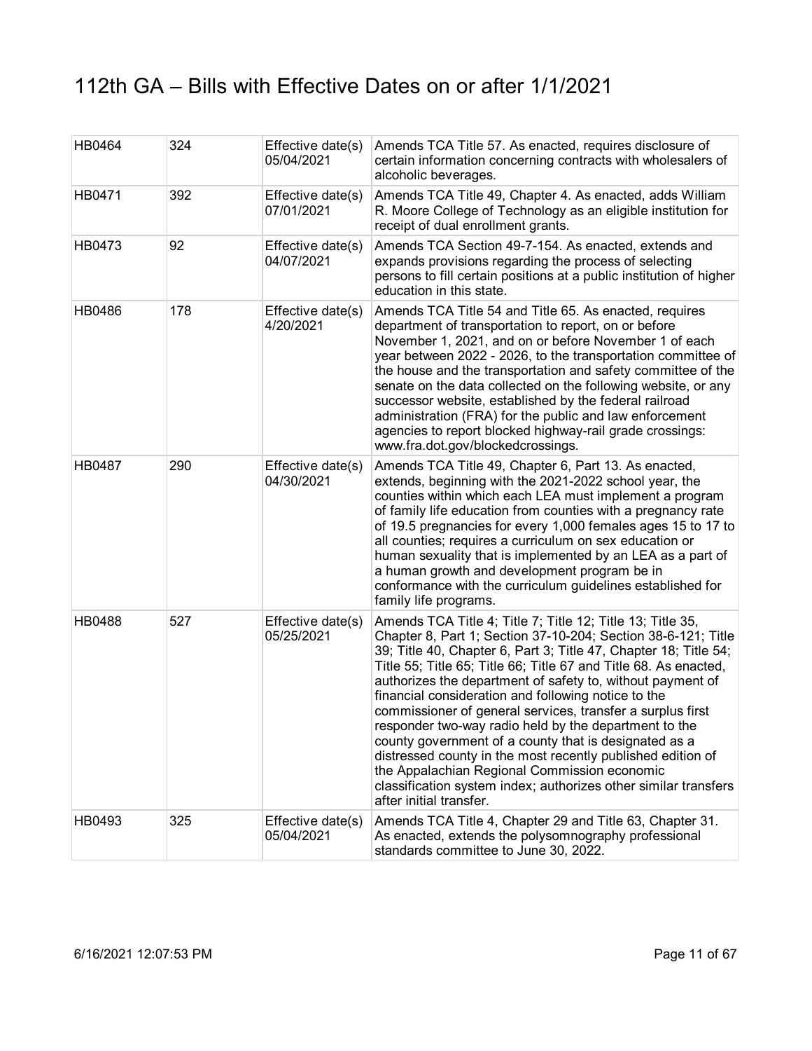# 112th GA – Bills with Effective Dates on or after 1/1/2021

| | | | |
|---|---|---|---|
| HB0464 | 324 | Effective date(s) 05/04/2021 | Amends TCA Title 57. As enacted, requires disclosure of certain information concerning contracts with wholesalers of alcoholic beverages. |
| HB0471 | 392 | Effective date(s) 07/01/2021 | Amends TCA Title 49, Chapter 4. As enacted, adds William R. Moore College of Technology as an eligible institution for receipt of dual enrollment grants. |
| HB0473 | 92 | Effective date(s) 04/07/2021 | Amends TCA Section 49-7-154. As enacted, extends and expands provisions regarding the process of selecting persons to fill certain positions at a public institution of higher education in this state. |
| HB0486 | 178 | Effective date(s) 4/20/2021 | Amends TCA Title 54 and Title 65. As enacted, requires department of transportation to report, on or before November 1, 2021, and on or before November 1 of each year between 2022 - 2026, to the transportation committee of the house and the transportation and safety committee of the senate on the data collected on the following website, or any successor website, established by the federal railroad administration (FRA) for the public and law enforcement agencies to report blocked highway-rail grade crossings: www.fra.dot.gov/blockedcrossings. |
| HB0487 | 290 | Effective date(s) 04/30/2021 | Amends TCA Title 49, Chapter 6, Part 13. As enacted, extends, beginning with the 2021-2022 school year, the counties within which each LEA must implement a program of family life education from counties with a pregnancy rate of 19.5 pregnancies for every 1,000 females ages 15 to 17 to all counties; requires a curriculum on sex education or human sexuality that is implemented by an LEA as a part of a human growth and development program be in conformance with the curriculum guidelines established for family life programs. |
| HB0488 | 527 | Effective date(s) 05/25/2021 | Amends TCA Title 4; Title 7; Title 12; Title 13; Title 35, Chapter 8, Part 1; Section 37-10-204; Section 38-6-121; Title 39; Title 40, Chapter 6, Part 3; Title 47, Chapter 18; Title 54; Title 55; Title 65; Title 66; Title 67 and Title 68. As enacted, authorizes the department of safety to, without payment of financial consideration and following notice to the commissioner of general services, transfer a surplus first responder two-way radio held by the department to the county government of a county that is designated as a distressed county in the most recently published edition of the Appalachian Regional Commission economic classification system index; authorizes other similar transfers after initial transfer. |
| HB0493 | 325 | Effective date(s) 05/04/2021 | Amends TCA Title 4, Chapter 29 and Title 63, Chapter 31. As enacted, extends the polysomnography professional standards committee to June 30, 2022. |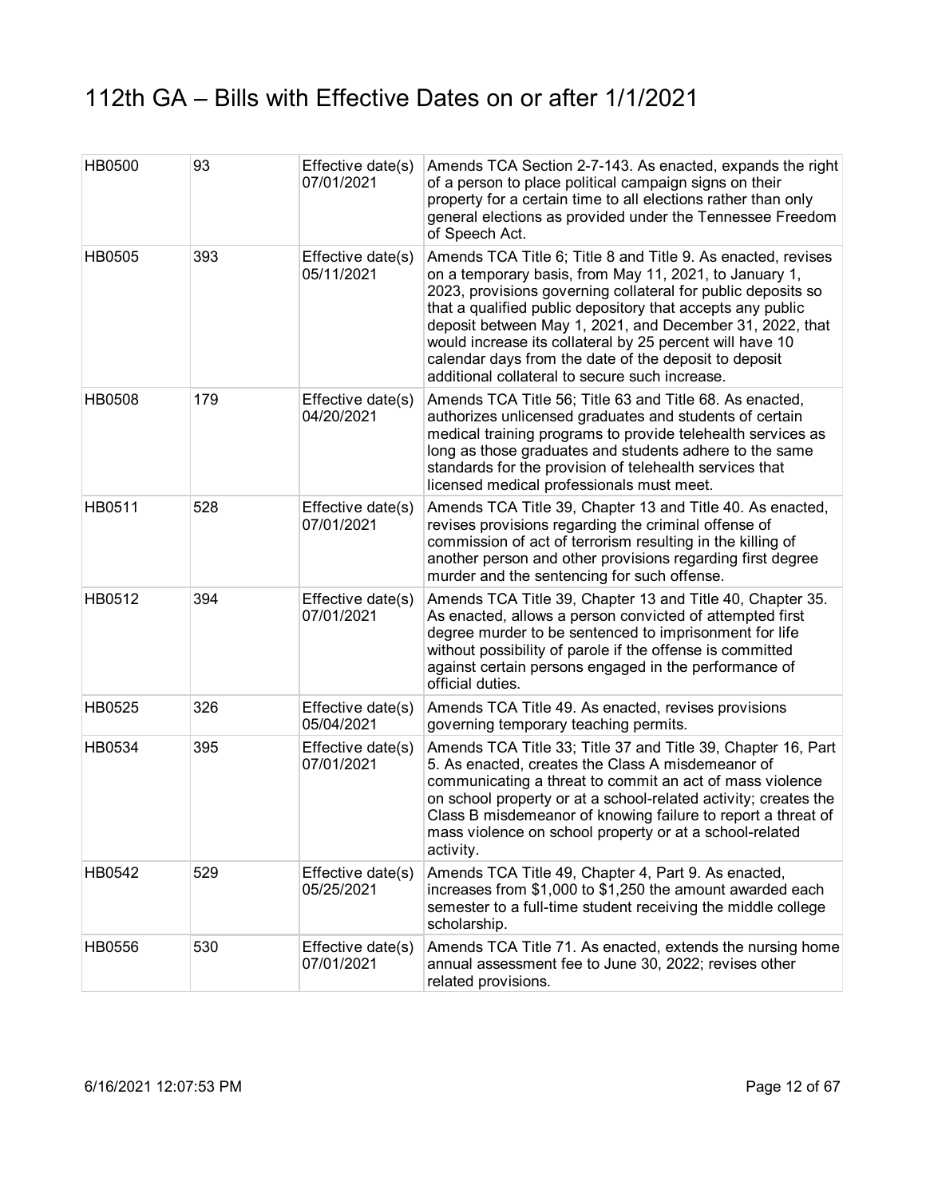# 112th GA – Bills with Effective Dates on or after 1/1/2021

| | | | |
|---|---|---|---|
| HB0500 | 93 | Effective date(s) 07/01/2021 | Amends TCA Section 2-7-143. As enacted, expands the right of a person to place political campaign signs on their property for a certain time to all elections rather than only general elections as provided under the Tennessee Freedom of Speech Act. |
| HB0505 | 393 | Effective date(s) 05/11/2021 | Amends TCA Title 6; Title 8 and Title 9. As enacted, revises on a temporary basis, from May 11, 2021, to January 1, 2023, provisions governing collateral for public deposits so that a qualified public depository that accepts any public deposit between May 1, 2021, and December 31, 2022, that would increase its collateral by 25 percent will have 10 calendar days from the date of the deposit to deposit additional collateral to secure such increase. |
| HB0508 | 179 | Effective date(s) 04/20/2021 | Amends TCA Title 56; Title 63 and Title 68. As enacted, authorizes unlicensed graduates and students of certain medical training programs to provide telehealth services as long as those graduates and students adhere to the same standards for the provision of telehealth services that licensed medical professionals must meet. |
| HB0511 | 528 | Effective date(s) 07/01/2021 | Amends TCA Title 39, Chapter 13 and Title 40. As enacted, revises provisions regarding the criminal offense of commission of act of terrorism resulting in the killing of another person and other provisions regarding first degree murder and the sentencing for such offense. |
| HB0512 | 394 | Effective date(s) 07/01/2021 | Amends TCA Title 39, Chapter 13 and Title 40, Chapter 35. As enacted, allows a person convicted of attempted first degree murder to be sentenced to imprisonment for life without possibility of parole if the offense is committed against certain persons engaged in the performance of official duties. |
| HB0525 | 326 | Effective date(s) 05/04/2021 | Amends TCA Title 49. As enacted, revises provisions governing temporary teaching permits. |
| HB0534 | 395 | Effective date(s) 07/01/2021 | Amends TCA Title 33; Title 37 and Title 39, Chapter 16, Part 5. As enacted, creates the Class A misdemeanor of communicating a threat to commit an act of mass violence on school property or at a school-related activity; creates the Class B misdemeanor of knowing failure to report a threat of mass violence on school property or at a school-related activity. |
| HB0542 | 529 | Effective date(s) 05/25/2021 | Amends TCA Title 49, Chapter 4, Part 9. As enacted, increases from $1,000 to $1,250 the amount awarded each semester to a full-time student receiving the middle college scholarship. |
| HB0556 | 530 | Effective date(s) 07/01/2021 | Amends TCA Title 71. As enacted, extends the nursing home annual assessment fee to June 30, 2022; revises other related provisions. |

6/16/2021 12:07:53 PM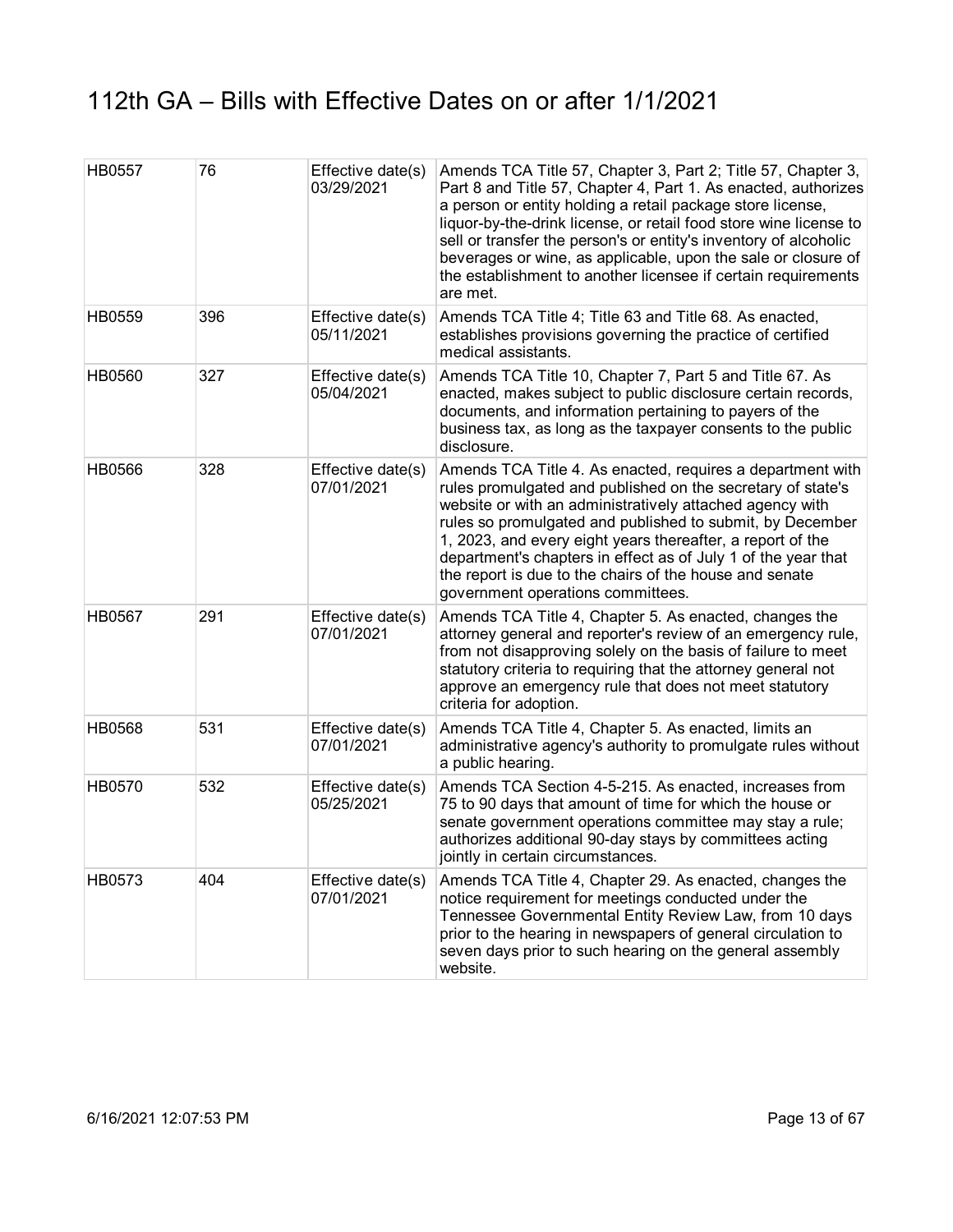# 112th GA – Bills with Effective Dates on or after 1/1/2021

| | | | |
|---|---|---|---|
| HB0557 | 76 | Effective date(s) 03/29/2021 | Amends TCA Title 57, Chapter 3, Part 2; Title 57, Chapter 3, Part 8 and Title 57, Chapter 4, Part 1. As enacted, authorizes a person or entity holding a retail package store license, liquor-by-the-drink license, or retail food store wine license to sell or transfer the person's or entity's inventory of alcoholic beverages or wine, as applicable, upon the sale or closure of the establishment to another licensee if certain requirements are met. |
| HB0559 | 396 | Effective date(s) 05/11/2021 | Amends TCA Title 4; Title 63 and Title 68. As enacted, establishes provisions governing the practice of certified medical assistants. |
| HB0560 | 327 | Effective date(s) 05/04/2021 | Amends TCA Title 10, Chapter 7, Part 5 and Title 67. As enacted, makes subject to public disclosure certain records, documents, and information pertaining to payers of the business tax, as long as the taxpayer consents to the public disclosure. |
| HB0566 | 328 | Effective date(s) 07/01/2021 | Amends TCA Title 4. As enacted, requires a department with rules promulgated and published on the secretary of state's website or with an administratively attached agency with rules so promulgated and published to submit, by December 1, 2023, and every eight years thereafter, a report of the department's chapters in effect as of July 1 of the year that the report is due to the chairs of the house and senate government operations committees. |
| HB0567 | 291 | Effective date(s) 07/01/2021 | Amends TCA Title 4, Chapter 5. As enacted, changes the attorney general and reporter's review of an emergency rule, from not disapproving solely on the basis of failure to meet statutory criteria to requiring that the attorney general not approve an emergency rule that does not meet statutory criteria for adoption. |
| HB0568 | 531 | Effective date(s) 07/01/2021 | Amends TCA Title 4, Chapter 5. As enacted, limits an administrative agency's authority to promulgate rules without a public hearing. |
| HB0570 | 532 | Effective date(s) 05/25/2021 | Amends TCA Section 4-5-215. As enacted, increases from 75 to 90 days that amount of time for which the house or senate government operations committee may stay a rule; authorizes additional 90-day stays by committees acting jointly in certain circumstances. |
| HB0573 | 404 | Effective date(s) 07/01/2021 | Amends TCA Title 4, Chapter 29. As enacted, changes the notice requirement for meetings conducted under the Tennessee Governmental Entity Review Law, from 10 days prior to the hearing in newspapers of general circulation to seven days prior to such hearing on the general assembly website. |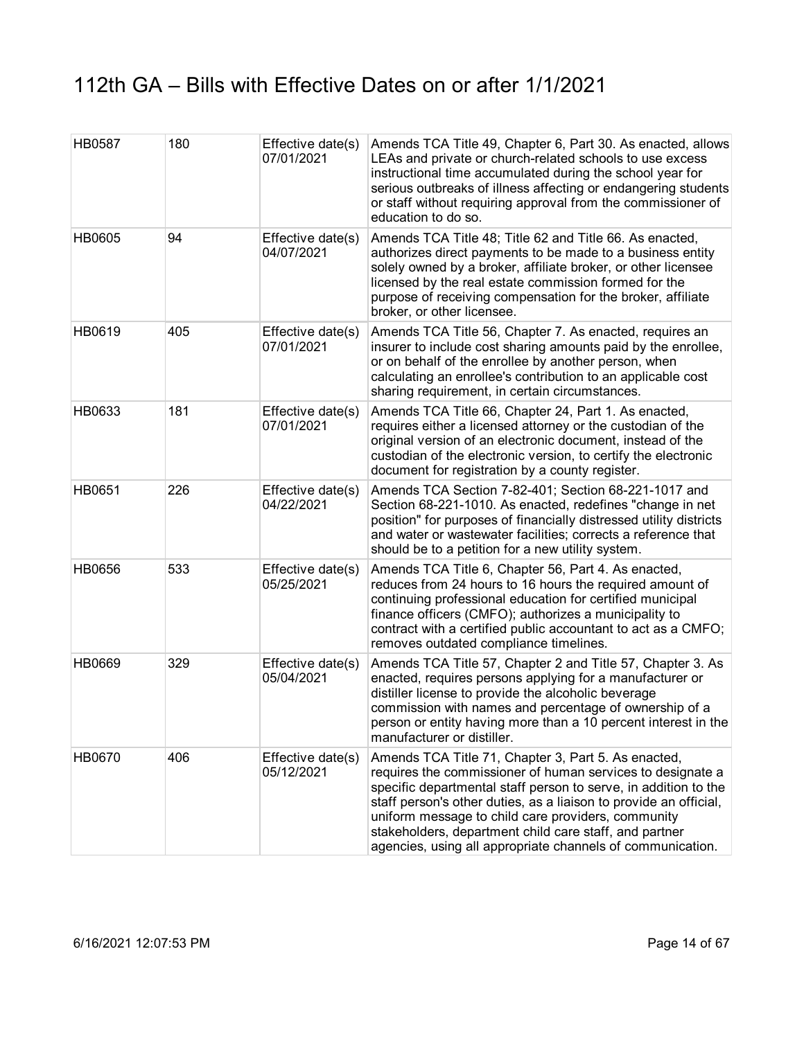# 112th GA – Bills with Effective Dates on or after 1/1/2021

| | | | |
|---|---|---|---|
| HB0587 | 180 | Effective date(s) 07/01/2021 | Amends TCA Title 49, Chapter 6, Part 30. As enacted, allows LEAs and private or church-related schools to use excess instructional time accumulated during the school year for serious outbreaks of illness affecting or endangering students or staff without requiring approval from the commissioner of education to do so. |
| HB0605 | 94 | Effective date(s) 04/07/2021 | Amends TCA Title 48; Title 62 and Title 66. As enacted, authorizes direct payments to be made to a business entity solely owned by a broker, affiliate broker, or other licensee licensed by the real estate commission formed for the purpose of receiving compensation for the broker, affiliate broker, or other licensee. |
| HB0619 | 405 | Effective date(s) 07/01/2021 | Amends TCA Title 56, Chapter 7. As enacted, requires an insurer to include cost sharing amounts paid by the enrollee, or on behalf of the enrollee by another person, when calculating an enrollee's contribution to an applicable cost sharing requirement, in certain circumstances. |
| HB0633 | 181 | Effective date(s) 07/01/2021 | Amends TCA Title 66, Chapter 24, Part 1. As enacted, requires either a licensed attorney or the custodian of the original version of an electronic document, instead of the custodian of the electronic version, to certify the electronic document for registration by a county register. |
| HB0651 | 226 | Effective date(s) 04/22/2021 | Amends TCA Section 7-82-401; Section 68-221-1017 and Section 68-221-1010. As enacted, redefines "change in net position" for purposes of financially distressed utility districts and water or wastewater facilities; corrects a reference that should be to a petition for a new utility system. |
| HB0656 | 533 | Effective date(s) 05/25/2021 | Amends TCA Title 6, Chapter 56, Part 4. As enacted, reduces from 24 hours to 16 hours the required amount of continuing professional education for certified municipal finance officers (CMFO); authorizes a municipality to contract with a certified public accountant to act as a CMFO; removes outdated compliance timelines. |
| HB0669 | 329 | Effective date(s) 05/04/2021 | Amends TCA Title 57, Chapter 2 and Title 57, Chapter 3. As enacted, requires persons applying for a manufacturer or distiller license to provide the alcoholic beverage commission with names and percentage of ownership of a person or entity having more than a 10 percent interest in the manufacturer or distiller. |
| HB0670 | 406 | Effective date(s) 05/12/2021 | Amends TCA Title 71, Chapter 3, Part 5. As enacted, requires the commissioner of human services to designate a specific departmental staff person to serve, in addition to the staff person's other duties, as a liaison to provide an official, uniform message to child care providers, community stakeholders, department child care staff, and partner agencies, using all appropriate channels of communication. |

6/16/2021 12:07:53 PM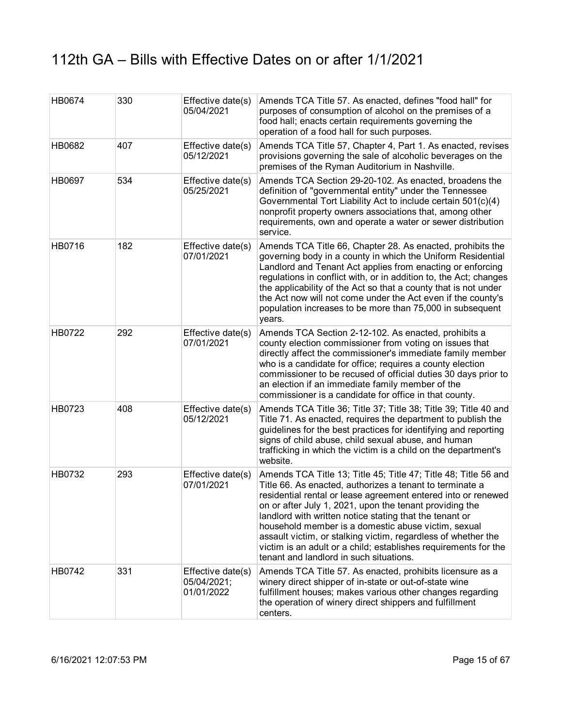# 112th GA – Bills with Effective Dates on or after 1/1/2021

| | | | |
|---|---|---|---|
| HB0674 | 330 | Effective date(s) 05/04/2021 | Amends TCA Title 57. As enacted, defines "food hall" for purposes of consumption of alcohol on the premises of a food hall; enacts certain requirements governing the operation of a food hall for such purposes. |
| HB0682 | 407 | Effective date(s) 05/12/2021 | Amends TCA Title 57, Chapter 4, Part 1. As enacted, revises provisions governing the sale of alcoholic beverages on the premises of the Ryman Auditorium in Nashville. |
| HB0697 | 534 | Effective date(s) 05/25/2021 | Amends TCA Section 29-20-102. As enacted, broadens the definition of "governmental entity" under the Tennessee Governmental Tort Liability Act to include certain 501(c)(4) nonprofit property owners associations that, among other requirements, own and operate a water or sewer distribution service. |
| HB0716 | 182 | Effective date(s) 07/01/2021 | Amends TCA Title 66, Chapter 28. As enacted, prohibits the governing body in a county in which the Uniform Residential Landlord and Tenant Act applies from enacting or enforcing regulations in conflict with, or in addition to, the Act; changes the applicability of the Act so that a county that is not under the Act now will not come under the Act even if the county's population increases to be more than 75,000 in subsequent years. |
| HB0722 | 292 | Effective date(s) 07/01/2021 | Amends TCA Section 2-12-102. As enacted, prohibits a county election commissioner from voting on issues that directly affect the commissioner's immediate family member who is a candidate for office; requires a county election commissioner to be recused of official duties 30 days prior to an election if an immediate family member of the commissioner is a candidate for office in that county. |
| HB0723 | 408 | Effective date(s) 05/12/2021 | Amends TCA Title 36; Title 37; Title 38; Title 39; Title 40 and Title 71. As enacted, requires the department to publish the guidelines for the best practices for identifying and reporting signs of child abuse, child sexual abuse, and human trafficking in which the victim is a child on the department's website. |
| HB0732 | 293 | Effective date(s) 07/01/2021 | Amends TCA Title 13; Title 45; Title 47; Title 48; Title 56 and Title 66. As enacted, authorizes a tenant to terminate a residential rental or lease agreement entered into or renewed on or after July 1, 2021, upon the tenant providing the landlord with written notice stating that the tenant or household member is a domestic abuse victim, sexual assault victim, or stalking victim, regardless of whether the victim is an adult or a child; establishes requirements for the tenant and landlord in such situations. |
| HB0742 | 331 | Effective date(s) 05/04/2021; 01/01/2022 | Amends TCA Title 57. As enacted, prohibits licensure as a winery direct shipper of in-state or out-of-state wine fulfillment houses; makes various other changes regarding the operation of winery direct shippers and fulfillment centers. |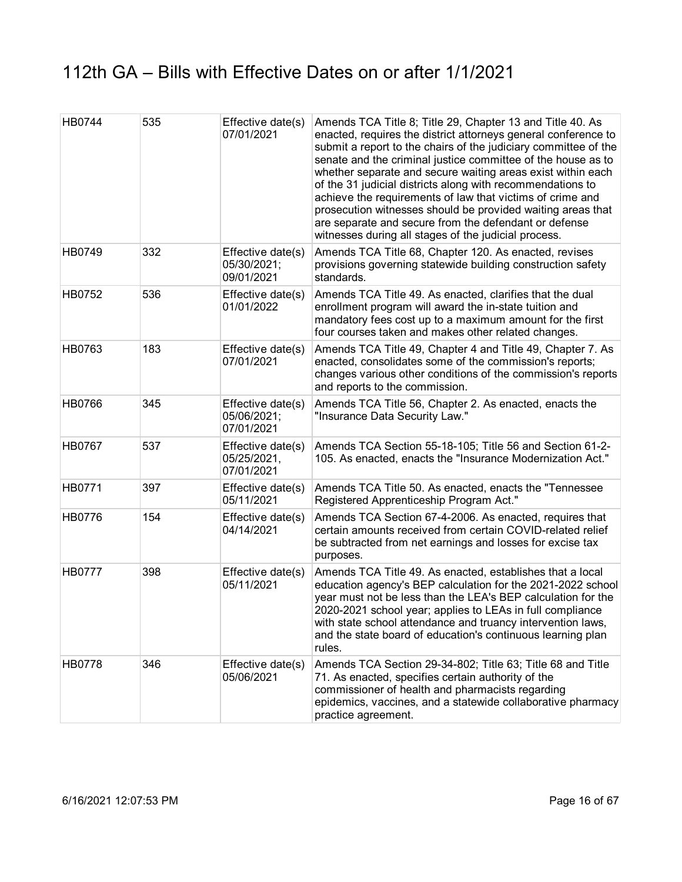# 112th GA – Bills with Effective Dates on or after 1/1/2021

| | | | |
|---|---|---|---|
| HB0744 | 535 | Effective date(s) 07/01/2021 | Amends TCA Title 8; Title 29, Chapter 13 and Title 40. As enacted, requires the district attorneys general conference to submit a report to the chairs of the judiciary committee of the senate and the criminal justice committee of the house as to whether separate and secure waiting areas exist within each of the 31 judicial districts along with recommendations to achieve the requirements of law that victims of crime and prosecution witnesses should be provided waiting areas that are separate and secure from the defendant or defense witnesses during all stages of the judicial process. |
| HB0749 | 332 | Effective date(s) 05/30/2021; 09/01/2021 | Amends TCA Title 68, Chapter 120. As enacted, revises provisions governing statewide building construction safety standards. |
| HB0752 | 536 | Effective date(s) 01/01/2022 | Amends TCA Title 49. As enacted, clarifies that the dual enrollment program will award the in-state tuition and mandatory fees cost up to a maximum amount for the first four courses taken and makes other related changes. |
| HB0763 | 183 | Effective date(s) 07/01/2021 | Amends TCA Title 49, Chapter 4 and Title 49, Chapter 7. As enacted, consolidates some of the commission's reports; changes various other conditions of the commission's reports and reports to the commission. |
| HB0766 | 345 | Effective date(s) 05/06/2021; 07/01/2021 | Amends TCA Title 56, Chapter 2. As enacted, enacts the "Insurance Data Security Law." |
| HB0767 | 537 | Effective date(s) 05/25/2021, 07/01/2021 | Amends TCA Section 55-18-105; Title 56 and Section 61-2-105. As enacted, enacts the "Insurance Modernization Act." |
| HB0771 | 397 | Effective date(s) 05/11/2021 | Amends TCA Title 50. As enacted, enacts the "Tennessee Registered Apprenticeship Program Act." |
| HB0776 | 154 | Effective date(s) 04/14/2021 | Amends TCA Section 67-4-2006. As enacted, requires that certain amounts received from certain COVID-related relief be subtracted from net earnings and losses for excise tax purposes. |
| HB0777 | 398 | Effective date(s) 05/11/2021 | Amends TCA Title 49. As enacted, establishes that a local education agency's BEP calculation for the 2021-2022 school year must not be less than the LEA's BEP calculation for the 2020-2021 school year; applies to LEAs in full compliance with state school attendance and truancy intervention laws, and the state board of education's continuous learning plan rules. |
| HB0778 | 346 | Effective date(s) 05/06/2021 | Amends TCA Section 29-34-802; Title 63; Title 68 and Title 71. As enacted, specifies certain authority of the commissioner of health and pharmacists regarding epidemics, vaccines, and a statewide collaborative pharmacy practice agreement. |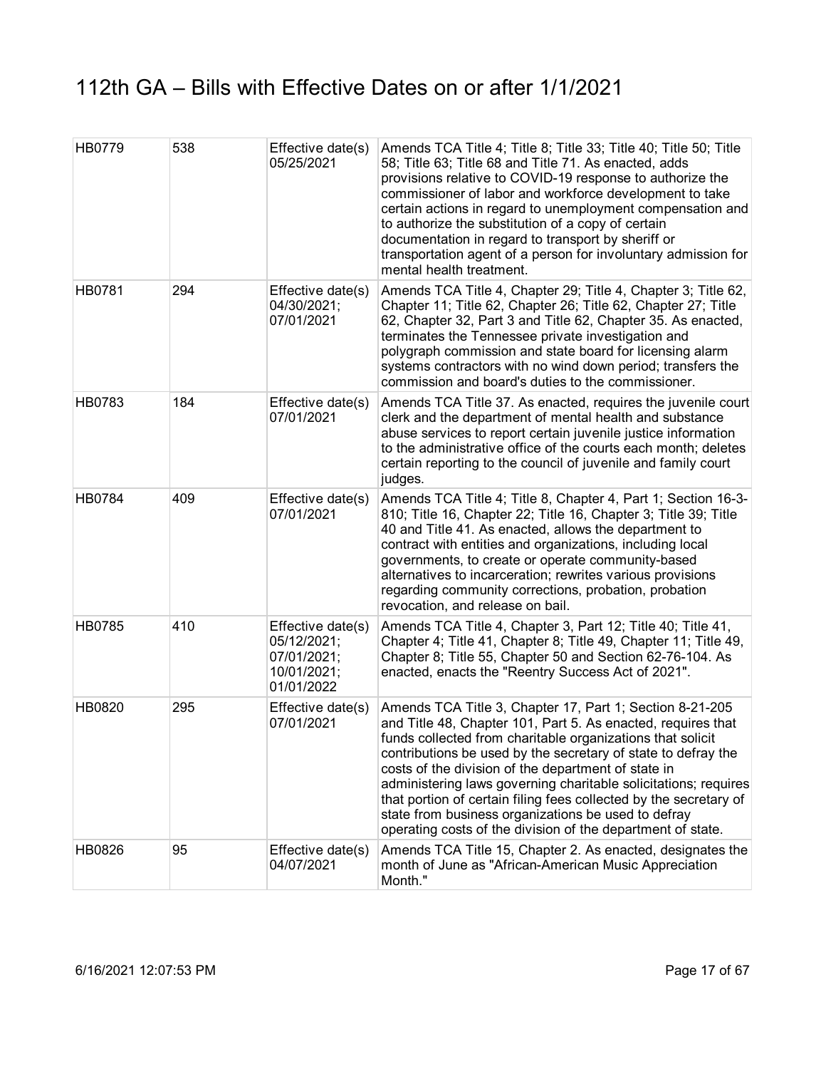# 112th GA – Bills with Effective Dates on or after 1/1/2021

| | | | |
|---|---|---|---|
| HB0779 | 538 | Effective date(s) 05/25/2021 | Amends TCA Title 4; Title 8; Title 33; Title 40; Title 50; Title 58; Title 63; Title 68 and Title 71. As enacted, adds provisions relative to COVID-19 response to authorize the commissioner of labor and workforce development to take certain actions in regard to unemployment compensation and to authorize the substitution of a copy of certain documentation in regard to transport by sheriff or transportation agent of a person for involuntary admission for mental health treatment. |
| HB0781 | 294 | Effective date(s) 04/30/2021; 07/01/2021 | Amends TCA Title 4, Chapter 29; Title 4, Chapter 3; Title 62, Chapter 11; Title 62, Chapter 26; Title 62, Chapter 27; Title 62, Chapter 32, Part 3 and Title 62, Chapter 35. As enacted, terminates the Tennessee private investigation and polygraph commission and state board for licensing alarm systems contractors with no wind down period; transfers the commission and board's duties to the commissioner. |
| HB0783 | 184 | Effective date(s) 07/01/2021 | Amends TCA Title 37. As enacted, requires the juvenile court clerk and the department of mental health and substance abuse services to report certain juvenile justice information to the administrative office of the courts each month; deletes certain reporting to the council of juvenile and family court judges. |
| HB0784 | 409 | Effective date(s) 07/01/2021 | Amends TCA Title 4; Title 8, Chapter 4, Part 1; Section 16-3-810; Title 16, Chapter 22; Title 16, Chapter 3; Title 39; Title 40 and Title 41. As enacted, allows the department to contract with entities and organizations, including local governments, to create or operate community-based alternatives to incarceration; rewrites various provisions regarding community corrections, probation, probation revocation, and release on bail. |
| HB0785 | 410 | Effective date(s) 05/12/2021; 07/01/2021; 10/01/2021; 01/01/2022 | Amends TCA Title 4, Chapter 3, Part 12; Title 40; Title 41, Chapter 4; Title 41, Chapter 8; Title 49, Chapter 11; Title 49, Chapter 8; Title 55, Chapter 50 and Section 62-76-104. As enacted, enacts the "Reentry Success Act of 2021". |
| HB0820 | 295 | Effective date(s) 07/01/2021 | Amends TCA Title 3, Chapter 17, Part 1; Section 8-21-205 and Title 48, Chapter 101, Part 5. As enacted, requires that funds collected from charitable organizations that solicit contributions be used by the secretary of state to defray the costs of the division of the department of state in administering laws governing charitable solicitations; requires that portion of certain filing fees collected by the secretary of state from business organizations be used to defray operating costs of the division of the department of state. |
| HB0826 | 95 | Effective date(s) 04/07/2021 | Amends TCA Title 15, Chapter 2. As enacted, designates the month of June as "African-American Music Appreciation Month." |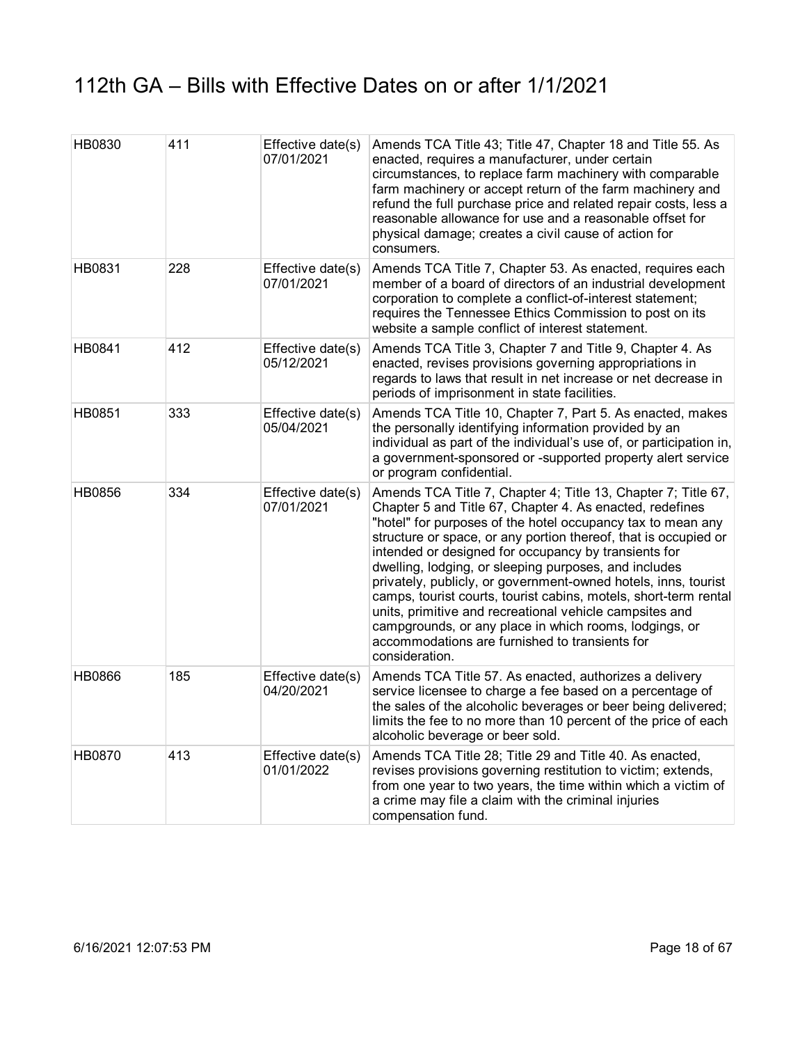# 112th GA – Bills with Effective Dates on or after 1/1/2021

| | | | |
|---|---|---|---|
| HB0830 | 411 | Effective date(s) 07/01/2021 | Amends TCA Title 43; Title 47, Chapter 18 and Title 55. As enacted, requires a manufacturer, under certain circumstances, to replace farm machinery with comparable farm machinery or accept return of the farm machinery and refund the full purchase price and related repair costs, less a reasonable allowance for use and a reasonable offset for physical damage; creates a civil cause of action for consumers. |
| HB0831 | 228 | Effective date(s) 07/01/2021 | Amends TCA Title 7, Chapter 53. As enacted, requires each member of a board of directors of an industrial development corporation to complete a conflict-of-interest statement; requires the Tennessee Ethics Commission to post on its website a sample conflict of interest statement. |
| HB0841 | 412 | Effective date(s) 05/12/2021 | Amends TCA Title 3, Chapter 7 and Title 9, Chapter 4. As enacted, revises provisions governing appropriations in regards to laws that result in net increase or net decrease in periods of imprisonment in state facilities. |
| HB0851 | 333 | Effective date(s) 05/04/2021 | Amends TCA Title 10, Chapter 7, Part 5. As enacted, makes the personally identifying information provided by an individual as part of the individual's use of, or participation in, a government-sponsored or -supported property alert service or program confidential. |
| HB0856 | 334 | Effective date(s) 07/01/2021 | Amends TCA Title 7, Chapter 4; Title 13, Chapter 7; Title 67, Chapter 5 and Title 67, Chapter 4. As enacted, redefines "hotel" for purposes of the hotel occupancy tax to mean any structure or space, or any portion thereof, that is occupied or intended or designed for occupancy by transients for dwelling, lodging, or sleeping purposes, and includes privately, publicly, or government-owned hotels, inns, tourist camps, tourist courts, tourist cabins, motels, short-term rental units, primitive and recreational vehicle campsites and campgrounds, or any place in which rooms, lodgings, or accommodations are furnished to transients for consideration. |
| HB0866 | 185 | Effective date(s) 04/20/2021 | Amends TCA Title 57. As enacted, authorizes a delivery service licensee to charge a fee based on a percentage of the sales of the alcoholic beverages or beer being delivered; limits the fee to no more than 10 percent of the price of each alcoholic beverage or beer sold. |
| HB0870 | 413 | Effective date(s) 01/01/2022 | Amends TCA Title 28; Title 29 and Title 40. As enacted, revises provisions governing restitution to victim; extends, from one year to two years, the time within which a victim of a crime may file a claim with the criminal injuries compensation fund. |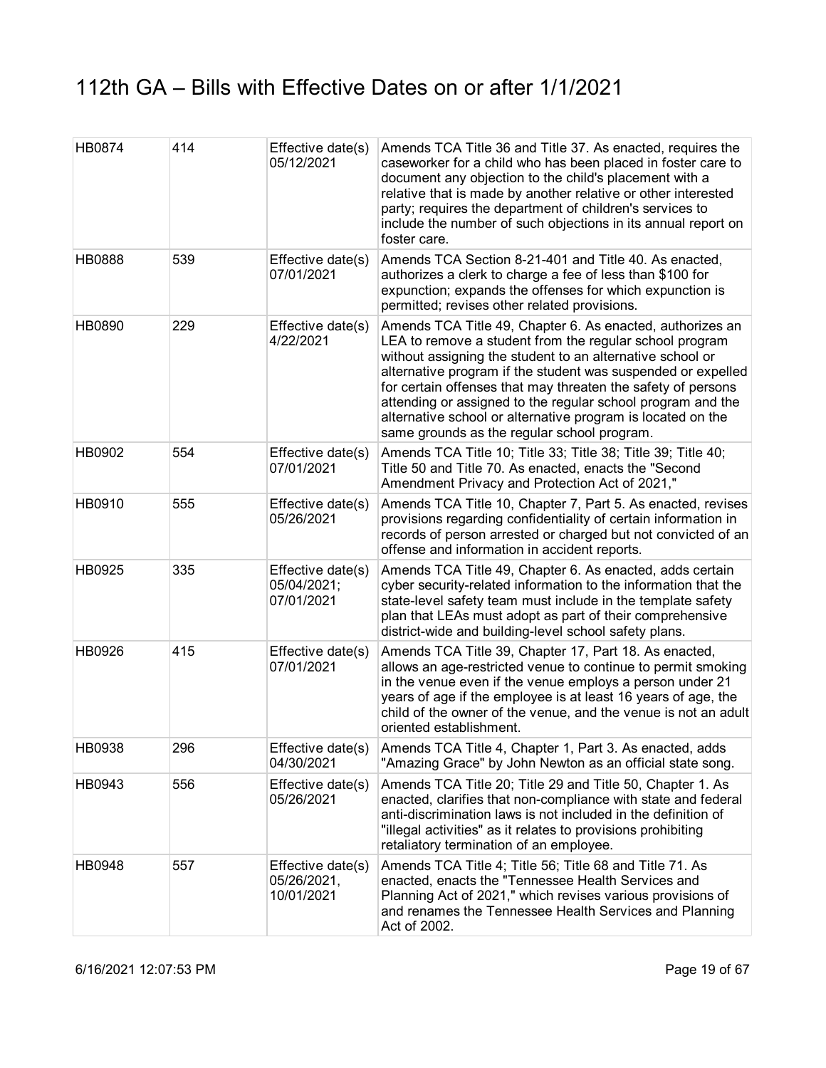# 112th GA – Bills with Effective Dates on or after 1/1/2021

| | | | |
|---|---|---|---|
| HB0874 | 414 | Effective date(s) 05/12/2021 | Amends TCA Title 36 and Title 37. As enacted, requires the caseworker for a child who has been placed in foster care to document any objection to the child's placement with a relative that is made by another relative or other interested party; requires the department of children's services to include the number of such objections in its annual report on foster care. |
| HB0888 | 539 | Effective date(s) 07/01/2021 | Amends TCA Section 8-21-401 and Title 40. As enacted, authorizes a clerk to charge a fee of less than $100 for expunction; expands the offenses for which expunction is permitted; revises other related provisions. |
| HB0890 | 229 | Effective date(s) 4/22/2021 | Amends TCA Title 49, Chapter 6. As enacted, authorizes an LEA to remove a student from the regular school program without assigning the student to an alternative school or alternative program if the student was suspended or expelled for certain offenses that may threaten the safety of persons attending or assigned to the regular school program and the alternative school or alternative program is located on the same grounds as the regular school program. |
| HB0902 | 554 | Effective date(s) 07/01/2021 | Amends TCA Title 10; Title 33; Title 38; Title 39; Title 40; Title 50 and Title 70. As enacted, enacts the "Second Amendment Privacy and Protection Act of 2021," |
| HB0910 | 555 | Effective date(s) 05/26/2021 | Amends TCA Title 10, Chapter 7, Part 5. As enacted, revises provisions regarding confidentiality of certain information in records of person arrested or charged but not convicted of an offense and information in accident reports. |
| HB0925 | 335 | Effective date(s) 05/04/2021; 07/01/2021 | Amends TCA Title 49, Chapter 6. As enacted, adds certain cyber security-related information to the information that the state-level safety team must include in the template safety plan that LEAs must adopt as part of their comprehensive district-wide and building-level school safety plans. |
| HB0926 | 415 | Effective date(s) 07/01/2021 | Amends TCA Title 39, Chapter 17, Part 18. As enacted, allows an age-restricted venue to continue to permit smoking in the venue even if the venue employs a person under 21 years of age if the employee is at least 16 years of age, the child of the owner of the venue, and the venue is not an adult oriented establishment. |
| HB0938 | 296 | Effective date(s) 04/30/2021 | Amends TCA Title 4, Chapter 1, Part 3. As enacted, adds "Amazing Grace" by John Newton as an official state song. |
| HB0943 | 556 | Effective date(s) 05/26/2021 | Amends TCA Title 20; Title 29 and Title 50, Chapter 1. As enacted, clarifies that non-compliance with state and federal anti-discrimination laws is not included in the definition of "illegal activities" as it relates to provisions prohibiting retaliatory termination of an employee. |
| HB0948 | 557 | Effective date(s) 05/26/2021, 10/01/2021 | Amends TCA Title 4; Title 56; Title 68 and Title 71. As enacted, enacts the "Tennessee Health Services and Planning Act of 2021," which revises various provisions of and renames the Tennessee Health Services and Planning Act of 2002. |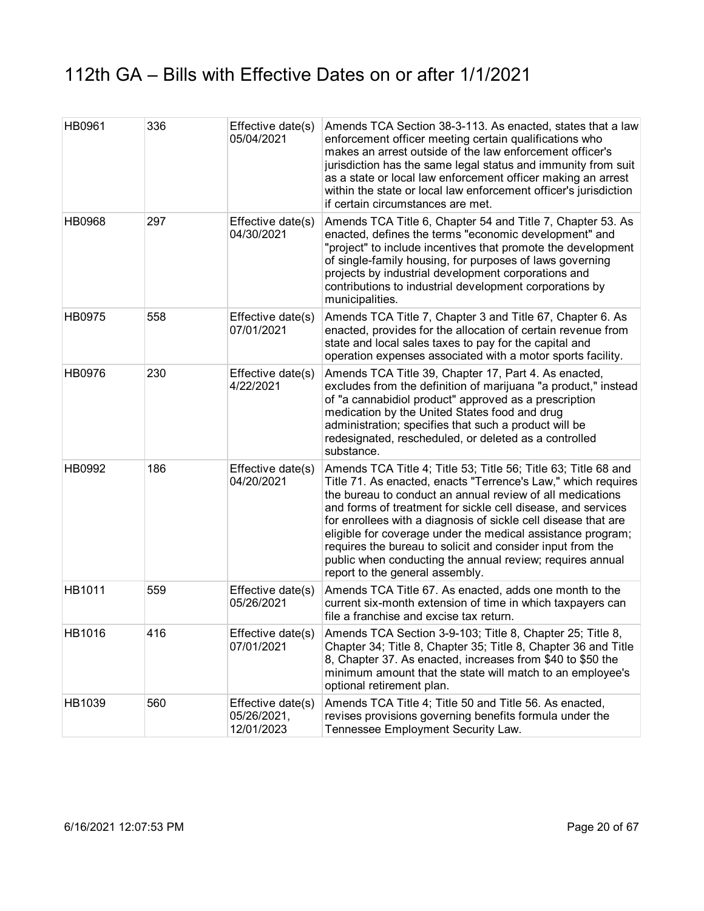# 112th GA – Bills with Effective Dates on or after 1/1/2021

| | | | |
|---|---|---|---|
| HB0961 | 336 | Effective date(s) 05/04/2021 | Amends TCA Section 38-3-113. As enacted, states that a law enforcement officer meeting certain qualifications who makes an arrest outside of the law enforcement officer's jurisdiction has the same legal status and immunity from suit as a state or local law enforcement officer making an arrest within the state or local law enforcement officer's jurisdiction if certain circumstances are met. |
| HB0968 | 297 | Effective date(s) 04/30/2021 | Amends TCA Title 6, Chapter 54 and Title 7, Chapter 53. As enacted, defines the terms "economic development" and "project" to include incentives that promote the development of single-family housing, for purposes of laws governing projects by industrial development corporations and contributions to industrial development corporations by municipalities. |
| HB0975 | 558 | Effective date(s) 07/01/2021 | Amends TCA Title 7, Chapter 3 and Title 67, Chapter 6. As enacted, provides for the allocation of certain revenue from state and local sales taxes to pay for the capital and operation expenses associated with a motor sports facility. |
| HB0976 | 230 | Effective date(s) 4/22/2021 | Amends TCA Title 39, Chapter 17, Part 4. As enacted, excludes from the definition of marijuana "a product," instead of "a cannabidiol product" approved as a prescription medication by the United States food and drug administration; specifies that such a product will be redesignated, rescheduled, or deleted as a controlled substance. |
| HB0992 | 186 | Effective date(s) 04/20/2021 | Amends TCA Title 4; Title 53; Title 56; Title 63; Title 68 and Title 71. As enacted, enacts "Terrence's Law," which requires the bureau to conduct an annual review of all medications and forms of treatment for sickle cell disease, and services for enrollees with a diagnosis of sickle cell disease that are eligible for coverage under the medical assistance program; requires the bureau to solicit and consider input from the public when conducting the annual review; requires annual report to the general assembly. |
| HB1011 | 559 | Effective date(s) 05/26/2021 | Amends TCA Title 67. As enacted, adds one month to the current six-month extension of time in which taxpayers can file a franchise and excise tax return. |
| HB1016 | 416 | Effective date(s) 07/01/2021 | Amends TCA Section 3-9-103; Title 8, Chapter 25; Title 8, Chapter 34; Title 8, Chapter 35; Title 8, Chapter 36 and Title 8, Chapter 37. As enacted, increases from $40 to $50 the minimum amount that the state will match to an employee's optional retirement plan. |
| HB1039 | 560 | Effective date(s) 05/26/2021, 12/01/2023 | Amends TCA Title 4; Title 50 and Title 56. As enacted, revises provisions governing benefits formula under the Tennessee Employment Security Law. |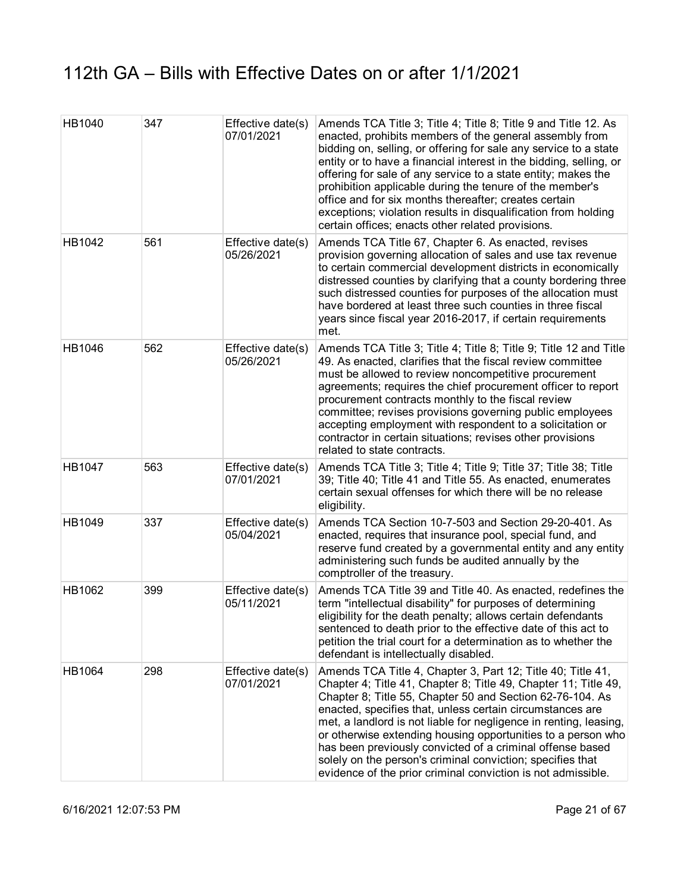# 112th GA – Bills with Effective Dates on or after 1/1/2021

| | | | |
|---|---|---|---|
| HB1040 | 347 | Effective date(s) 07/01/2021 | Amends TCA Title 3; Title 4; Title 8; Title 9 and Title 12. As enacted, prohibits members of the general assembly from bidding on, selling, or offering for sale any service to a state entity or to have a financial interest in the bidding, selling, or offering for sale of any service to a state entity; makes the prohibition applicable during the tenure of the member's office and for six months thereafter; creates certain exceptions; violation results in disqualification from holding certain offices; enacts other related provisions. |
| HB1042 | 561 | Effective date(s) 05/26/2021 | Amends TCA Title 67, Chapter 6. As enacted, revises provision governing allocation of sales and use tax revenue to certain commercial development districts in economically distressed counties by clarifying that a county bordering three such distressed counties for purposes of the allocation must have bordered at least three such counties in three fiscal years since fiscal year 2016-2017, if certain requirements met. |
| HB1046 | 562 | Effective date(s) 05/26/2021 | Amends TCA Title 3; Title 4; Title 8; Title 9; Title 12 and Title 49. As enacted, clarifies that the fiscal review committee must be allowed to review noncompetitive procurement agreements; requires the chief procurement officer to report procurement contracts monthly to the fiscal review committee; revises provisions governing public employees accepting employment with respondent to a solicitation or contractor in certain situations; revises other provisions related to state contracts. |
| HB1047 | 563 | Effective date(s) 07/01/2021 | Amends TCA Title 3; Title 4; Title 9; Title 37; Title 38; Title 39; Title 40; Title 41 and Title 55. As enacted, enumerates certain sexual offenses for which there will be no release eligibility. |
| HB1049 | 337 | Effective date(s) 05/04/2021 | Amends TCA Section 10-7-503 and Section 29-20-401. As enacted, requires that insurance pool, special fund, and reserve fund created by a governmental entity and any entity administering such funds be audited annually by the comptroller of the treasury. |
| HB1062 | 399 | Effective date(s) 05/11/2021 | Amends TCA Title 39 and Title 40. As enacted, redefines the term "intellectual disability" for purposes of determining eligibility for the death penalty; allows certain defendants sentenced to death prior to the effective date of this act to petition the trial court for a determination as to whether the defendant is intellectually disabled. |
| HB1064 | 298 | Effective date(s) 07/01/2021 | Amends TCA Title 4, Chapter 3, Part 12; Title 40; Title 41, Chapter 4; Title 41, Chapter 8; Title 49, Chapter 11; Title 49, Chapter 8; Title 55, Chapter 50 and Section 62-76-104. As enacted, specifies that, unless certain circumstances are met, a landlord is not liable for negligence in renting, leasing, or otherwise extending housing opportunities to a person who has been previously convicted of a criminal offense based solely on the person's criminal conviction; specifies that evidence of the prior criminal conviction is not admissible. |

6/16/2021 12:07:53 PM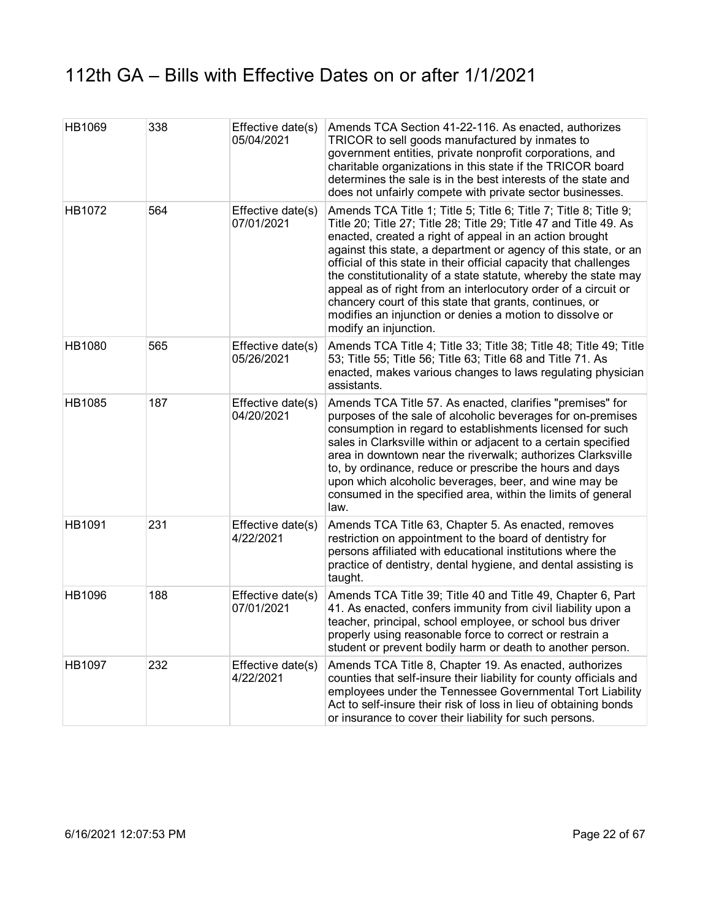# 112th GA – Bills with Effective Dates on or after 1/1/2021

| | | | |
|---|---|---|---|
| HB1069 | 338 | Effective date(s) 05/04/2021 | Amends TCA Section 41-22-116. As enacted, authorizes TRICOR to sell goods manufactured by inmates to government entities, private nonprofit corporations, and charitable organizations in this state if the TRICOR board determines the sale is in the best interests of the state and does not unfairly compete with private sector businesses. |
| HB1072 | 564 | Effective date(s) 07/01/2021 | Amends TCA Title 1; Title 5; Title 6; Title 7; Title 8; Title 9; Title 20; Title 27; Title 28; Title 29; Title 47 and Title 49. As enacted, created a right of appeal in an action brought against this state, a department or agency of this state, or an official of this state in their official capacity that challenges the constitutionality of a state statute, whereby the state may appeal as of right from an interlocutory order of a circuit or chancery court of this state that grants, continues, or modifies an injunction or denies a motion to dissolve or modify an injunction. |
| HB1080 | 565 | Effective date(s) 05/26/2021 | Amends TCA Title 4; Title 33; Title 38; Title 48; Title 49; Title 53; Title 55; Title 56; Title 63; Title 68 and Title 71. As enacted, makes various changes to laws regulating physician assistants. |
| HB1085 | 187 | Effective date(s) 04/20/2021 | Amends TCA Title 57. As enacted, clarifies "premises" for purposes of the sale of alcoholic beverages for on-premises consumption in regard to establishments licensed for such sales in Clarksville within or adjacent to a certain specified area in downtown near the riverwalk; authorizes Clarksville to, by ordinance, reduce or prescribe the hours and days upon which alcoholic beverages, beer, and wine may be consumed in the specified area, within the limits of general law. |
| HB1091 | 231 | Effective date(s) 4/22/2021 | Amends TCA Title 63, Chapter 5. As enacted, removes restriction on appointment to the board of dentistry for persons affiliated with educational institutions where the practice of dentistry, dental hygiene, and dental assisting is taught. |
| HB1096 | 188 | Effective date(s) 07/01/2021 | Amends TCA Title 39; Title 40 and Title 49, Chapter 6, Part 41. As enacted, confers immunity from civil liability upon a teacher, principal, school employee, or school bus driver properly using reasonable force to correct or restrain a student or prevent bodily harm or death to another person. |
| HB1097 | 232 | Effective date(s) 4/22/2021 | Amends TCA Title 8, Chapter 19. As enacted, authorizes counties that self-insure their liability for county officials and employees under the Tennessee Governmental Tort Liability Act to self-insure their risk of loss in lieu of obtaining bonds or insurance to cover their liability for such persons. |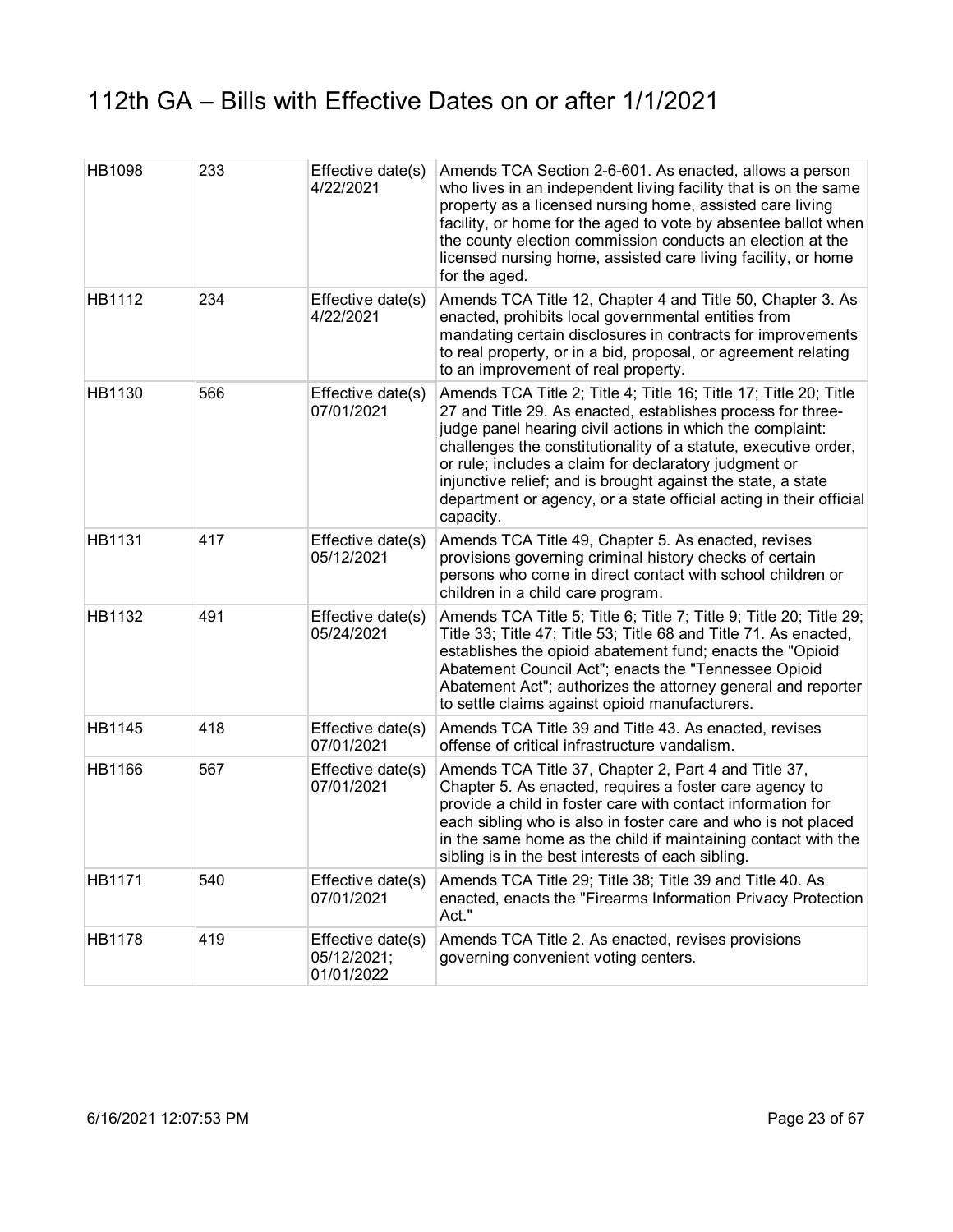# 112th GA – Bills with Effective Dates on or after 1/1/2021

| | | | |
|---|---|---|---|
| HB1098 | 233 | Effective date(s) 4/22/2021 | Amends TCA Section 2-6-601. As enacted, allows a person who lives in an independent living facility that is on the same property as a licensed nursing home, assisted care living facility, or home for the aged to vote by absentee ballot when the county election commission conducts an election at the licensed nursing home, assisted care living facility, or home for the aged. |
| HB1112 | 234 | Effective date(s) 4/22/2021 | Amends TCA Title 12, Chapter 4 and Title 50, Chapter 3. As enacted, prohibits local governmental entities from mandating certain disclosures in contracts for improvements to real property, or in a bid, proposal, or agreement relating to an improvement of real property. |
| HB1130 | 566 | Effective date(s) 07/01/2021 | Amends TCA Title 2; Title 4; Title 16; Title 17; Title 20; Title 27 and Title 29. As enacted, establishes process for three-judge panel hearing civil actions in which the complaint: challenges the constitutionality of a statute, executive order, or rule; includes a claim for declaratory judgment or injunctive relief; and is brought against the state, a state department or agency, or a state official acting in their official capacity. |
| HB1131 | 417 | Effective date(s) 05/12/2021 | Amends TCA Title 49, Chapter 5. As enacted, revises provisions governing criminal history checks of certain persons who come in direct contact with school children or children in a child care program. |
| HB1132 | 491 | Effective date(s) 05/24/2021 | Amends TCA Title 5; Title 6; Title 7; Title 9; Title 20; Title 29; Title 33; Title 47; Title 53; Title 68 and Title 71. As enacted, establishes the opioid abatement fund; enacts the "Opioid Abatement Council Act"; enacts the "Tennessee Opioid Abatement Act"; authorizes the attorney general and reporter to settle claims against opioid manufacturers. |
| HB1145 | 418 | Effective date(s) 07/01/2021 | Amends TCA Title 39 and Title 43. As enacted, revises offense of critical infrastructure vandalism. |
| HB1166 | 567 | Effective date(s) 07/01/2021 | Amends TCA Title 37, Chapter 2, Part 4 and Title 37, Chapter 5. As enacted, requires a foster care agency to provide a child in foster care with contact information for each sibling who is also in foster care and who is not placed in the same home as the child if maintaining contact with the sibling is in the best interests of each sibling. |
| HB1171 | 540 | Effective date(s) 07/01/2021 | Amends TCA Title 29; Title 38; Title 39 and Title 40. As enacted, enacts the "Firearms Information Privacy Protection Act." |
| HB1178 | 419 | Effective date(s) 05/12/2021; 01/01/2022 | Amends TCA Title 2. As enacted, revises provisions governing convenient voting centers. |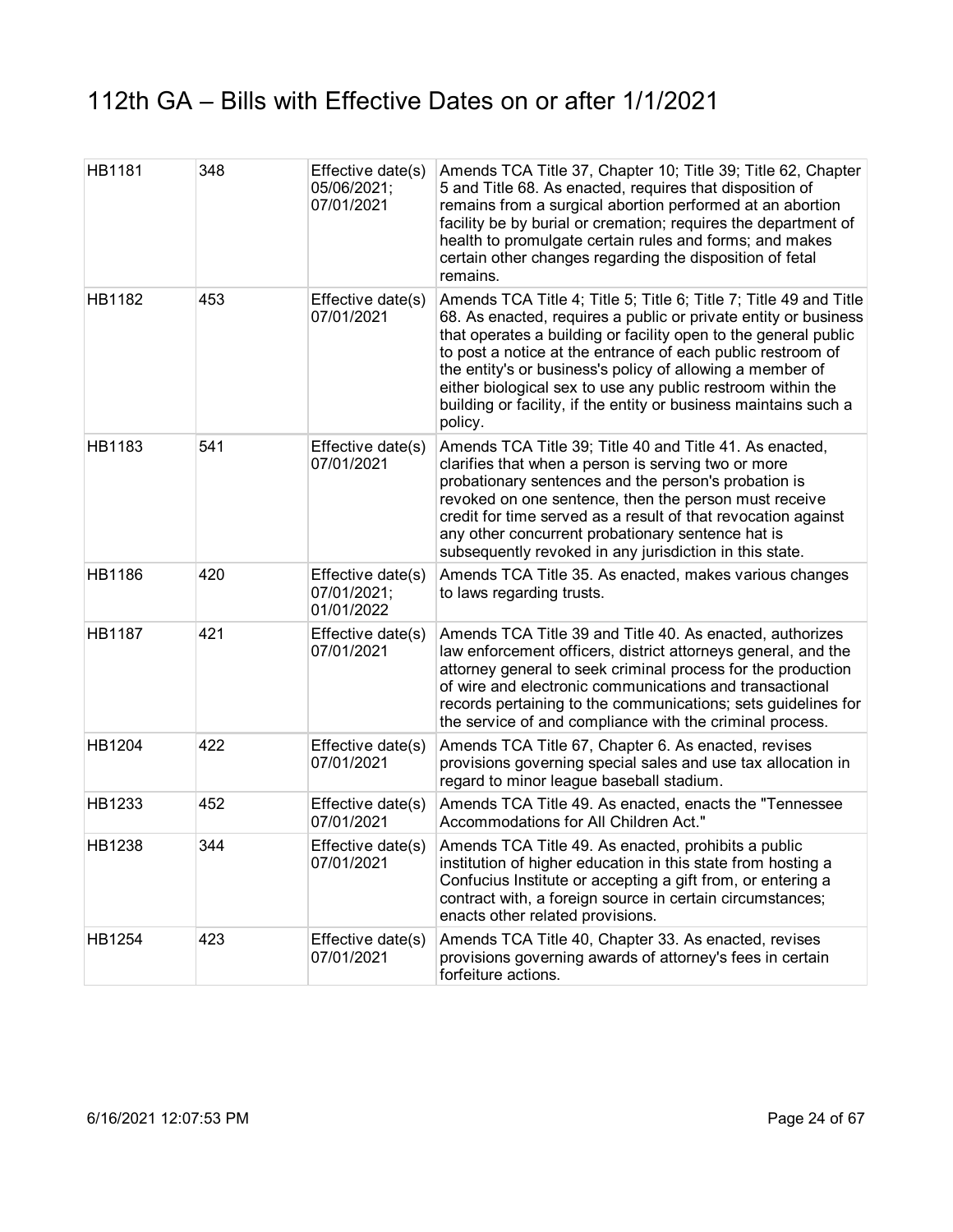# 112th GA – Bills with Effective Dates on or after 1/1/2021

| | | | |
|---|---|---|---|
| HB1181 | 348 | Effective date(s) 05/06/2021; 07/01/2021 | Amends TCA Title 37, Chapter 10; Title 39; Title 62, Chapter 5 and Title 68. As enacted, requires that disposition of remains from a surgical abortion performed at an abortion facility be by burial or cremation; requires the department of health to promulgate certain rules and forms; and makes certain other changes regarding the disposition of fetal remains. |
| HB1182 | 453 | Effective date(s) 07/01/2021 | Amends TCA Title 4; Title 5; Title 6; Title 7; Title 49 and Title 68. As enacted, requires a public or private entity or business that operates a building or facility open to the general public to post a notice at the entrance of each public restroom of the entity's or business's policy of allowing a member of either biological sex to use any public restroom within the building or facility, if the entity or business maintains such a policy. |
| HB1183 | 541 | Effective date(s) 07/01/2021 | Amends TCA Title 39; Title 40 and Title 41. As enacted, clarifies that when a person is serving two or more probationary sentences and the person's probation is revoked on one sentence, then the person must receive credit for time served as a result of that revocation against any other concurrent probationary sentence hat is subsequently revoked in any jurisdiction in this state. |
| HB1186 | 420 | Effective date(s) 07/01/2021; 01/01/2022 | Amends TCA Title 35. As enacted, makes various changes to laws regarding trusts. |
| HB1187 | 421 | Effective date(s) 07/01/2021 | Amends TCA Title 39 and Title 40. As enacted, authorizes law enforcement officers, district attorneys general, and the attorney general to seek criminal process for the production of wire and electronic communications and transactional records pertaining to the communications; sets guidelines for the service of and compliance with the criminal process. |
| HB1204 | 422 | Effective date(s) 07/01/2021 | Amends TCA Title 67, Chapter 6. As enacted, revises provisions governing special sales and use tax allocation in regard to minor league baseball stadium. |
| HB1233 | 452 | Effective date(s) 07/01/2021 | Amends TCA Title 49. As enacted, enacts the "Tennessee Accommodations for All Children Act." |
| HB1238 | 344 | Effective date(s) 07/01/2021 | Amends TCA Title 49. As enacted, prohibits a public institution of higher education in this state from hosting a Confucius Institute or accepting a gift from, or entering a contract with, a foreign source in certain circumstances; enacts other related provisions. |
| HB1254 | 423 | Effective date(s) 07/01/2021 | Amends TCA Title 40, Chapter 33. As enacted, revises provisions governing awards of attorney's fees in certain forfeiture actions. |

6/16/2021 12:07:53 PM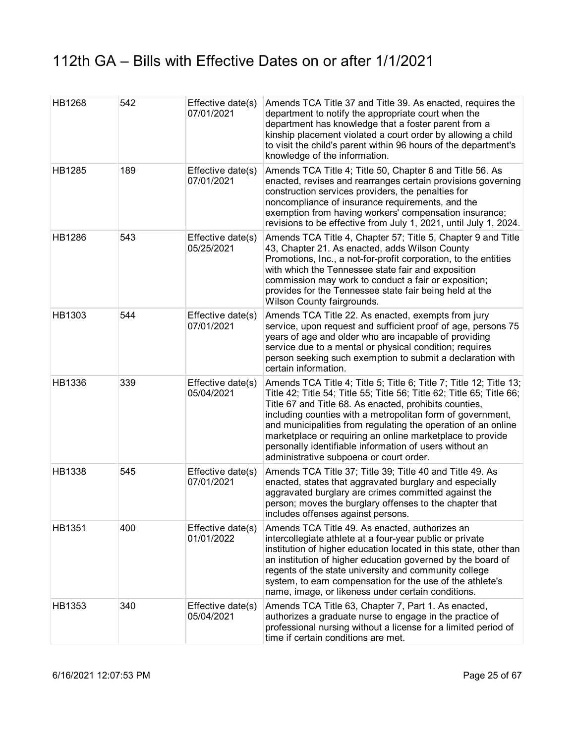# 112th GA – Bills with Effective Dates on or after 1/1/2021

| | | | |
|---|---|---|---|
| HB1268 | 542 | Effective date(s) 07/01/2021 | Amends TCA Title 37 and Title 39. As enacted, requires the department to notify the appropriate court when the department has knowledge that a foster parent from a kinship placement violated a court order by allowing a child to visit the child's parent within 96 hours of the department's knowledge of the information. |
| HB1285 | 189 | Effective date(s) 07/01/2021 | Amends TCA Title 4; Title 50, Chapter 6 and Title 56. As enacted, revises and rearranges certain provisions governing construction services providers, the penalties for noncompliance of insurance requirements, and the exemption from having workers' compensation insurance; revisions to be effective from July 1, 2021, until July 1, 2024. |
| HB1286 | 543 | Effective date(s) 05/25/2021 | Amends TCA Title 4, Chapter 57; Title 5, Chapter 9 and Title 43, Chapter 21. As enacted, adds Wilson County Promotions, Inc., a not-for-profit corporation, to the entities with which the Tennessee state fair and exposition commission may work to conduct a fair or exposition; provides for the Tennessee state fair being held at the Wilson County fairgrounds. |
| HB1303 | 544 | Effective date(s) 07/01/2021 | Amends TCA Title 22. As enacted, exempts from jury service, upon request and sufficient proof of age, persons 75 years of age and older who are incapable of providing service due to a mental or physical condition; requires person seeking such exemption to submit a declaration with certain information. |
| HB1336 | 339 | Effective date(s) 05/04/2021 | Amends TCA Title 4; Title 5; Title 6; Title 7; Title 12; Title 13; Title 42; Title 54; Title 55; Title 56; Title 62; Title 65; Title 66; Title 67 and Title 68. As enacted, prohibits counties, including counties with a metropolitan form of government, and municipalities from regulating the operation of an online marketplace or requiring an online marketplace to provide personally identifiable information of users without an administrative subpoena or court order. |
| HB1338 | 545 | Effective date(s) 07/01/2021 | Amends TCA Title 37; Title 39; Title 40 and Title 49. As enacted, states that aggravated burglary and especially aggravated burglary are crimes committed against the person; moves the burglary offenses to the chapter that includes offenses against persons. |
| HB1351 | 400 | Effective date(s) 01/01/2022 | Amends TCA Title 49. As enacted, authorizes an intercollegiate athlete at a four-year public or private institution of higher education located in this state, other than an institution of higher education governed by the board of regents of the state university and community college system, to earn compensation for the use of the athlete's name, image, or likeness under certain conditions. |
| HB1353 | 340 | Effective date(s) 05/04/2021 | Amends TCA Title 63, Chapter 7, Part 1. As enacted, authorizes a graduate nurse to engage in the practice of professional nursing without a license for a limited period of time if certain conditions are met. |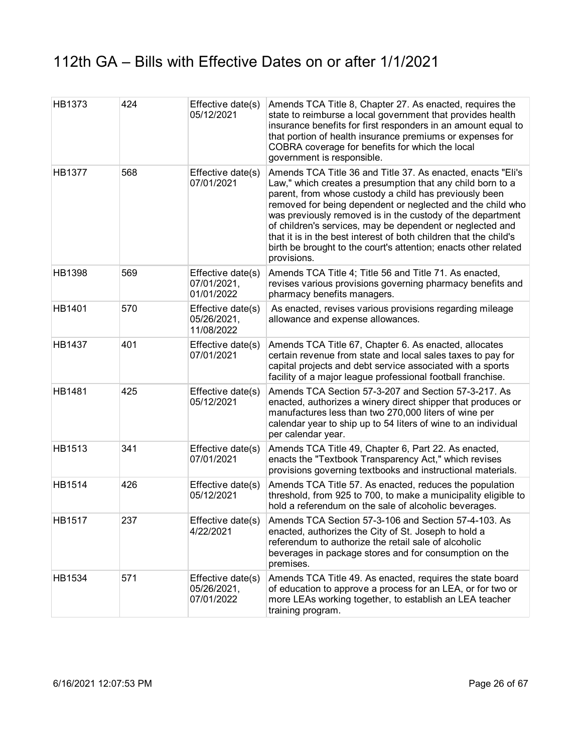# 112th GA – Bills with Effective Dates on or after 1/1/2021

| | | | |
|---|---|---|---|
| HB1373 | 424 | Effective date(s) 05/12/2021 | Amends TCA Title 8, Chapter 27. As enacted, requires the state to reimburse a local government that provides health insurance benefits for first responders in an amount equal to that portion of health insurance premiums or expenses for COBRA coverage for benefits for which the local government is responsible. |
| HB1377 | 568 | Effective date(s) 07/01/2021 | Amends TCA Title 36 and Title 37. As enacted, enacts "Eli's Law," which creates a presumption that any child born to a parent, from whose custody a child has previously been removed for being dependent or neglected and the child who was previously removed is in the custody of the department of children's services, may be dependent or neglected and that it is in the best interest of both children that the child's birth be brought to the court's attention; enacts other related provisions. |
| HB1398 | 569 | Effective date(s) 07/01/2021, 01/01/2022 | Amends TCA Title 4; Title 56 and Title 71. As enacted, revises various provisions governing pharmacy benefits and pharmacy benefits managers. |
| HB1401 | 570 | Effective date(s) 05/26/2021, 11/08/2022 | As enacted, revises various provisions regarding mileage allowance and expense allowances. |
| HB1437 | 401 | Effective date(s) 07/01/2021 | Amends TCA Title 67, Chapter 6. As enacted, allocates certain revenue from state and local sales taxes to pay for capital projects and debt service associated with a sports facility of a major league professional football franchise. |
| HB1481 | 425 | Effective date(s) 05/12/2021 | Amends TCA Section 57-3-207 and Section 57-3-217. As enacted, authorizes a winery direct shipper that produces or manufactures less than two 270,000 liters of wine per calendar year to ship up to 54 liters of wine to an individual per calendar year. |
| HB1513 | 341 | Effective date(s) 07/01/2021 | Amends TCA Title 49, Chapter 6, Part 22. As enacted, enacts the "Textbook Transparency Act," which revises provisions governing textbooks and instructional materials. |
| HB1514 | 426 | Effective date(s) 05/12/2021 | Amends TCA Title 57. As enacted, reduces the population threshold, from 925 to 700, to make a municipality eligible to hold a referendum on the sale of alcoholic beverages. |
| HB1517 | 237 | Effective date(s) 4/22/2021 | Amends TCA Section 57-3-106 and Section 57-4-103. As enacted, authorizes the City of St. Joseph to hold a referendum to authorize the retail sale of alcoholic beverages in package stores and for consumption on the premises. |
| HB1534 | 571 | Effective date(s) 05/26/2021, 07/01/2022 | Amends TCA Title 49. As enacted, requires the state board of education to approve a process for an LEA, or for two or more LEAs working together, to establish an LEA teacher training program. |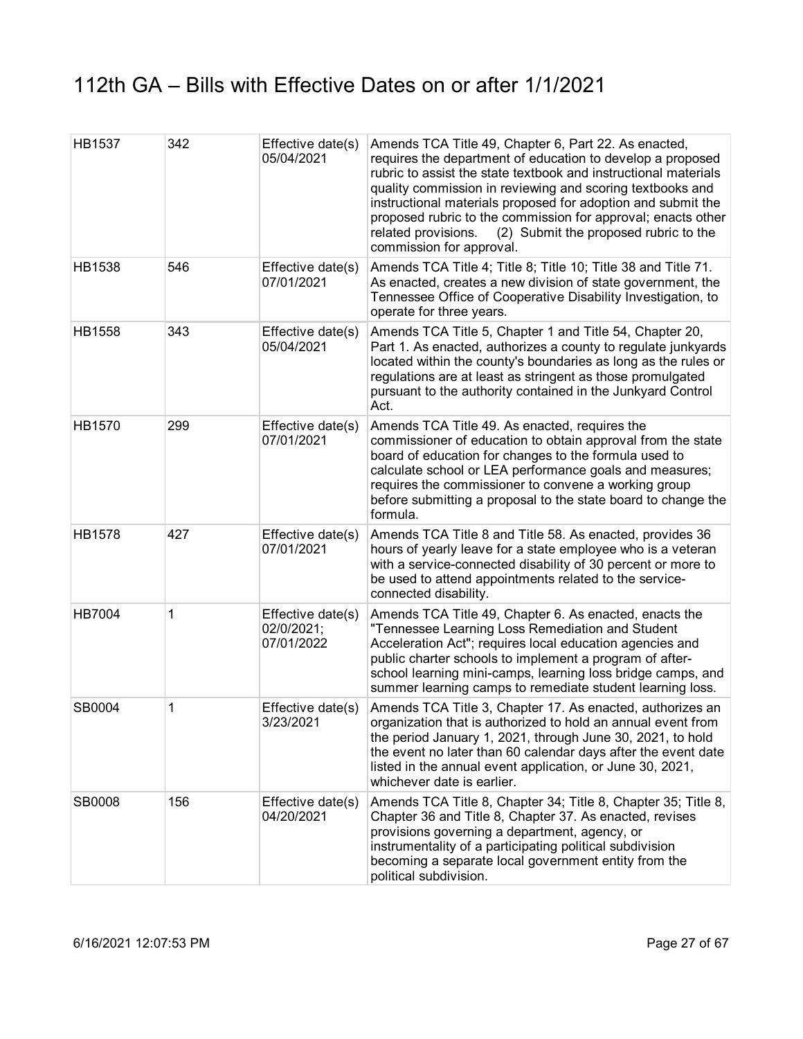# 112th GA – Bills with Effective Dates on or after 1/1/2021

| | | | |
|---|---|---|---|
| HB1537 | 342 | Effective date(s) 05/04/2021 | Amends TCA Title 49, Chapter 6, Part 22. As enacted, requires the department of education to develop a proposed rubric to assist the state textbook and instructional materials quality commission in reviewing and scoring textbooks and instructional materials proposed for adoption and submit the proposed rubric to the commission for approval; enacts other related provisions. (2) Submit the proposed rubric to the commission for approval. |
| HB1538 | 546 | Effective date(s) 07/01/2021 | Amends TCA Title 4; Title 8; Title 10; Title 38 and Title 71. As enacted, creates a new division of state government, the Tennessee Office of Cooperative Disability Investigation, to operate for three years. |
| HB1558 | 343 | Effective date(s) 05/04/2021 | Amends TCA Title 5, Chapter 1 and Title 54, Chapter 20, Part 1. As enacted, authorizes a county to regulate junkyards located within the county's boundaries as long as the rules or regulations are at least as stringent as those promulgated pursuant to the authority contained in the Junkyard Control Act. |
| HB1570 | 299 | Effective date(s) 07/01/2021 | Amends TCA Title 49. As enacted, requires the commissioner of education to obtain approval from the state board of education for changes to the formula used to calculate school or LEA performance goals and measures; requires the commissioner to convene a working group before submitting a proposal to the state board to change the formula. |
| HB1578 | 427 | Effective date(s) 07/01/2021 | Amends TCA Title 8 and Title 58. As enacted, provides 36 hours of yearly leave for a state employee who is a veteran with a service-connected disability of 30 percent or more to be used to attend appointments related to the service-connected disability. |
| HB7004 | 1 | Effective date(s) 02/0/2021; 07/01/2022 | Amends TCA Title 49, Chapter 6. As enacted, enacts the "Tennessee Learning Loss Remediation and Student Acceleration Act"; requires local education agencies and public charter schools to implement a program of after-school learning mini-camps, learning loss bridge camps, and summer learning camps to remediate student learning loss. |
| SB0004 | 1 | Effective date(s) 3/23/2021 | Amends TCA Title 3, Chapter 17. As enacted, authorizes an organization that is authorized to hold an annual event from the period January 1, 2021, through June 30, 2021, to hold the event no later than 60 calendar days after the event date listed in the annual event application, or June 30, 2021, whichever date is earlier. |
| SB0008 | 156 | Effective date(s) 04/20/2021 | Amends TCA Title 8, Chapter 34; Title 8, Chapter 35; Title 8, Chapter 36 and Title 8, Chapter 37. As enacted, revises provisions governing a department, agency, or instrumentality of a participating political subdivision becoming a separate local government entity from the political subdivision. |

6/16/2021 12:07:53 PM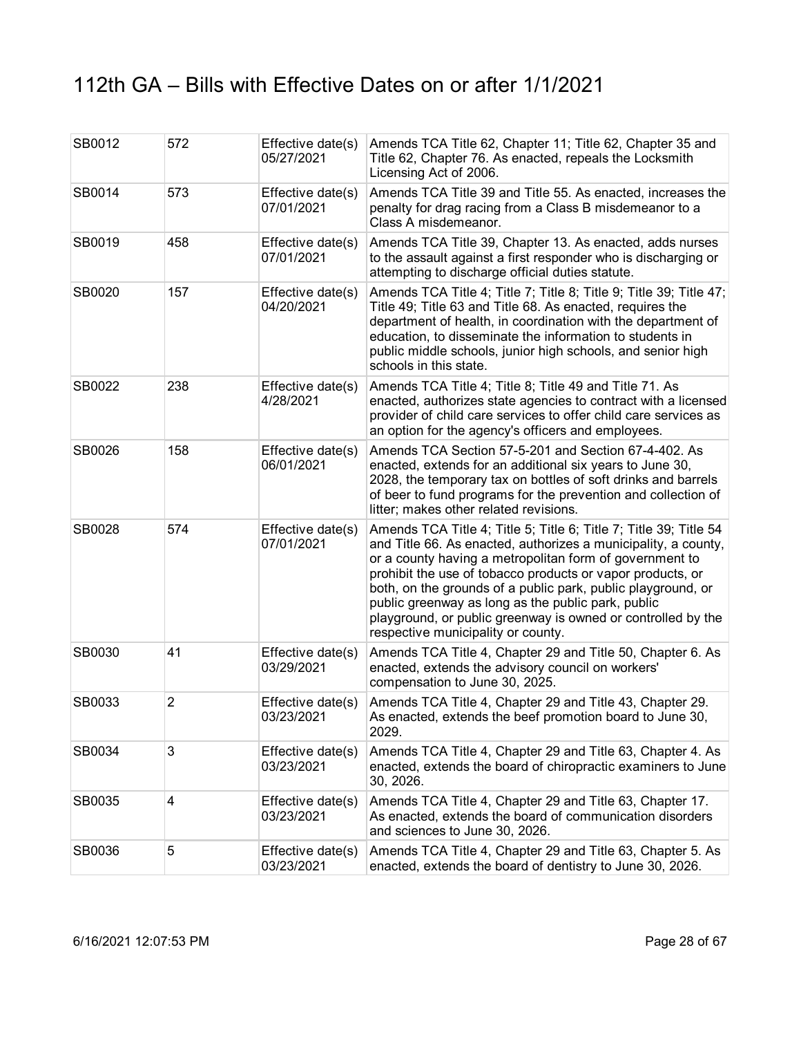# 112th GA – Bills with Effective Dates on or after 1/1/2021

| | | | |
|---|---|---|---|
| SB0012 | 572 | Effective date(s) 05/27/2021 | Amends TCA Title 62, Chapter 11; Title 62, Chapter 35 and Title 62, Chapter 76. As enacted, repeals the Locksmith Licensing Act of 2006. |
| SB0014 | 573 | Effective date(s) 07/01/2021 | Amends TCA Title 39 and Title 55. As enacted, increases the penalty for drag racing from a Class B misdemeanor to a Class A misdemeanor. |
| SB0019 | 458 | Effective date(s) 07/01/2021 | Amends TCA Title 39, Chapter 13. As enacted, adds nurses to the assault against a first responder who is discharging or attempting to discharge official duties statute. |
| SB0020 | 157 | Effective date(s) 04/20/2021 | Amends TCA Title 4; Title 7; Title 8; Title 9; Title 39; Title 47; Title 49; Title 63 and Title 68. As enacted, requires the department of health, in coordination with the department of education, to disseminate the information to students in public middle schools, junior high schools, and senior high schools in this state. |
| SB0022 | 238 | Effective date(s) 4/28/2021 | Amends TCA Title 4; Title 8; Title 49 and Title 71. As enacted, authorizes state agencies to contract with a licensed provider of child care services to offer child care services as an option for the agency's officers and employees. |
| SB0026 | 158 | Effective date(s) 06/01/2021 | Amends TCA Section 57-5-201 and Section 67-4-402. As enacted, extends for an additional six years to June 30, 2028, the temporary tax on bottles of soft drinks and barrels of beer to fund programs for the prevention and collection of litter; makes other related revisions. |
| SB0028 | 574 | Effective date(s) 07/01/2021 | Amends TCA Title 4; Title 5; Title 6; Title 7; Title 39; Title 54 and Title 66. As enacted, authorizes a municipality, a county, or a county having a metropolitan form of government to prohibit the use of tobacco products or vapor products, or both, on the grounds of a public park, public playground, or public greenway as long as the public park, public playground, or public greenway is owned or controlled by the respective municipality or county. |
| SB0030 | 41 | Effective date(s) 03/29/2021 | Amends TCA Title 4, Chapter 29 and Title 50, Chapter 6. As enacted, extends the advisory council on workers' compensation to June 30, 2025. |
| SB0033 | 2 | Effective date(s) 03/23/2021 | Amends TCA Title 4, Chapter 29 and Title 43, Chapter 29. As enacted, extends the beef promotion board to June 30, 2029. |
| SB0034 | 3 | Effective date(s) 03/23/2021 | Amends TCA Title 4, Chapter 29 and Title 63, Chapter 4. As enacted, extends the board of chiropractic examiners to June 30, 2026. |
| SB0035 | 4 | Effective date(s) 03/23/2021 | Amends TCA Title 4, Chapter 29 and Title 63, Chapter 17. As enacted, extends the board of communication disorders and sciences to June 30, 2026. |
| SB0036 | 5 | Effective date(s) 03/23/2021 | Amends TCA Title 4, Chapter 29 and Title 63, Chapter 5. As enacted, extends the board of dentistry to June 30, 2026. |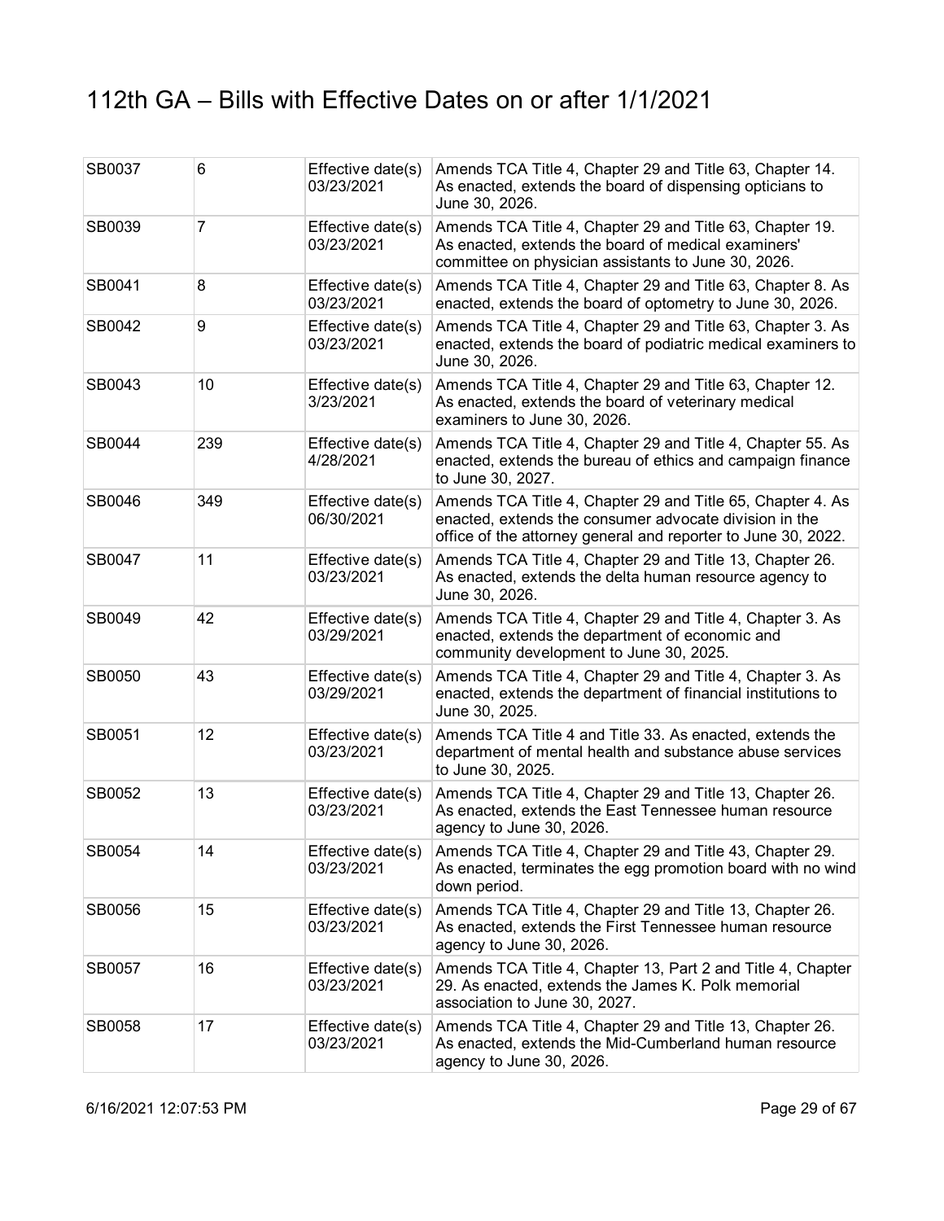# 112th GA – Bills with Effective Dates on or after 1/1/2021

| | | | |
|---|---|---|---|
| SB0037 | 6 | Effective date(s) 03/23/2021 | Amends TCA Title 4, Chapter 29 and Title 63, Chapter 14. As enacted, extends the board of dispensing opticians to June 30, 2026. |
| SB0039 | 7 | Effective date(s) 03/23/2021 | Amends TCA Title 4, Chapter 29 and Title 63, Chapter 19. As enacted, extends the board of medical examiners' committee on physician assistants to June 30, 2026. |
| SB0041 | 8 | Effective date(s) 03/23/2021 | Amends TCA Title 4, Chapter 29 and Title 63, Chapter 8. As enacted, extends the board of optometry to June 30, 2026. |
| SB0042 | 9 | Effective date(s) 03/23/2021 | Amends TCA Title 4, Chapter 29 and Title 63, Chapter 3. As enacted, extends the board of podiatric medical examiners to June 30, 2026. |
| SB0043 | 10 | Effective date(s) 3/23/2021 | Amends TCA Title 4, Chapter 29 and Title 63, Chapter 12. As enacted, extends the board of veterinary medical examiners to June 30, 2026. |
| SB0044 | 239 | Effective date(s) 4/28/2021 | Amends TCA Title 4, Chapter 29 and Title 4, Chapter 55. As enacted, extends the bureau of ethics and campaign finance to June 30, 2027. |
| SB0046 | 349 | Effective date(s) 06/30/2021 | Amends TCA Title 4, Chapter 29 and Title 65, Chapter 4. As enacted, extends the consumer advocate division in the office of the attorney general and reporter to June 30, 2022. |
| SB0047 | 11 | Effective date(s) 03/23/2021 | Amends TCA Title 4, Chapter 29 and Title 13, Chapter 26. As enacted, extends the delta human resource agency to June 30, 2026. |
| SB0049 | 42 | Effective date(s) 03/29/2021 | Amends TCA Title 4, Chapter 29 and Title 4, Chapter 3. As enacted, extends the department of economic and community development to June 30, 2025. |
| SB0050 | 43 | Effective date(s) 03/29/2021 | Amends TCA Title 4, Chapter 29 and Title 4, Chapter 3. As enacted, extends the department of financial institutions to June 30, 2025. |
| SB0051 | 12 | Effective date(s) 03/23/2021 | Amends TCA Title 4 and Title 33. As enacted, extends the department of mental health and substance abuse services to June 30, 2025. |
| SB0052 | 13 | Effective date(s) 03/23/2021 | Amends TCA Title 4, Chapter 29 and Title 13, Chapter 26. As enacted, extends the East Tennessee human resource agency to June 30, 2026. |
| SB0054 | 14 | Effective date(s) 03/23/2021 | Amends TCA Title 4, Chapter 29 and Title 43, Chapter 29. As enacted, terminates the egg promotion board with no wind down period. |
| SB0056 | 15 | Effective date(s) 03/23/2021 | Amends TCA Title 4, Chapter 29 and Title 13, Chapter 26. As enacted, extends the First Tennessee human resource agency to June 30, 2026. |
| SB0057 | 16 | Effective date(s) 03/23/2021 | Amends TCA Title 4, Chapter 13, Part 2 and Title 4, Chapter 29. As enacted, extends the James K. Polk memorial association to June 30, 2027. |
| SB0058 | 17 | Effective date(s) 03/23/2021 | Amends TCA Title 4, Chapter 29 and Title 13, Chapter 26. As enacted, extends the Mid-Cumberland human resource agency to June 30, 2026. |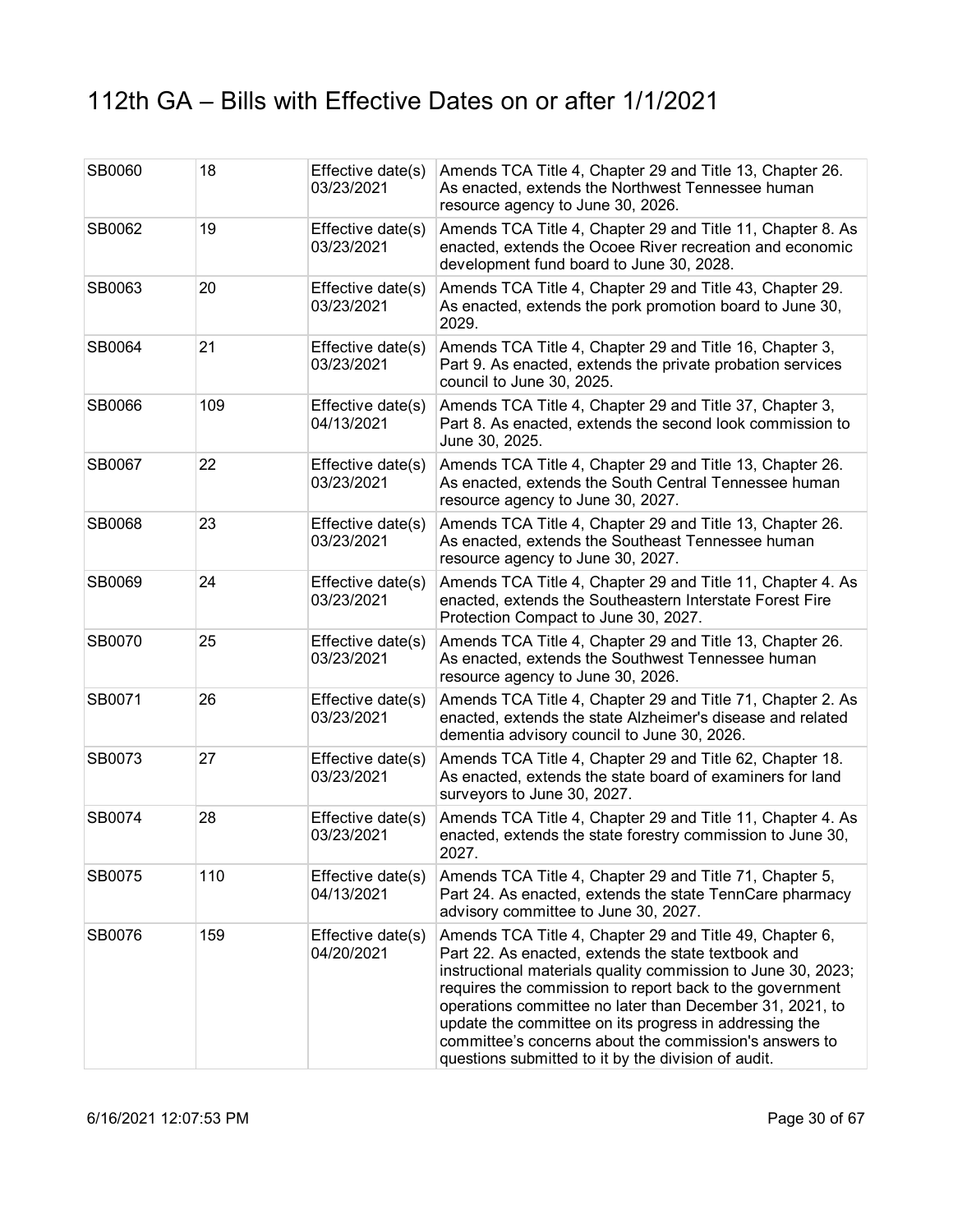# 112th GA – Bills with Effective Dates on or after 1/1/2021

| | | | |
|---|---|---|---|
| SB0060 | 18 | Effective date(s) 03/23/2021 | Amends TCA Title 4, Chapter 29 and Title 13, Chapter 26. As enacted, extends the Northwest Tennessee human resource agency to June 30, 2026. |
| SB0062 | 19 | Effective date(s) 03/23/2021 | Amends TCA Title 4, Chapter 29 and Title 11, Chapter 8. As enacted, extends the Ocoee River recreation and economic development fund board to June 30, 2028. |
| SB0063 | 20 | Effective date(s) 03/23/2021 | Amends TCA Title 4, Chapter 29 and Title 43, Chapter 29. As enacted, extends the pork promotion board to June 30, 2029. |
| SB0064 | 21 | Effective date(s) 03/23/2021 | Amends TCA Title 4, Chapter 29 and Title 16, Chapter 3, Part 9. As enacted, extends the private probation services council to June 30, 2025. |
| SB0066 | 109 | Effective date(s) 04/13/2021 | Amends TCA Title 4, Chapter 29 and Title 37, Chapter 3, Part 8. As enacted, extends the second look commission to June 30, 2025. |
| SB0067 | 22 | Effective date(s) 03/23/2021 | Amends TCA Title 4, Chapter 29 and Title 13, Chapter 26. As enacted, extends the South Central Tennessee human resource agency to June 30, 2027. |
| SB0068 | 23 | Effective date(s) 03/23/2021 | Amends TCA Title 4, Chapter 29 and Title 13, Chapter 26. As enacted, extends the Southeast Tennessee human resource agency to June 30, 2027. |
| SB0069 | 24 | Effective date(s) 03/23/2021 | Amends TCA Title 4, Chapter 29 and Title 11, Chapter 4. As enacted, extends the Southeastern Interstate Forest Fire Protection Compact to June 30, 2027. |
| SB0070 | 25 | Effective date(s) 03/23/2021 | Amends TCA Title 4, Chapter 29 and Title 13, Chapter 26. As enacted, extends the Southwest Tennessee human resource agency to June 30, 2026. |
| SB0071 | 26 | Effective date(s) 03/23/2021 | Amends TCA Title 4, Chapter 29 and Title 71, Chapter 2. As enacted, extends the state Alzheimer's disease and related dementia advisory council to June 30, 2026. |
| SB0073 | 27 | Effective date(s) 03/23/2021 | Amends TCA Title 4, Chapter 29 and Title 62, Chapter 18. As enacted, extends the state board of examiners for land surveyors to June 30, 2027. |
| SB0074 | 28 | Effective date(s) 03/23/2021 | Amends TCA Title 4, Chapter 29 and Title 11, Chapter 4. As enacted, extends the state forestry commission to June 30, 2027. |
| SB0075 | 110 | Effective date(s) 04/13/2021 | Amends TCA Title 4, Chapter 29 and Title 71, Chapter 5, Part 24. As enacted, extends the state TennCare pharmacy advisory committee to June 30, 2027. |
| SB0076 | 159 | Effective date(s) 04/20/2021 | Amends TCA Title 4, Chapter 29 and Title 49, Chapter 6, Part 22. As enacted, extends the state textbook and instructional materials quality commission to June 30, 2023; requires the commission to report back to the government operations committee no later than December 31, 2021, to update the committee on its progress in addressing the committee's concerns about the commission's answers to questions submitted to it by the division of audit. |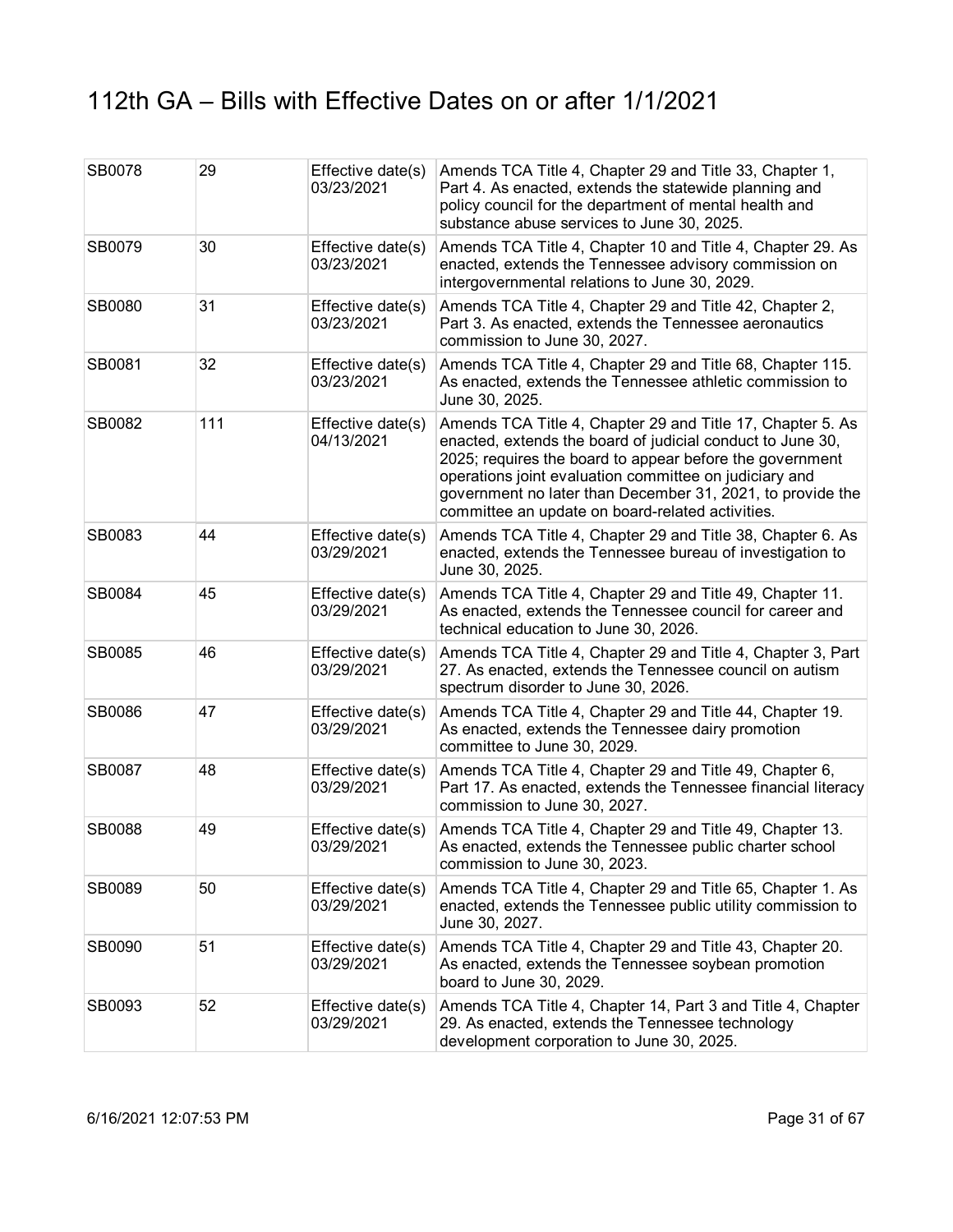# 112th GA – Bills with Effective Dates on or after 1/1/2021

| | | | |
|---|---|---|---|
| SB0078 | 29 | Effective date(s) 03/23/2021 | Amends TCA Title 4, Chapter 29 and Title 33, Chapter 1, Part 4. As enacted, extends the statewide planning and policy council for the department of mental health and substance abuse services to June 30, 2025. |
| SB0079 | 30 | Effective date(s) 03/23/2021 | Amends TCA Title 4, Chapter 10 and Title 4, Chapter 29. As enacted, extends the Tennessee advisory commission on intergovernmental relations to June 30, 2029. |
| SB0080 | 31 | Effective date(s) 03/23/2021 | Amends TCA Title 4, Chapter 29 and Title 42, Chapter 2, Part 3. As enacted, extends the Tennessee aeronautics commission to June 30, 2027. |
| SB0081 | 32 | Effective date(s) 03/23/2021 | Amends TCA Title 4, Chapter 29 and Title 68, Chapter 115. As enacted, extends the Tennessee athletic commission to June 30, 2025. |
| SB0082 | 111 | Effective date(s) 04/13/2021 | Amends TCA Title 4, Chapter 29 and Title 17, Chapter 5. As enacted, extends the board of judicial conduct to June 30, 2025; requires the board to appear before the government operations joint evaluation committee on judiciary and government no later than December 31, 2021, to provide the committee an update on board-related activities. |
| SB0083 | 44 | Effective date(s) 03/29/2021 | Amends TCA Title 4, Chapter 29 and Title 38, Chapter 6. As enacted, extends the Tennessee bureau of investigation to June 30, 2025. |
| SB0084 | 45 | Effective date(s) 03/29/2021 | Amends TCA Title 4, Chapter 29 and Title 49, Chapter 11. As enacted, extends the Tennessee council for career and technical education to June 30, 2026. |
| SB0085 | 46 | Effective date(s) 03/29/2021 | Amends TCA Title 4, Chapter 29 and Title 4, Chapter 3, Part 27. As enacted, extends the Tennessee council on autism spectrum disorder to June 30, 2026. |
| SB0086 | 47 | Effective date(s) 03/29/2021 | Amends TCA Title 4, Chapter 29 and Title 44, Chapter 19. As enacted, extends the Tennessee dairy promotion committee to June 30, 2029. |
| SB0087 | 48 | Effective date(s) 03/29/2021 | Amends TCA Title 4, Chapter 29 and Title 49, Chapter 6, Part 17. As enacted, extends the Tennessee financial literacy commission to June 30, 2027. |
| SB0088 | 49 | Effective date(s) 03/29/2021 | Amends TCA Title 4, Chapter 29 and Title 49, Chapter 13. As enacted, extends the Tennessee public charter school commission to June 30, 2023. |
| SB0089 | 50 | Effective date(s) 03/29/2021 | Amends TCA Title 4, Chapter 29 and Title 65, Chapter 1. As enacted, extends the Tennessee public utility commission to June 30, 2027. |
| SB0090 | 51 | Effective date(s) 03/29/2021 | Amends TCA Title 4, Chapter 29 and Title 43, Chapter 20. As enacted, extends the Tennessee soybean promotion board to June 30, 2029. |
| SB0093 | 52 | Effective date(s) 03/29/2021 | Amends TCA Title 4, Chapter 14, Part 3 and Title 4, Chapter 29. As enacted, extends the Tennessee technology development corporation to June 30, 2025. |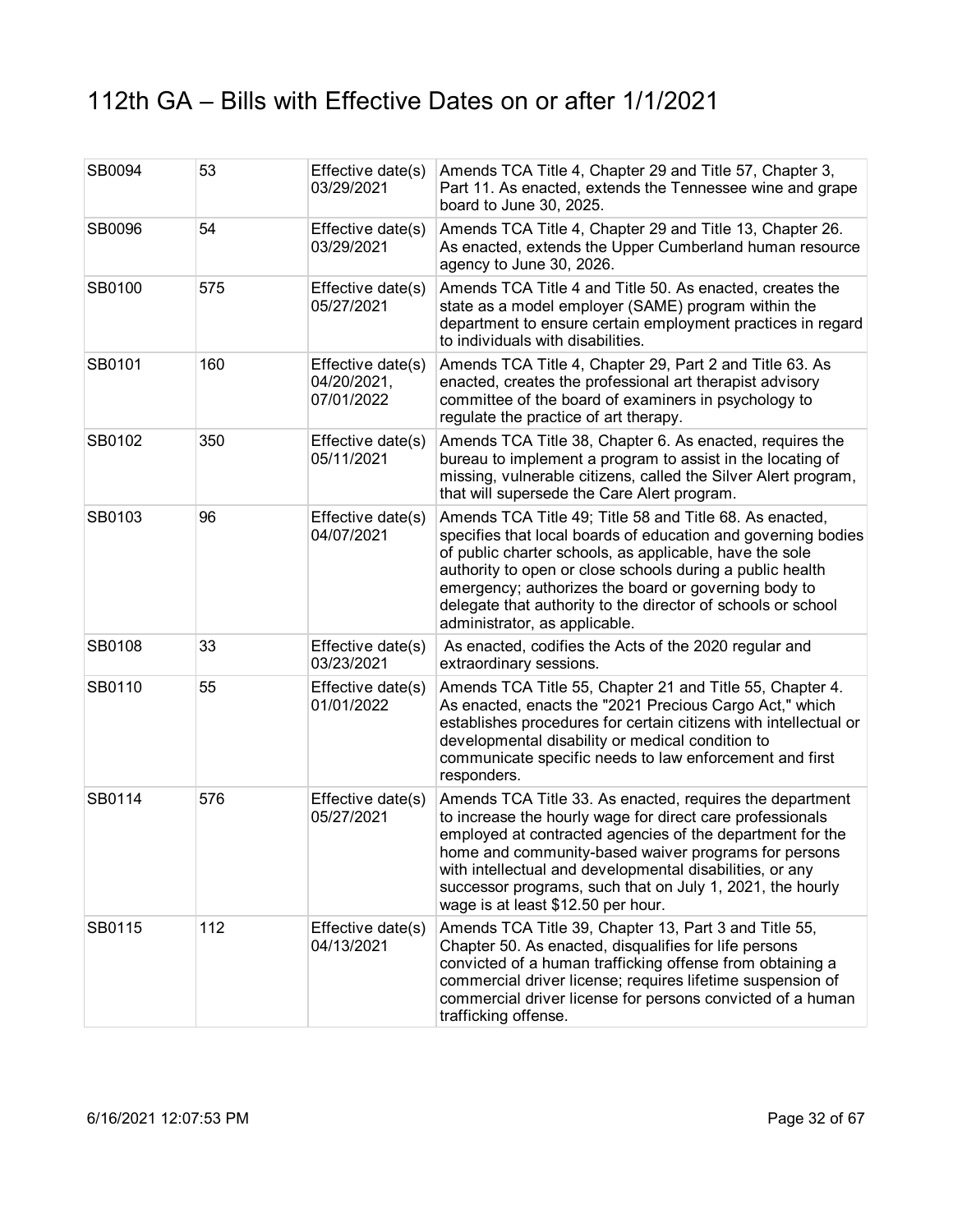# 112th GA – Bills with Effective Dates on or after 1/1/2021

| | | | |
|---|---|---|---|
| SB0094 | 53 | Effective date(s) 03/29/2021 | Amends TCA Title 4, Chapter 29 and Title 57, Chapter 3, Part 11. As enacted, extends the Tennessee wine and grape board to June 30, 2025. |
| SB0096 | 54 | Effective date(s) 03/29/2021 | Amends TCA Title 4, Chapter 29 and Title 13, Chapter 26. As enacted, extends the Upper Cumberland human resource agency to June 30, 2026. |
| SB0100 | 575 | Effective date(s) 05/27/2021 | Amends TCA Title 4 and Title 50. As enacted, creates the state as a model employer (SAME) program within the department to ensure certain employment practices in regard to individuals with disabilities. |
| SB0101 | 160 | Effective date(s) 04/20/2021, 07/01/2022 | Amends TCA Title 4, Chapter 29, Part 2 and Title 63. As enacted, creates the professional art therapist advisory committee of the board of examiners in psychology to regulate the practice of art therapy. |
| SB0102 | 350 | Effective date(s) 05/11/2021 | Amends TCA Title 38, Chapter 6. As enacted, requires the bureau to implement a program to assist in the locating of missing, vulnerable citizens, called the Silver Alert program, that will supersede the Care Alert program. |
| SB0103 | 96 | Effective date(s) 04/07/2021 | Amends TCA Title 49; Title 58 and Title 68. As enacted, specifies that local boards of education and governing bodies of public charter schools, as applicable, have the sole authority to open or close schools during a public health emergency; authorizes the board or governing body to delegate that authority to the director of schools or school administrator, as applicable. |
| SB0108 | 33 | Effective date(s) 03/23/2021 | As enacted, codifies the Acts of the 2020 regular and extraordinary sessions. |
| SB0110 | 55 | Effective date(s) 01/01/2022 | Amends TCA Title 55, Chapter 21 and Title 55, Chapter 4. As enacted, enacts the "2021 Precious Cargo Act," which establishes procedures for certain citizens with intellectual or developmental disability or medical condition to communicate specific needs to law enforcement and first responders. |
| SB0114 | 576 | Effective date(s) 05/27/2021 | Amends TCA Title 33. As enacted, requires the department to increase the hourly wage for direct care professionals employed at contracted agencies of the department for the home and community-based waiver programs for persons with intellectual and developmental disabilities, or any successor programs, such that on July 1, 2021, the hourly wage is at least $12.50 per hour. |
| SB0115 | 112 | Effective date(s) 04/13/2021 | Amends TCA Title 39, Chapter 13, Part 3 and Title 55, Chapter 50. As enacted, disqualifies for life persons convicted of a human trafficking offense from obtaining a commercial driver license; requires lifetime suspension of commercial driver license for persons convicted of a human trafficking offense. |

6/16/2021 12:07:53 PM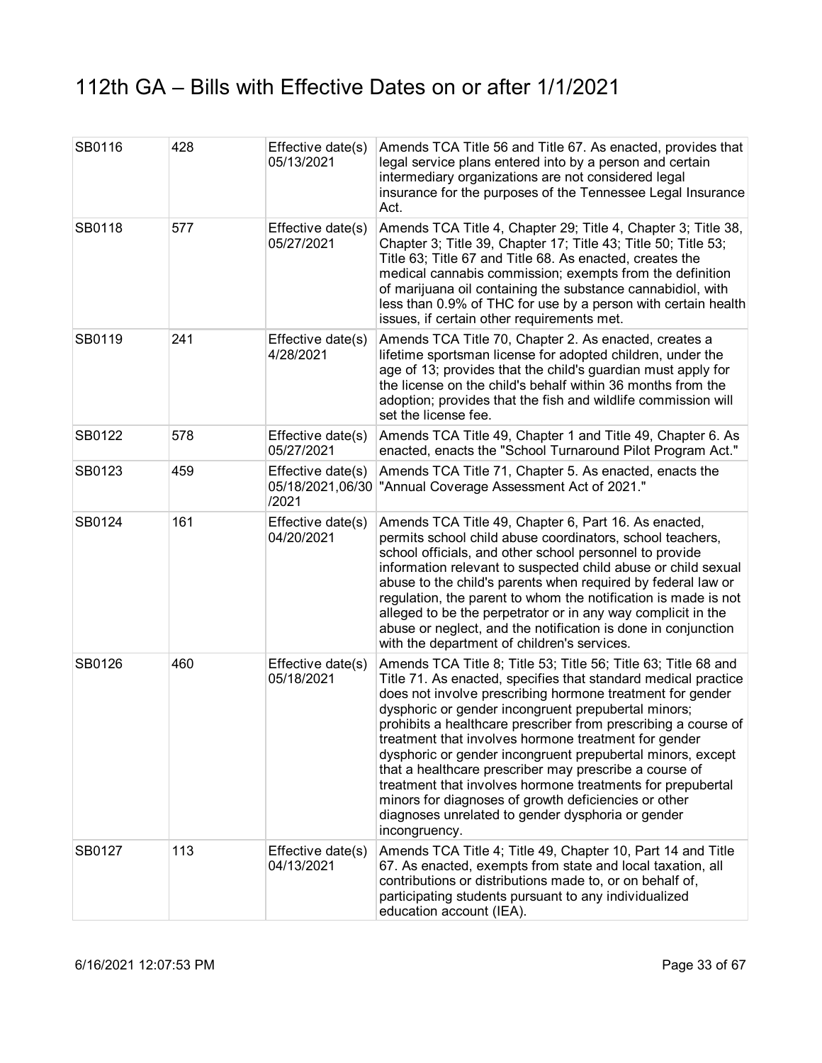# 112th GA – Bills with Effective Dates on or after 1/1/2021

| | | | |
|---|---|---|---|
| SB0116 | 428 | Effective date(s) 05/13/2021 | Amends TCA Title 56 and Title 67. As enacted, provides that legal service plans entered into by a person and certain intermediary organizations are not considered legal insurance for the purposes of the Tennessee Legal Insurance Act. |
| SB0118 | 577 | Effective date(s) 05/27/2021 | Amends TCA Title 4, Chapter 29; Title 4, Chapter 3; Title 38, Chapter 3; Title 39, Chapter 17; Title 43; Title 50; Title 53; Title 63; Title 67 and Title 68. As enacted, creates the medical cannabis commission; exempts from the definition of marijuana oil containing the substance cannabidiol, with less than 0.9% of THC for use by a person with certain health issues, if certain other requirements met. |
| SB0119 | 241 | Effective date(s) 4/28/2021 | Amends TCA Title 70, Chapter 2. As enacted, creates a lifetime sportsman license for adopted children, under the age of 13; provides that the child's guardian must apply for the license on the child's behalf within 36 months from the adoption; provides that the fish and wildlife commission will set the license fee. |
| SB0122 | 578 | Effective date(s) 05/27/2021 | Amends TCA Title 49, Chapter 1 and Title 49, Chapter 6. As enacted, enacts the "School Turnaround Pilot Program Act." |
| SB0123 | 459 | Effective date(s) 05/18/2021,06/30/2021 | Amends TCA Title 71, Chapter 5. As enacted, enacts the "Annual Coverage Assessment Act of 2021." |
| SB0124 | 161 | Effective date(s) 04/20/2021 | Amends TCA Title 49, Chapter 6, Part 16. As enacted, permits school child abuse coordinators, school teachers, school officials, and other school personnel to provide information relevant to suspected child abuse or child sexual abuse to the child's parents when required by federal law or regulation, the parent to whom the notification is made is not alleged to be the perpetrator or in any way complicit in the abuse or neglect, and the notification is done in conjunction with the department of children's services. |
| SB0126 | 460 | Effective date(s) 05/18/2021 | Amends TCA Title 8; Title 53; Title 56; Title 63; Title 68 and Title 71. As enacted, specifies that standard medical practice does not involve prescribing hormone treatment for gender dysphoric or gender incongruent prepubertal minors; prohibits a healthcare prescriber from prescribing a course of treatment that involves hormone treatment for gender dysphoric or gender incongruent prepubertal minors, except that a healthcare prescriber may prescribe a course of treatment that involves hormone treatments for prepubertal minors for diagnoses of growth deficiencies or other diagnoses unrelated to gender dysphoria or gender incongruency. |
| SB0127 | 113 | Effective date(s) 04/13/2021 | Amends TCA Title 4; Title 49, Chapter 10, Part 14 and Title 67. As enacted, exempts from state and local taxation, all contributions or distributions made to, or on behalf of, participating students pursuant to any individualized education account (IEA). |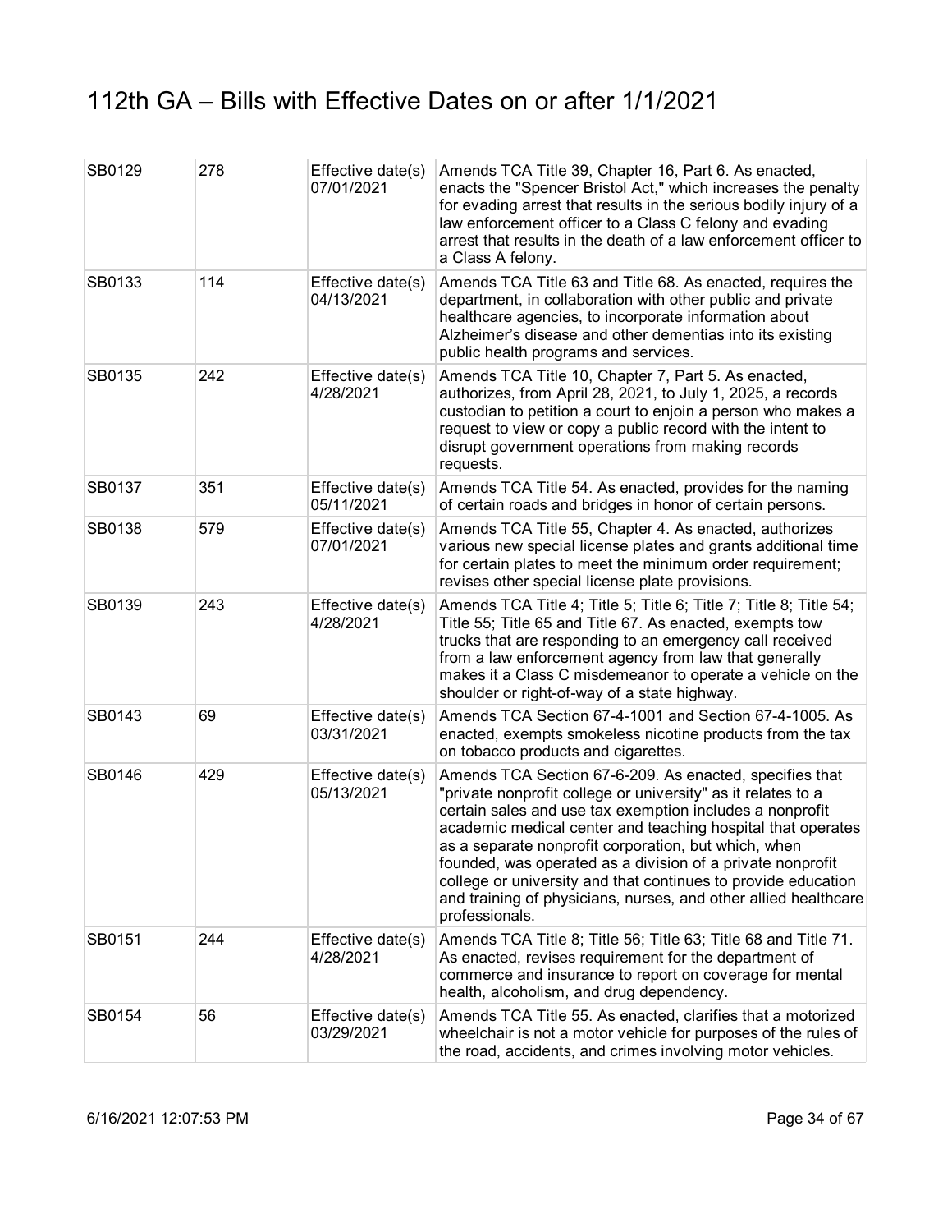# 112th GA – Bills with Effective Dates on or after 1/1/2021

| | | | |
|---|---|---|---|
| SB0129 | 278 | Effective date(s) 07/01/2021 | Amends TCA Title 39, Chapter 16, Part 6. As enacted, enacts the "Spencer Bristol Act," which increases the penalty for evading arrest that results in the serious bodily injury of a law enforcement officer to a Class C felony and evading arrest that results in the death of a law enforcement officer to a Class A felony. |
| SB0133 | 114 | Effective date(s) 04/13/2021 | Amends TCA Title 63 and Title 68. As enacted, requires the department, in collaboration with other public and private healthcare agencies, to incorporate information about Alzheimer's disease and other dementias into its existing public health programs and services. |
| SB0135 | 242 | Effective date(s) 4/28/2021 | Amends TCA Title 10, Chapter 7, Part 5. As enacted, authorizes, from April 28, 2021, to July 1, 2025, a records custodian to petition a court to enjoin a person who makes a request to view or copy a public record with the intent to disrupt government operations from making records requests. |
| SB0137 | 351 | Effective date(s) 05/11/2021 | Amends TCA Title 54. As enacted, provides for the naming of certain roads and bridges in honor of certain persons. |
| SB0138 | 579 | Effective date(s) 07/01/2021 | Amends TCA Title 55, Chapter 4. As enacted, authorizes various new special license plates and grants additional time for certain plates to meet the minimum order requirement; revises other special license plate provisions. |
| SB0139 | 243 | Effective date(s) 4/28/2021 | Amends TCA Title 4; Title 5; Title 6; Title 7; Title 8; Title 54; Title 55; Title 65 and Title 67. As enacted, exempts tow trucks that are responding to an emergency call received from a law enforcement agency from law that generally makes it a Class C misdemeanor to operate a vehicle on the shoulder or right-of-way of a state highway. |
| SB0143 | 69 | Effective date(s) 03/31/2021 | Amends TCA Section 67-4-1001 and Section 67-4-1005. As enacted, exempts smokeless nicotine products from the tax on tobacco products and cigarettes. |
| SB0146 | 429 | Effective date(s) 05/13/2021 | Amends TCA Section 67-6-209. As enacted, specifies that "private nonprofit college or university" as it relates to a certain sales and use tax exemption includes a nonprofit academic medical center and teaching hospital that operates as a separate nonprofit corporation, but which, when founded, was operated as a division of a private nonprofit college or university and that continues to provide education and training of physicians, nurses, and other allied healthcare professionals. |
| SB0151 | 244 | Effective date(s) 4/28/2021 | Amends TCA Title 8; Title 56; Title 63; Title 68 and Title 71. As enacted, revises requirement for the department of commerce and insurance to report on coverage for mental health, alcoholism, and drug dependency. |
| SB0154 | 56 | Effective date(s) 03/29/2021 | Amends TCA Title 55. As enacted, clarifies that a motorized wheelchair is not a motor vehicle for purposes of the rules of the road, accidents, and crimes involving motor vehicles. |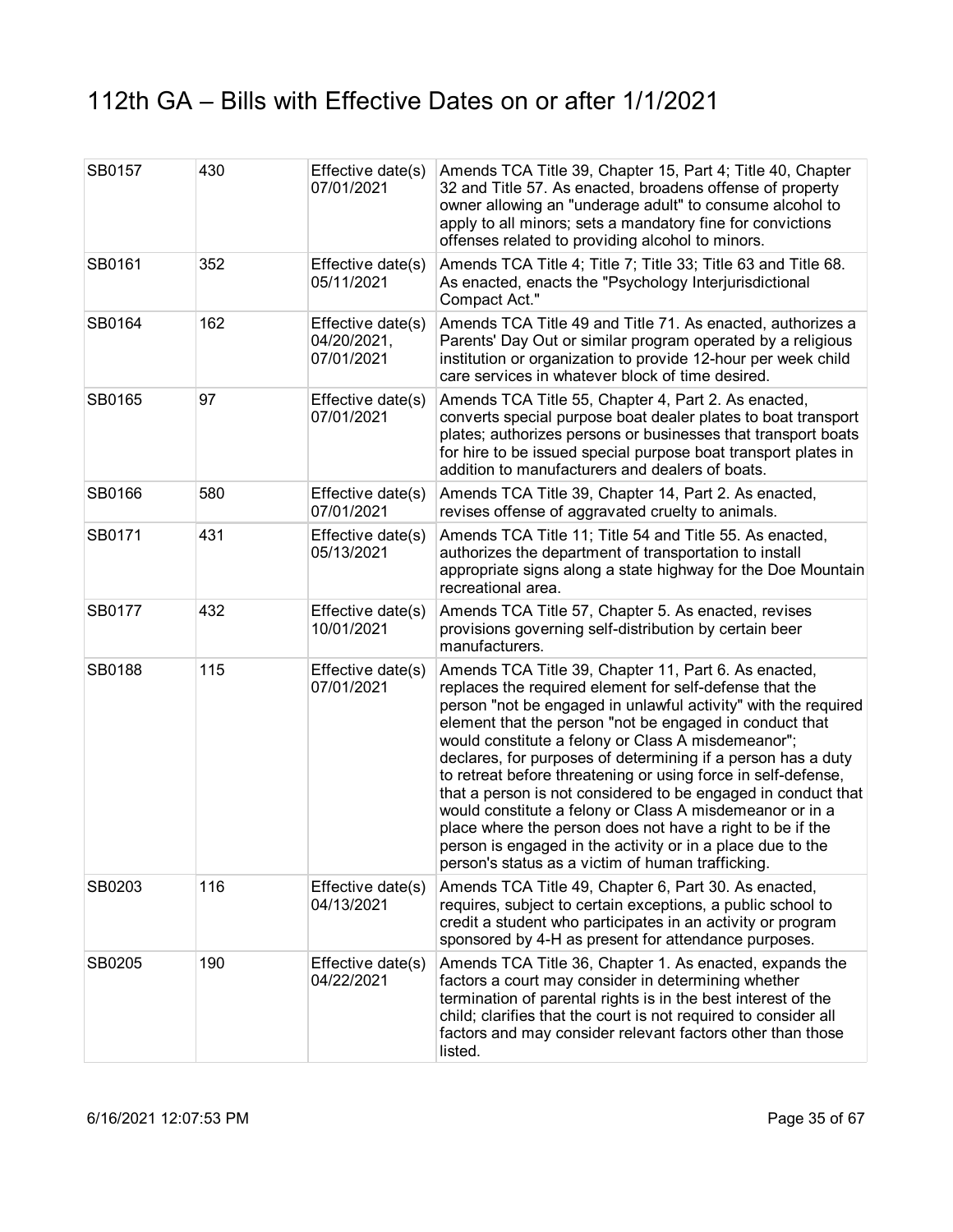# 112th GA – Bills with Effective Dates on or after 1/1/2021

| | | | |
|---|---|---|---|
| SB0157 | 430 | Effective date(s) 07/01/2021 | Amends TCA Title 39, Chapter 15, Part 4; Title 40, Chapter 32 and Title 57. As enacted, broadens offense of property owner allowing an "underage adult" to consume alcohol to apply to all minors; sets a mandatory fine for convictions offenses related to providing alcohol to minors. |
| SB0161 | 352 | Effective date(s) 05/11/2021 | Amends TCA Title 4; Title 7; Title 33; Title 63 and Title 68. As enacted, enacts the "Psychology Interjurisdictional Compact Act." |
| SB0164 | 162 | Effective date(s) 04/20/2021, 07/01/2021 | Amends TCA Title 49 and Title 71. As enacted, authorizes a Parents' Day Out or similar program operated by a religious institution or organization to provide 12-hour per week child care services in whatever block of time desired. |
| SB0165 | 97 | Effective date(s) 07/01/2021 | Amends TCA Title 55, Chapter 4, Part 2. As enacted, converts special purpose boat dealer plates to boat transport plates; authorizes persons or businesses that transport boats for hire to be issued special purpose boat transport plates in addition to manufacturers and dealers of boats. |
| SB0166 | 580 | Effective date(s) 07/01/2021 | Amends TCA Title 39, Chapter 14, Part 2. As enacted, revises offense of aggravated cruelty to animals. |
| SB0171 | 431 | Effective date(s) 05/13/2021 | Amends TCA Title 11; Title 54 and Title 55. As enacted, authorizes the department of transportation to install appropriate signs along a state highway for the Doe Mountain recreational area. |
| SB0177 | 432 | Effective date(s) 10/01/2021 | Amends TCA Title 57, Chapter 5. As enacted, revises provisions governing self-distribution by certain beer manufacturers. |
| SB0188 | 115 | Effective date(s) 07/01/2021 | Amends TCA Title 39, Chapter 11, Part 6. As enacted, replaces the required element for self-defense that the person "not be engaged in unlawful activity" with the required element that the person "not be engaged in conduct that would constitute a felony or Class A misdemeanor"; declares, for purposes of determining if a person has a duty to retreat before threatening or using force in self-defense, that a person is not considered to be engaged in conduct that would constitute a felony or Class A misdemeanor or in a place where the person does not have a right to be if the person is engaged in the activity or in a place due to the person's status as a victim of human trafficking. |
| SB0203 | 116 | Effective date(s) 04/13/2021 | Amends TCA Title 49, Chapter 6, Part 30. As enacted, requires, subject to certain exceptions, a public school to credit a student who participates in an activity or program sponsored by 4-H as present for attendance purposes. |
| SB0205 | 190 | Effective date(s) 04/22/2021 | Amends TCA Title 36, Chapter 1. As enacted, expands the factors a court may consider in determining whether termination of parental rights is in the best interest of the child; clarifies that the court is not required to consider all factors and may consider relevant factors other than those listed. |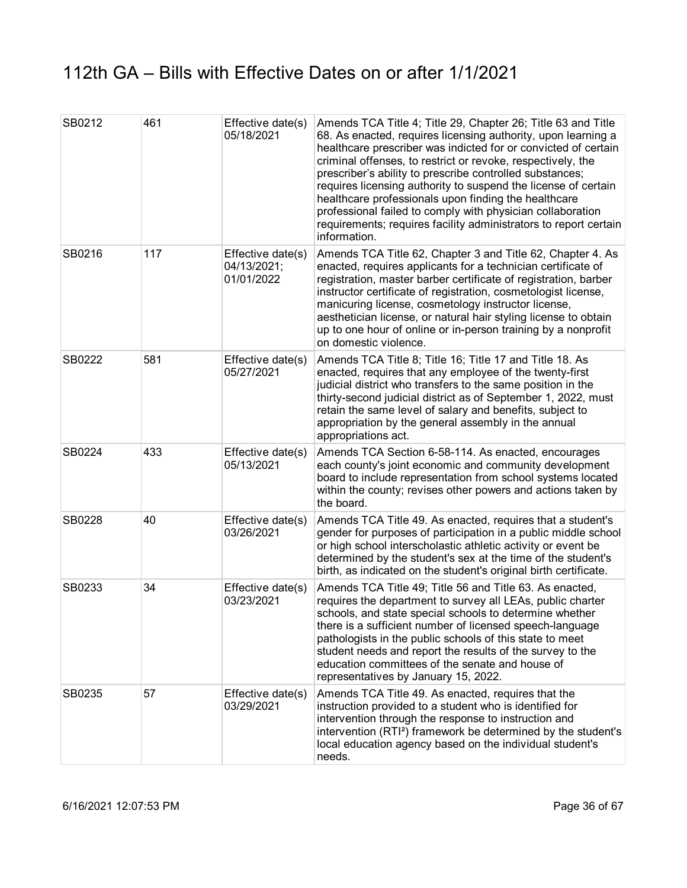# 112th GA – Bills with Effective Dates on or after 1/1/2021

| | | | |
|---|---|---|---|
| SB0212 | 461 | Effective date(s) 05/18/2021 | Amends TCA Title 4; Title 29, Chapter 26; Title 63 and Title 68. As enacted, requires licensing authority, upon learning a healthcare prescriber was indicted for or convicted of certain criminal offenses, to restrict or revoke, respectively, the prescriber's ability to prescribe controlled substances; requires licensing authority to suspend the license of certain healthcare professionals upon finding the healthcare professional failed to comply with physician collaboration requirements; requires facility administrators to report certain information. |
| SB0216 | 117 | Effective date(s) 04/13/2021; 01/01/2022 | Amends TCA Title 62, Chapter 3 and Title 62, Chapter 4. As enacted, requires applicants for a technician certificate of registration, master barber certificate of registration, barber instructor certificate of registration, cosmetologist license, manicuring license, cosmetology instructor license, aesthetician license, or natural hair styling license to obtain up to one hour of online or in-person training by a nonprofit on domestic violence. |
| SB0222 | 581 | Effective date(s) 05/27/2021 | Amends TCA Title 8; Title 16; Title 17 and Title 18. As enacted, requires that any employee of the twenty-first judicial district who transfers to the same position in the thirty-second judicial district as of September 1, 2022, must retain the same level of salary and benefits, subject to appropriation by the general assembly in the annual appropriations act. |
| SB0224 | 433 | Effective date(s) 05/13/2021 | Amends TCA Section 6-58-114. As enacted, encourages each county's joint economic and community development board to include representation from school systems located within the county; revises other powers and actions taken by the board. |
| SB0228 | 40 | Effective date(s) 03/26/2021 | Amends TCA Title 49. As enacted, requires that a student's gender for purposes of participation in a public middle school or high school interscholastic athletic activity or event be determined by the student's sex at the time of the student's birth, as indicated on the student's original birth certificate. |
| SB0233 | 34 | Effective date(s) 03/23/2021 | Amends TCA Title 49; Title 56 and Title 63. As enacted, requires the department to survey all LEAs, public charter schools, and state special schools to determine whether there is a sufficient number of licensed speech-language pathologists in the public schools of this state to meet student needs and report the results of the survey to the education committees of the senate and house of representatives by January 15, 2022. |
| SB0235 | 57 | Effective date(s) 03/29/2021 | Amends TCA Title 49. As enacted, requires that the instruction provided to a student who is identified for intervention through the response to instruction and intervention (RTI²) framework be determined by the student's local education agency based on the individual student's needs. |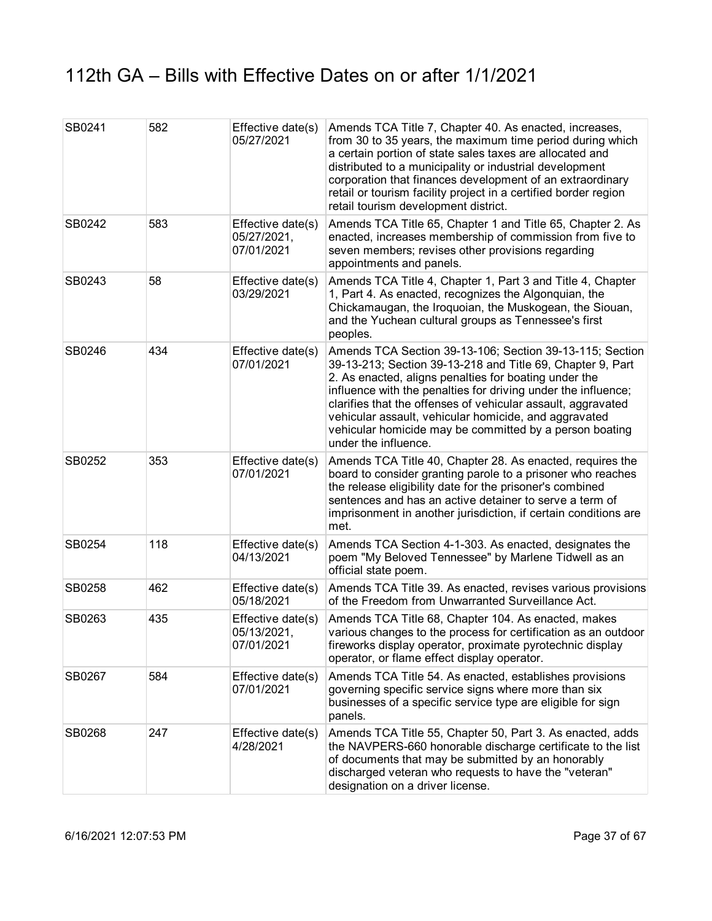# 112th GA – Bills with Effective Dates on or after 1/1/2021

| | | | |
|---|---|---|---|
| SB0241 | 582 | Effective date(s) 05/27/2021 | Amends TCA Title 7, Chapter 40. As enacted, increases, from 30 to 35 years, the maximum time period during which a certain portion of state sales taxes are allocated and distributed to a municipality or industrial development corporation that finances development of an extraordinary retail or tourism facility project in a certified border region retail tourism development district. |
| SB0242 | 583 | Effective date(s) 05/27/2021, 07/01/2021 | Amends TCA Title 65, Chapter 1 and Title 65, Chapter 2. As enacted, increases membership of commission from five to seven members; revises other provisions regarding appointments and panels. |
| SB0243 | 58 | Effective date(s) 03/29/2021 | Amends TCA Title 4, Chapter 1, Part 3 and Title 4, Chapter 1, Part 4. As enacted, recognizes the Algonquian, the Chickamaugan, the Iroquoian, the Muskogean, the Siouan, and the Yuchean cultural groups as Tennessee's first peoples. |
| SB0246 | 434 | Effective date(s) 07/01/2021 | Amends TCA Section 39-13-106; Section 39-13-115; Section 39-13-213; Section 39-13-218 and Title 69, Chapter 9, Part 2. As enacted, aligns penalties for boating under the influence with the penalties for driving under the influence; clarifies that the offenses of vehicular assault, aggravated vehicular assault, vehicular homicide, and aggravated vehicular homicide may be committed by a person boating under the influence. |
| SB0252 | 353 | Effective date(s) 07/01/2021 | Amends TCA Title 40, Chapter 28. As enacted, requires the board to consider granting parole to a prisoner who reaches the release eligibility date for the prisoner's combined sentences and has an active detainer to serve a term of imprisonment in another jurisdiction, if certain conditions are met. |
| SB0254 | 118 | Effective date(s) 04/13/2021 | Amends TCA Section 4-1-303. As enacted, designates the poem "My Beloved Tennessee" by Marlene Tidwell as an official state poem. |
| SB0258 | 462 | Effective date(s) 05/18/2021 | Amends TCA Title 39. As enacted, revises various provisions of the Freedom from Unwarranted Surveillance Act. |
| SB0263 | 435 | Effective date(s) 05/13/2021, 07/01/2021 | Amends TCA Title 68, Chapter 104. As enacted, makes various changes to the process for certification as an outdoor fireworks display operator, proximate pyrotechnic display operator, or flame effect display operator. |
| SB0267 | 584 | Effective date(s) 07/01/2021 | Amends TCA Title 54. As enacted, establishes provisions governing specific service signs where more than six businesses of a specific service type are eligible for sign panels. |
| SB0268 | 247 | Effective date(s) 4/28/2021 | Amends TCA Title 55, Chapter 50, Part 3. As enacted, adds the NAVPERS-660 honorable discharge certificate to the list of documents that may be submitted by an honorably discharged veteran who requests to have the "veteran" designation on a driver license. |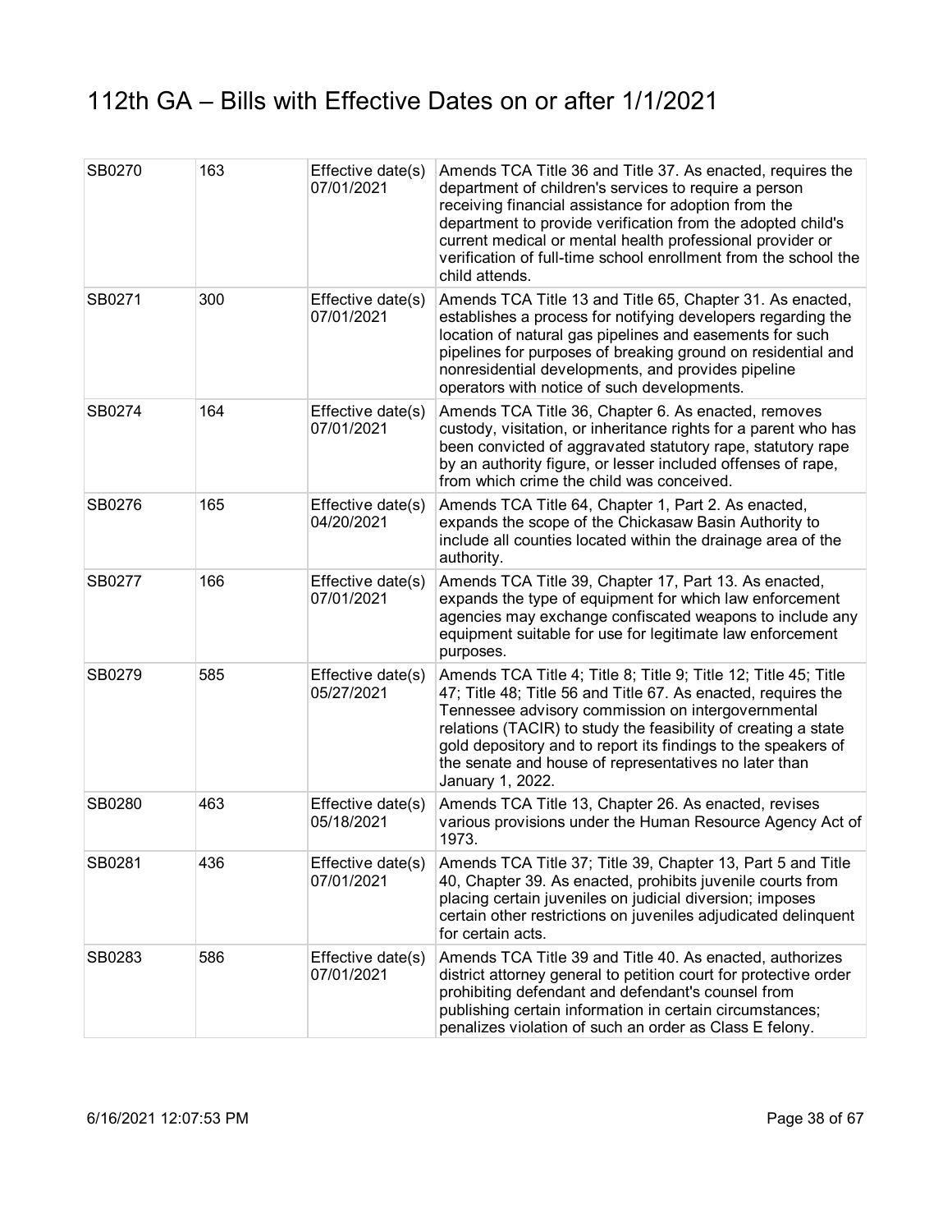# 112th GA – Bills with Effective Dates on or after 1/1/2021

| | | | |
|---|---|---|---|
| SB0270 | 163 | Effective date(s) 07/01/2021 | Amends TCA Title 36 and Title 37. As enacted, requires the department of children's services to require a person receiving financial assistance for adoption from the department to provide verification from the adopted child's current medical or mental health professional provider or verification of full-time school enrollment from the school the child attends. |
| SB0271 | 300 | Effective date(s) 07/01/2021 | Amends TCA Title 13 and Title 65, Chapter 31. As enacted, establishes a process for notifying developers regarding the location of natural gas pipelines and easements for such pipelines for purposes of breaking ground on residential and nonresidential developments, and provides pipeline operators with notice of such developments. |
| SB0274 | 164 | Effective date(s) 07/01/2021 | Amends TCA Title 36, Chapter 6. As enacted, removes custody, visitation, or inheritance rights for a parent who has been convicted of aggravated statutory rape, statutory rape by an authority figure, or lesser included offenses of rape, from which crime the child was conceived. |
| SB0276 | 165 | Effective date(s) 04/20/2021 | Amends TCA Title 64, Chapter 1, Part 2. As enacted, expands the scope of the Chickasaw Basin Authority to include all counties located within the drainage area of the authority. |
| SB0277 | 166 | Effective date(s) 07/01/2021 | Amends TCA Title 39, Chapter 17, Part 13. As enacted, expands the type of equipment for which law enforcement agencies may exchange confiscated weapons to include any equipment suitable for use for legitimate law enforcement purposes. |
| SB0279 | 585 | Effective date(s) 05/27/2021 | Amends TCA Title 4; Title 8; Title 9; Title 12; Title 45; Title 47; Title 48; Title 56 and Title 67. As enacted, requires the Tennessee advisory commission on intergovernmental relations (TACIR) to study the feasibility of creating a state gold depository and to report its findings to the speakers of the senate and house of representatives no later than January 1, 2022. |
| SB0280 | 463 | Effective date(s) 05/18/2021 | Amends TCA Title 13, Chapter 26. As enacted, revises various provisions under the Human Resource Agency Act of 1973. |
| SB0281 | 436 | Effective date(s) 07/01/2021 | Amends TCA Title 37; Title 39, Chapter 13, Part 5 and Title 40, Chapter 39. As enacted, prohibits juvenile courts from placing certain juveniles on judicial diversion; imposes certain other restrictions on juveniles adjudicated delinquent for certain acts. |
| SB0283 | 586 | Effective date(s) 07/01/2021 | Amends TCA Title 39 and Title 40. As enacted, authorizes district attorney general to petition court for protective order prohibiting defendant and defendant's counsel from publishing certain information in certain circumstances; penalizes violation of such an order as Class E felony. |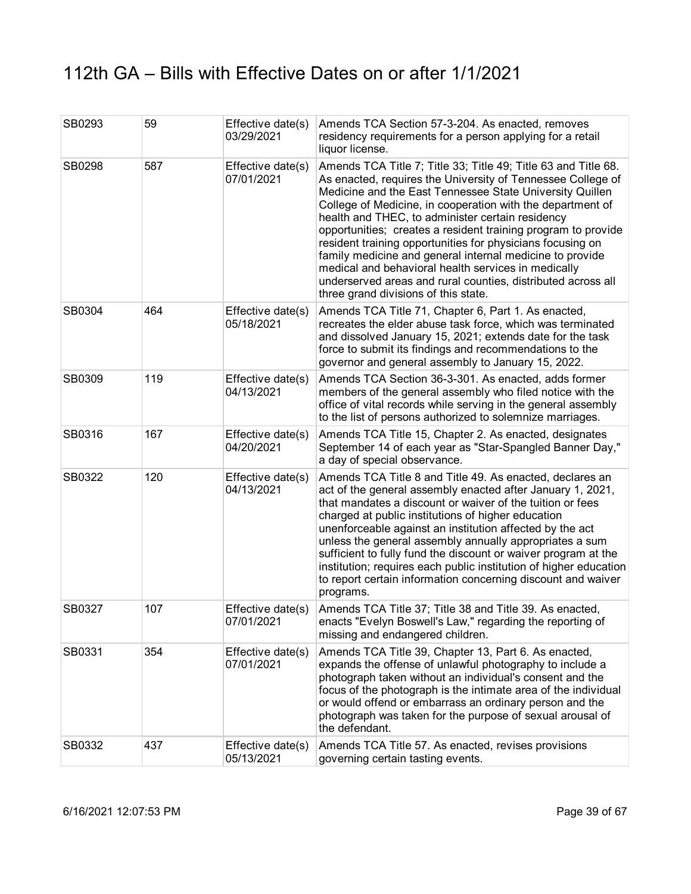# 112th GA – Bills with Effective Dates on or after 1/1/2021

| | | | |
|---|---|---|---|
| SB0293 | 59 | Effective date(s) 03/29/2021 | Amends TCA Section 57-3-204. As enacted, removes residency requirements for a person applying for a retail liquor license. |
| SB0298 | 587 | Effective date(s) 07/01/2021 | Amends TCA Title 7; Title 33; Title 49; Title 63 and Title 68. As enacted, requires the University of Tennessee College of Medicine and the East Tennessee State University Quillen College of Medicine, in cooperation with the department of health and THEC, to administer certain residency opportunities; creates a resident training program to provide resident training opportunities for physicians focusing on family medicine and general internal medicine to provide medical and behavioral health services in medically underserved areas and rural counties, distributed across all three grand divisions of this state. |
| SB0304 | 464 | Effective date(s) 05/18/2021 | Amends TCA Title 71, Chapter 6, Part 1. As enacted, recreates the elder abuse task force, which was terminated and dissolved January 15, 2021; extends date for the task force to submit its findings and recommendations to the governor and general assembly to January 15, 2022. |
| SB0309 | 119 | Effective date(s) 04/13/2021 | Amends TCA Section 36-3-301. As enacted, adds former members of the general assembly who filed notice with the office of vital records while serving in the general assembly to the list of persons authorized to solemnize marriages. |
| SB0316 | 167 | Effective date(s) 04/20/2021 | Amends TCA Title 15, Chapter 2. As enacted, designates September 14 of each year as "Star-Spangled Banner Day," a day of special observance. |
| SB0322 | 120 | Effective date(s) 04/13/2021 | Amends TCA Title 8 and Title 49. As enacted, declares an act of the general assembly enacted after January 1, 2021, that mandates a discount or waiver of the tuition or fees charged at public institutions of higher education unenforceable against an institution affected by the act unless the general assembly annually appropriates a sum sufficient to fully fund the discount or waiver program at the institution; requires each public institution of higher education to report certain information concerning discount and waiver programs. |
| SB0327 | 107 | Effective date(s) 07/01/2021 | Amends TCA Title 37; Title 38 and Title 39. As enacted, enacts "Evelyn Boswell's Law," regarding the reporting of missing and endangered children. |
| SB0331 | 354 | Effective date(s) 07/01/2021 | Amends TCA Title 39, Chapter 13, Part 6. As enacted, expands the offense of unlawful photography to include a photograph taken without an individual's consent and the focus of the photograph is the intimate area of the individual or would offend or embarrass an ordinary person and the photograph was taken for the purpose of sexual arousal of the defendant. |
| SB0332 | 437 | Effective date(s) 05/13/2021 | Amends TCA Title 57. As enacted, revises provisions governing certain tasting events. |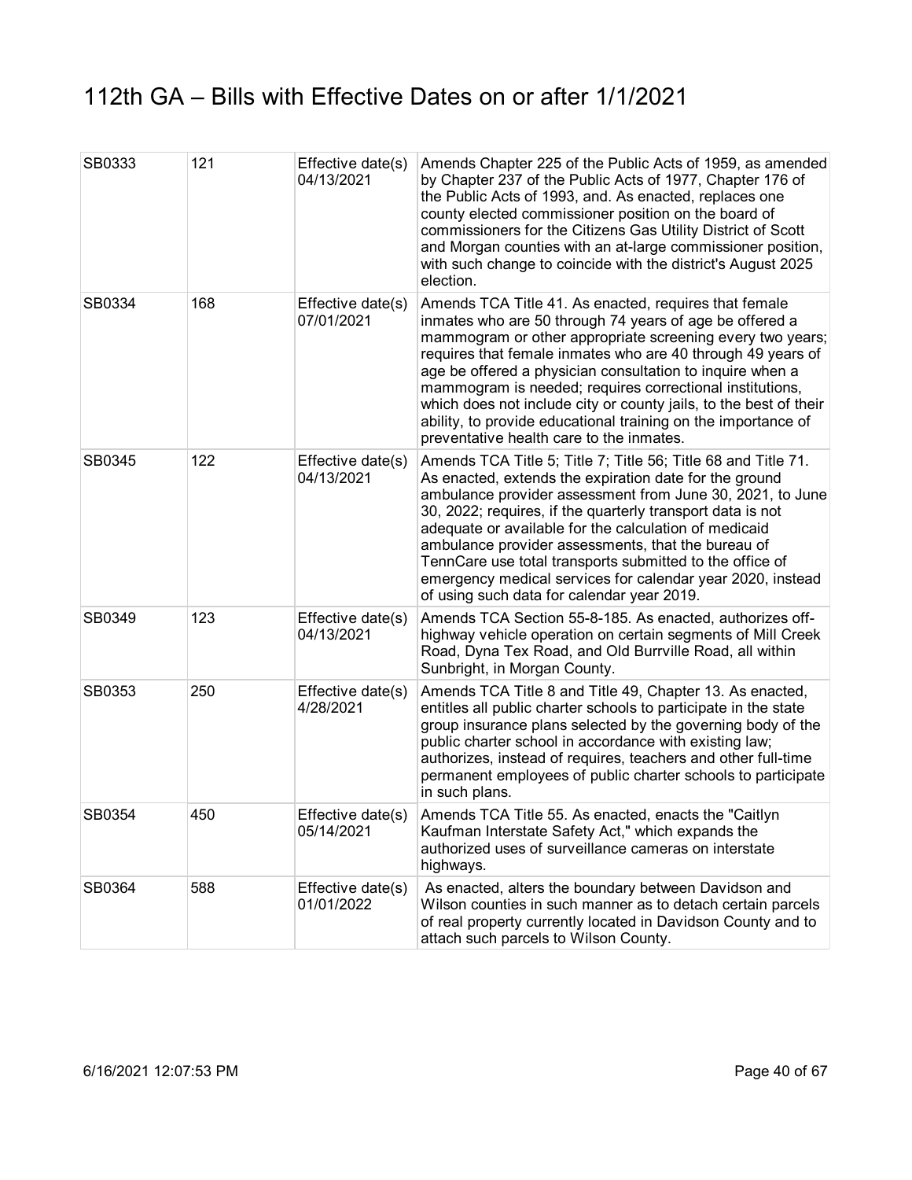# 112th GA – Bills with Effective Dates on or after 1/1/2021

| | | | |
|---|---|---|---|
| SB0333 | 121 | Effective date(s) 04/13/2021 | Amends Chapter 225 of the Public Acts of 1959, as amended by Chapter 237 of the Public Acts of 1977, Chapter 176 of the Public Acts of 1993, and. As enacted, replaces one county elected commissioner position on the board of commissioners for the Citizens Gas Utility District of Scott and Morgan counties with an at-large commissioner position, with such change to coincide with the district's August 2025 election. |
| SB0334 | 168 | Effective date(s) 07/01/2021 | Amends TCA Title 41. As enacted, requires that female inmates who are 50 through 74 years of age be offered a mammogram or other appropriate screening every two years; requires that female inmates who are 40 through 49 years of age be offered a physician consultation to inquire when a mammogram is needed; requires correctional institutions, which does not include city or county jails, to the best of their ability, to provide educational training on the importance of preventative health care to the inmates. |
| SB0345 | 122 | Effective date(s) 04/13/2021 | Amends TCA Title 5; Title 7; Title 56; Title 68 and Title 71. As enacted, extends the expiration date for the ground ambulance provider assessment from June 30, 2021, to June 30, 2022; requires, if the quarterly transport data is not adequate or available for the calculation of medicaid ambulance provider assessments, that the bureau of TennCare use total transports submitted to the office of emergency medical services for calendar year 2020, instead of using such data for calendar year 2019. |
| SB0349 | 123 | Effective date(s) 04/13/2021 | Amends TCA Section 55-8-185. As enacted, authorizes off-highway vehicle operation on certain segments of Mill Creek Road, Dyna Tex Road, and Old Burrville Road, all within Sunbright, in Morgan County. |
| SB0353 | 250 | Effective date(s) 4/28/2021 | Amends TCA Title 8 and Title 49, Chapter 13. As enacted, entitles all public charter schools to participate in the state group insurance plans selected by the governing body of the public charter school in accordance with existing law; authorizes, instead of requires, teachers and other full-time permanent employees of public charter schools to participate in such plans. |
| SB0354 | 450 | Effective date(s) 05/14/2021 | Amends TCA Title 55. As enacted, enacts the "Caitlyn Kaufman Interstate Safety Act," which expands the authorized uses of surveillance cameras on interstate highways. |
| SB0364 | 588 | Effective date(s) 01/01/2022 | As enacted, alters the boundary between Davidson and Wilson counties in such manner as to detach certain parcels of real property currently located in Davidson County and to attach such parcels to Wilson County. |

6/16/2021 12:07:53 PM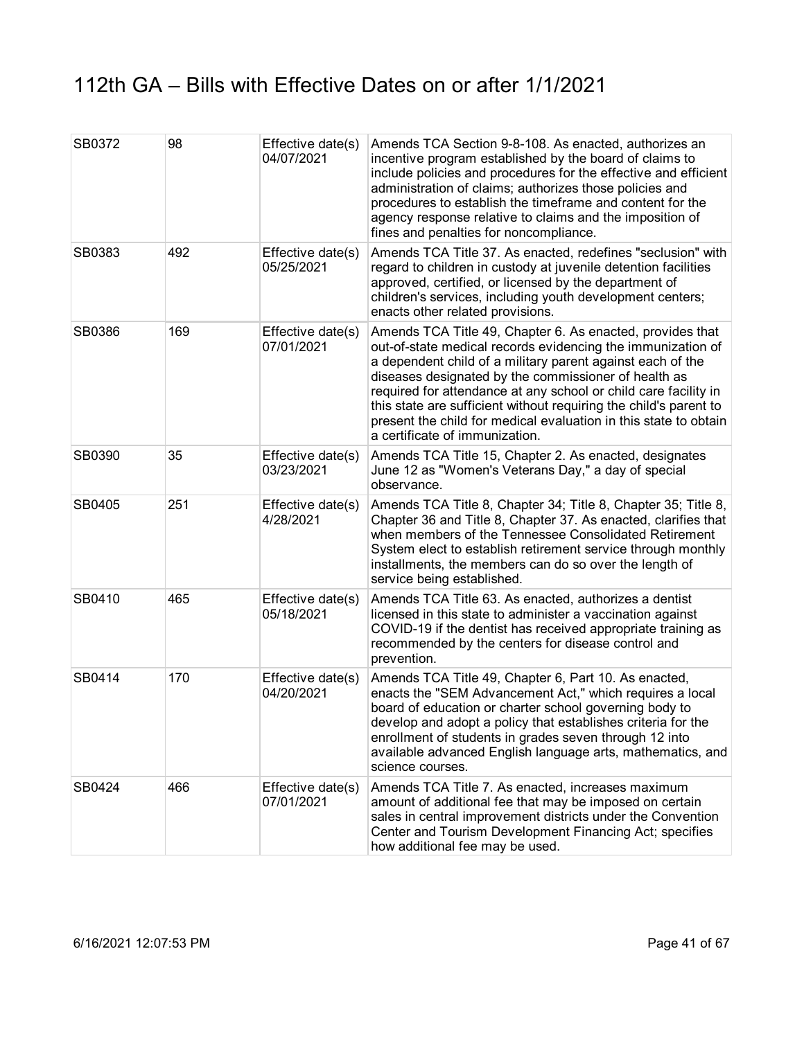# 112th GA – Bills with Effective Dates on or after 1/1/2021

| | | | |
|---|---|---|---|
| SB0372 | 98 | Effective date(s) 04/07/2021 | Amends TCA Section 9-8-108. As enacted, authorizes an incentive program established by the board of claims to include policies and procedures for the effective and efficient administration of claims; authorizes those policies and procedures to establish the timeframe and content for the agency response relative to claims and the imposition of fines and penalties for noncompliance. |
| SB0383 | 492 | Effective date(s) 05/25/2021 | Amends TCA Title 37. As enacted, redefines "seclusion" with regard to children in custody at juvenile detention facilities approved, certified, or licensed by the department of children's services, including youth development centers; enacts other related provisions. |
| SB0386 | 169 | Effective date(s) 07/01/2021 | Amends TCA Title 49, Chapter 6. As enacted, provides that out-of-state medical records evidencing the immunization of a dependent child of a military parent against each of the diseases designated by the commissioner of health as required for attendance at any school or child care facility in this state are sufficient without requiring the child's parent to present the child for medical evaluation in this state to obtain a certificate of immunization. |
| SB0390 | 35 | Effective date(s) 03/23/2021 | Amends TCA Title 15, Chapter 2. As enacted, designates June 12 as "Women's Veterans Day," a day of special observance. |
| SB0405 | 251 | Effective date(s) 4/28/2021 | Amends TCA Title 8, Chapter 34; Title 8, Chapter 35; Title 8, Chapter 36 and Title 8, Chapter 37. As enacted, clarifies that when members of the Tennessee Consolidated Retirement System elect to establish retirement service through monthly installments, the members can do so over the length of service being established. |
| SB0410 | 465 | Effective date(s) 05/18/2021 | Amends TCA Title 63. As enacted, authorizes a dentist licensed in this state to administer a vaccination against COVID-19 if the dentist has received appropriate training as recommended by the centers for disease control and prevention. |
| SB0414 | 170 | Effective date(s) 04/20/2021 | Amends TCA Title 49, Chapter 6, Part 10. As enacted, enacts the "SEM Advancement Act," which requires a local board of education or charter school governing body to develop and adopt a policy that establishes criteria for the enrollment of students in grades seven through 12 into available advanced English language arts, mathematics, and science courses. |
| SB0424 | 466 | Effective date(s) 07/01/2021 | Amends TCA Title 7. As enacted, increases maximum amount of additional fee that may be imposed on certain sales in central improvement districts under the Convention Center and Tourism Development Financing Act; specifies how additional fee may be used. |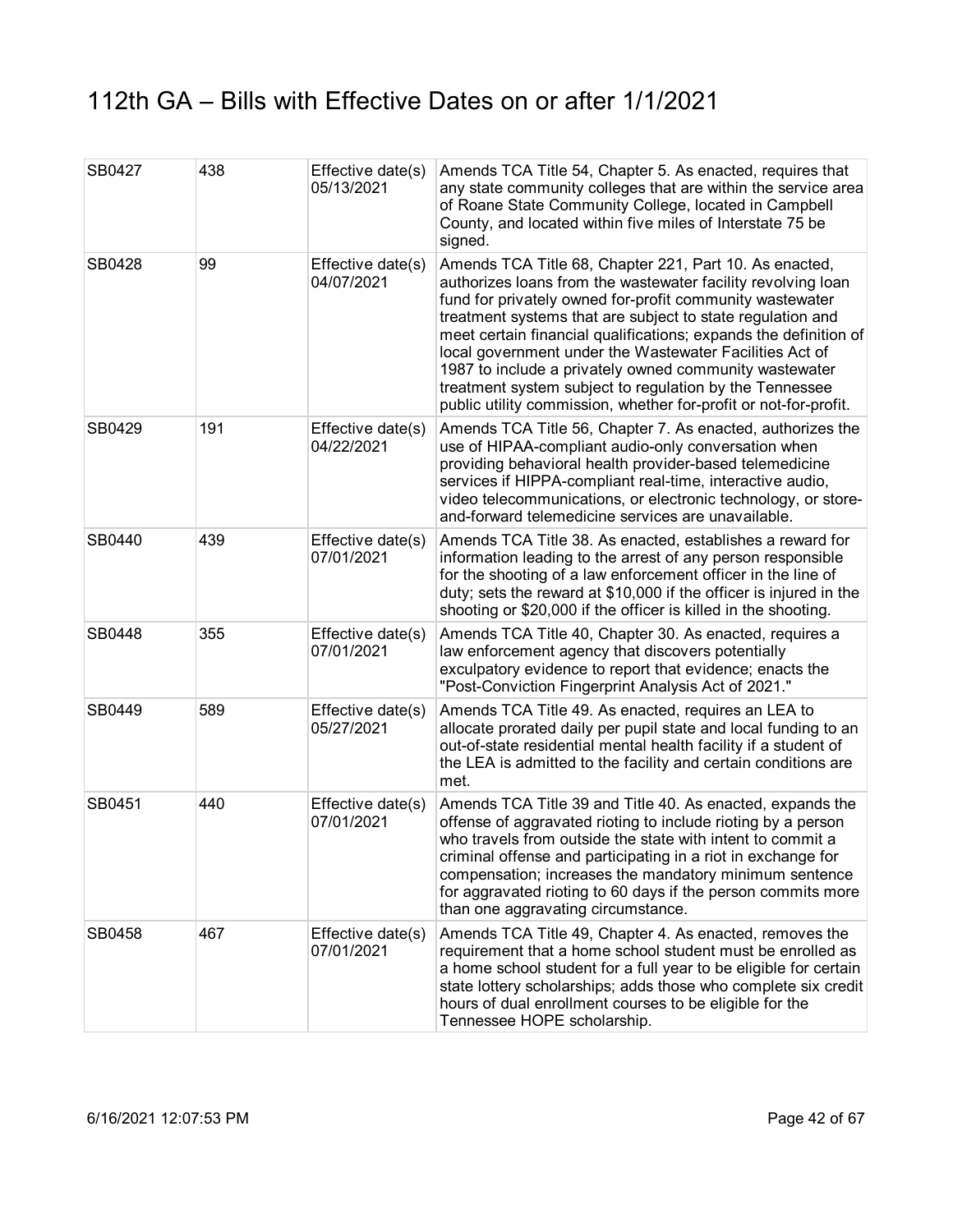# 112th GA – Bills with Effective Dates on or after 1/1/2021

| | | | |
|---|---|---|---|
| SB0427 | 438 | Effective date(s) 05/13/2021 | Amends TCA Title 54, Chapter 5. As enacted, requires that any state community colleges that are within the service area of Roane State Community College, located in Campbell County, and located within five miles of Interstate 75 be signed. |
| SB0428 | 99 | Effective date(s) 04/07/2021 | Amends TCA Title 68, Chapter 221, Part 10. As enacted, authorizes loans from the wastewater facility revolving loan fund for privately owned for-profit community wastewater treatment systems that are subject to state regulation and meet certain financial qualifications; expands the definition of local government under the Wastewater Facilities Act of 1987 to include a privately owned community wastewater treatment system subject to regulation by the Tennessee public utility commission, whether for-profit or not-for-profit. |
| SB0429 | 191 | Effective date(s) 04/22/2021 | Amends TCA Title 56, Chapter 7. As enacted, authorizes the use of HIPAA-compliant audio-only conversation when providing behavioral health provider-based telemedicine services if HIPPA-compliant real-time, interactive audio, video telecommunications, or electronic technology, or store-and-forward telemedicine services are unavailable. |
| SB0440 | 439 | Effective date(s) 07/01/2021 | Amends TCA Title 38. As enacted, establishes a reward for information leading to the arrest of any person responsible for the shooting of a law enforcement officer in the line of duty; sets the reward at $10,000 if the officer is injured in the shooting or $20,000 if the officer is killed in the shooting. |
| SB0448 | 355 | Effective date(s) 07/01/2021 | Amends TCA Title 40, Chapter 30. As enacted, requires a law enforcement agency that discovers potentially exculpatory evidence to report that evidence; enacts the "Post-Conviction Fingerprint Analysis Act of 2021." |
| SB0449 | 589 | Effective date(s) 05/27/2021 | Amends TCA Title 49. As enacted, requires an LEA to allocate prorated daily per pupil state and local funding to an out-of-state residential mental health facility if a student of the LEA is admitted to the facility and certain conditions are met. |
| SB0451 | 440 | Effective date(s) 07/01/2021 | Amends TCA Title 39 and Title 40. As enacted, expands the offense of aggravated rioting to include rioting by a person who travels from outside the state with intent to commit a criminal offense and participating in a riot in exchange for compensation; increases the mandatory minimum sentence for aggravated rioting to 60 days if the person commits more than one aggravating circumstance. |
| SB0458 | 467 | Effective date(s) 07/01/2021 | Amends TCA Title 49, Chapter 4. As enacted, removes the requirement that a home school student must be enrolled as a home school student for a full year to be eligible for certain state lottery scholarships; adds those who complete six credit hours of dual enrollment courses to be eligible for the Tennessee HOPE scholarship. |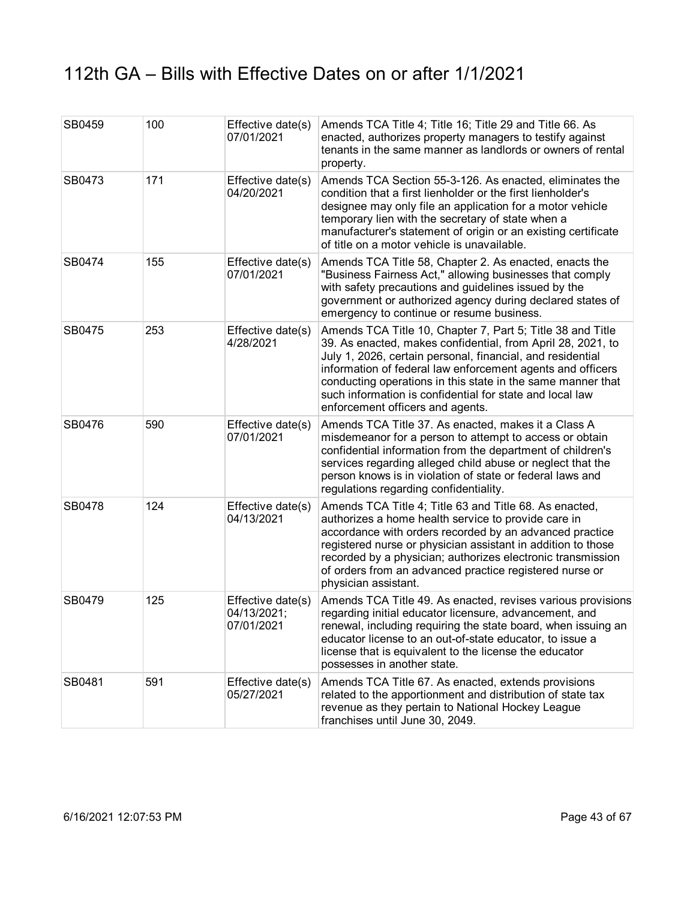# 112th GA – Bills with Effective Dates on or after 1/1/2021

| | | | |
|---|---|---|---|
| SB0459 | 100 | Effective date(s) 07/01/2021 | Amends TCA Title 4; Title 16; Title 29 and Title 66. As enacted, authorizes property managers to testify against tenants in the same manner as landlords or owners of rental property. |
| SB0473 | 171 | Effective date(s) 04/20/2021 | Amends TCA Section 55-3-126. As enacted, eliminates the condition that a first lienholder or the first lienholder's designee may only file an application for a motor vehicle temporary lien with the secretary of state when a manufacturer's statement of origin or an existing certificate of title on a motor vehicle is unavailable. |
| SB0474 | 155 | Effective date(s) 07/01/2021 | Amends TCA Title 58, Chapter 2. As enacted, enacts the "Business Fairness Act," allowing businesses that comply with safety precautions and guidelines issued by the government or authorized agency during declared states of emergency to continue or resume business. |
| SB0475 | 253 | Effective date(s) 4/28/2021 | Amends TCA Title 10, Chapter 7, Part 5; Title 38 and Title 39. As enacted, makes confidential, from April 28, 2021, to July 1, 2026, certain personal, financial, and residential information of federal law enforcement agents and officers conducting operations in this state in the same manner that such information is confidential for state and local law enforcement officers and agents. |
| SB0476 | 590 | Effective date(s) 07/01/2021 | Amends TCA Title 37. As enacted, makes it a Class A misdemeanor for a person to attempt to access or obtain confidential information from the department of children's services regarding alleged child abuse or neglect that the person knows is in violation of state or federal laws and regulations regarding confidentiality. |
| SB0478 | 124 | Effective date(s) 04/13/2021 | Amends TCA Title 4; Title 63 and Title 68. As enacted, authorizes a home health service to provide care in accordance with orders recorded by an advanced practice registered nurse or physician assistant in addition to those recorded by a physician; authorizes electronic transmission of orders from an advanced practice registered nurse or physician assistant. |
| SB0479 | 125 | Effective date(s) 04/13/2021; 07/01/2021 | Amends TCA Title 49. As enacted, revises various provisions regarding initial educator licensure, advancement, and renewal, including requiring the state board, when issuing an educator license to an out-of-state educator, to issue a license that is equivalent to the license the educator possesses in another state. |
| SB0481 | 591 | Effective date(s) 05/27/2021 | Amends TCA Title 67. As enacted, extends provisions related to the apportionment and distribution of state tax revenue as they pertain to National Hockey League franchises until June 30, 2049. |

6/16/2021 12:07:53 PM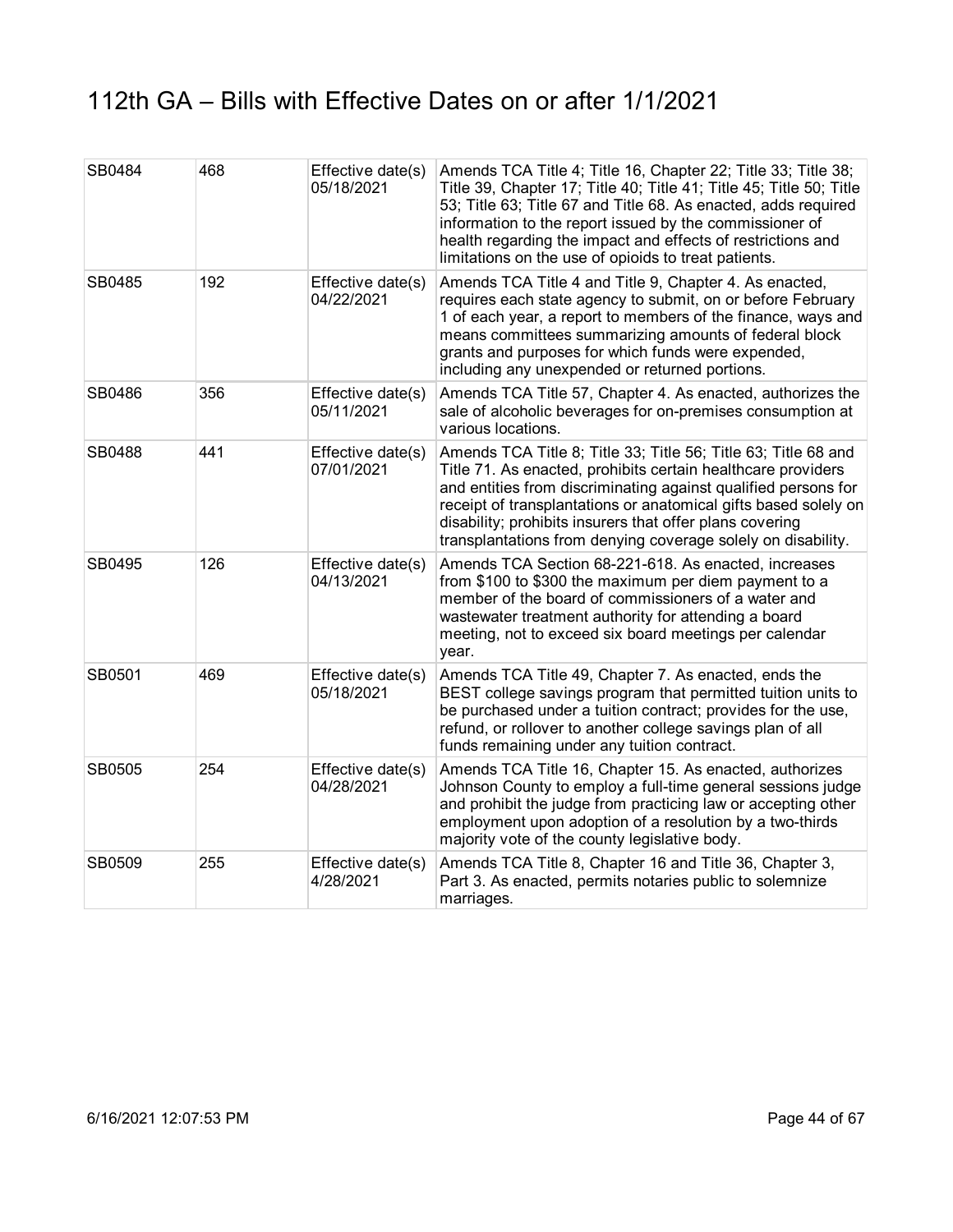# 112th GA – Bills with Effective Dates on or after 1/1/2021

| | | | |
|---|---|---|---|
| SB0484 | 468 | Effective date(s) 05/18/2021 | Amends TCA Title 4; Title 16, Chapter 22; Title 33; Title 38; Title 39, Chapter 17; Title 40; Title 41; Title 45; Title 50; Title 53; Title 63; Title 67 and Title 68. As enacted, adds required information to the report issued by the commissioner of health regarding the impact and effects of restrictions and limitations on the use of opioids to treat patients. |
| SB0485 | 192 | Effective date(s) 04/22/2021 | Amends TCA Title 4 and Title 9, Chapter 4. As enacted, requires each state agency to submit, on or before February 1 of each year, a report to members of the finance, ways and means committees summarizing amounts of federal block grants and purposes for which funds were expended, including any unexpended or returned portions. |
| SB0486 | 356 | Effective date(s) 05/11/2021 | Amends TCA Title 57, Chapter 4. As enacted, authorizes the sale of alcoholic beverages for on-premises consumption at various locations. |
| SB0488 | 441 | Effective date(s) 07/01/2021 | Amends TCA Title 8; Title 33; Title 56; Title 63; Title 68 and Title 71. As enacted, prohibits certain healthcare providers and entities from discriminating against qualified persons for receipt of transplantations or anatomical gifts based solely on disability; prohibits insurers that offer plans covering transplantations from denying coverage solely on disability. |
| SB0495 | 126 | Effective date(s) 04/13/2021 | Amends TCA Section 68-221-618. As enacted, increases from $100 to $300 the maximum per diem payment to a member of the board of commissioners of a water and wastewater treatment authority for attending a board meeting, not to exceed six board meetings per calendar year. |
| SB0501 | 469 | Effective date(s) 05/18/2021 | Amends TCA Title 49, Chapter 7. As enacted, ends the BEST college savings program that permitted tuition units to be purchased under a tuition contract; provides for the use, refund, or rollover to another college savings plan of all funds remaining under any tuition contract. |
| SB0505 | 254 | Effective date(s) 04/28/2021 | Amends TCA Title 16, Chapter 15. As enacted, authorizes Johnson County to employ a full-time general sessions judge and prohibit the judge from practicing law or accepting other employment upon adoption of a resolution by a two-thirds majority vote of the county legislative body. |
| SB0509 | 255 | Effective date(s) 4/28/2021 | Amends TCA Title 8, Chapter 16 and Title 36, Chapter 3, Part 3. As enacted, permits notaries public to solemnize marriages. |

6/16/2021 12:07:53 PM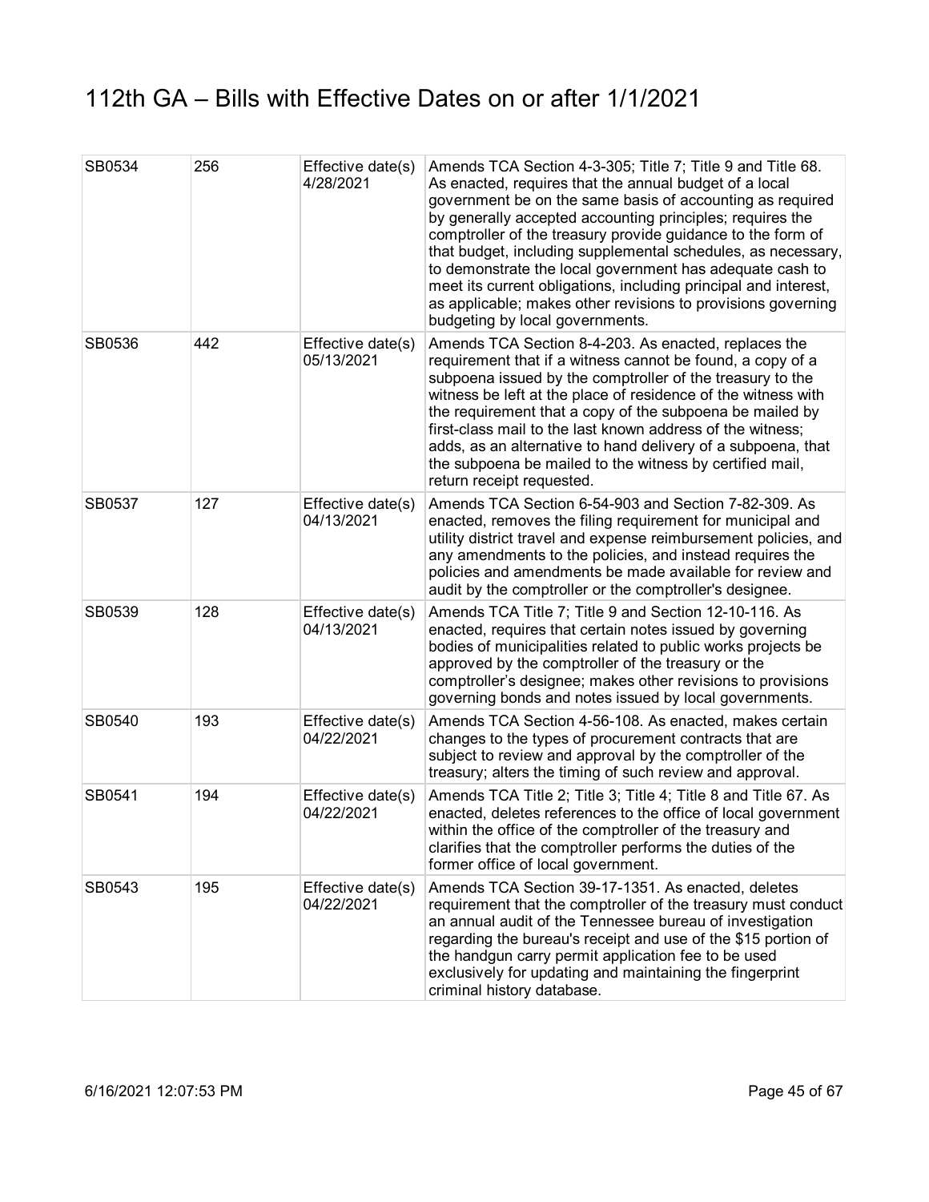# 112th GA – Bills with Effective Dates on or after 1/1/2021

| | | | |
|---|---|---|---|
| SB0534 | 256 | Effective date(s) 4/28/2021 | Amends TCA Section 4-3-305; Title 7; Title 9 and Title 68. As enacted, requires that the annual budget of a local government be on the same basis of accounting as required by generally accepted accounting principles; requires the comptroller of the treasury provide guidance to the form of that budget, including supplemental schedules, as necessary, to demonstrate the local government has adequate cash to meet its current obligations, including principal and interest, as applicable; makes other revisions to provisions governing budgeting by local governments. |
| SB0536 | 442 | Effective date(s) 05/13/2021 | Amends TCA Section 8-4-203. As enacted, replaces the requirement that if a witness cannot be found, a copy of a subpoena issued by the comptroller of the treasury to the witness be left at the place of residence of the witness with the requirement that a copy of the subpoena be mailed by first-class mail to the last known address of the witness; adds, as an alternative to hand delivery of a subpoena, that the subpoena be mailed to the witness by certified mail, return receipt requested. |
| SB0537 | 127 | Effective date(s) 04/13/2021 | Amends TCA Section 6-54-903 and Section 7-82-309. As enacted, removes the filing requirement for municipal and utility district travel and expense reimbursement policies, and any amendments to the policies, and instead requires the policies and amendments be made available for review and audit by the comptroller or the comptroller's designee. |
| SB0539 | 128 | Effective date(s) 04/13/2021 | Amends TCA Title 7; Title 9 and Section 12-10-116. As enacted, requires that certain notes issued by governing bodies of municipalities related to public works projects be approved by the comptroller of the treasury or the comptroller's designee; makes other revisions to provisions governing bonds and notes issued by local governments. |
| SB0540 | 193 | Effective date(s) 04/22/2021 | Amends TCA Section 4-56-108. As enacted, makes certain changes to the types of procurement contracts that are subject to review and approval by the comptroller of the treasury; alters the timing of such review and approval. |
| SB0541 | 194 | Effective date(s) 04/22/2021 | Amends TCA Title 2; Title 3; Title 4; Title 8 and Title 67. As enacted, deletes references to the office of local government within the office of the comptroller of the treasury and clarifies that the comptroller performs the duties of the former office of local government. |
| SB0543 | 195 | Effective date(s) 04/22/2021 | Amends TCA Section 39-17-1351. As enacted, deletes requirement that the comptroller of the treasury must conduct an annual audit of the Tennessee bureau of investigation regarding the bureau's receipt and use of the $15 portion of the handgun carry permit application fee to be used exclusively for updating and maintaining the fingerprint criminal history database. |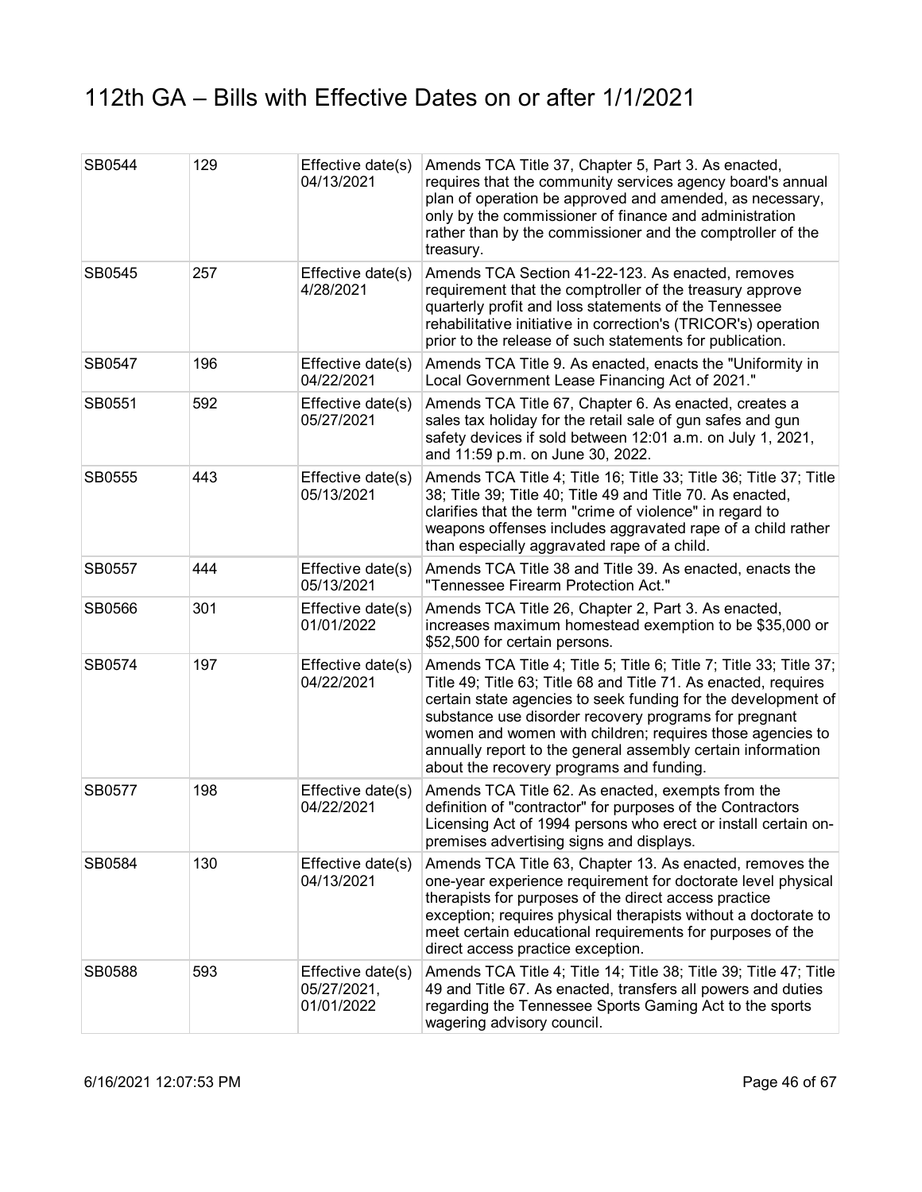# 112th GA – Bills with Effective Dates on or after 1/1/2021

| | | | |
|---|---|---|---|
| SB0544 | 129 | Effective date(s) 04/13/2021 | Amends TCA Title 37, Chapter 5, Part 3. As enacted, requires that the community services agency board's annual plan of operation be approved and amended, as necessary, only by the commissioner of finance and administration rather than by the commissioner and the comptroller of the treasury. |
| SB0545 | 257 | Effective date(s) 4/28/2021 | Amends TCA Section 41-22-123. As enacted, removes requirement that the comptroller of the treasury approve quarterly profit and loss statements of the Tennessee rehabilitative initiative in correction's (TRICOR's) operation prior to the release of such statements for publication. |
| SB0547 | 196 | Effective date(s) 04/22/2021 | Amends TCA Title 9. As enacted, enacts the "Uniformity in Local Government Lease Financing Act of 2021." |
| SB0551 | 592 | Effective date(s) 05/27/2021 | Amends TCA Title 67, Chapter 6. As enacted, creates a sales tax holiday for the retail sale of gun safes and gun safety devices if sold between 12:01 a.m. on July 1, 2021, and 11:59 p.m. on June 30, 2022. |
| SB0555 | 443 | Effective date(s) 05/13/2021 | Amends TCA Title 4; Title 16; Title 33; Title 36; Title 37; Title 38; Title 39; Title 40; Title 49 and Title 70. As enacted, clarifies that the term "crime of violence" in regard to weapons offenses includes aggravated rape of a child rather than especially aggravated rape of a child. |
| SB0557 | 444 | Effective date(s) 05/13/2021 | Amends TCA Title 38 and Title 39. As enacted, enacts the "Tennessee Firearm Protection Act." |
| SB0566 | 301 | Effective date(s) 01/01/2022 | Amends TCA Title 26, Chapter 2, Part 3. As enacted, increases maximum homestead exemption to be $35,000 or $52,500 for certain persons. |
| SB0574 | 197 | Effective date(s) 04/22/2021 | Amends TCA Title 4; Title 5; Title 6; Title 7; Title 33; Title 37; Title 49; Title 63; Title 68 and Title 71. As enacted, requires certain state agencies to seek funding for the development of substance use disorder recovery programs for pregnant women and women with children; requires those agencies to annually report to the general assembly certain information about the recovery programs and funding. |
| SB0577 | 198 | Effective date(s) 04/22/2021 | Amends TCA Title 62. As enacted, exempts from the definition of "contractor" for purposes of the Contractors Licensing Act of 1994 persons who erect or install certain on-premises advertising signs and displays. |
| SB0584 | 130 | Effective date(s) 04/13/2021 | Amends TCA Title 63, Chapter 13. As enacted, removes the one-year experience requirement for doctorate level physical therapists for purposes of the direct access practice exception; requires physical therapists without a doctorate to meet certain educational requirements for purposes of the direct access practice exception. |
| SB0588 | 593 | Effective date(s) 05/27/2021, 01/01/2022 | Amends TCA Title 4; Title 14; Title 38; Title 39; Title 47; Title 49 and Title 67. As enacted, transfers all powers and duties regarding the Tennessee Sports Gaming Act to the sports wagering advisory council. |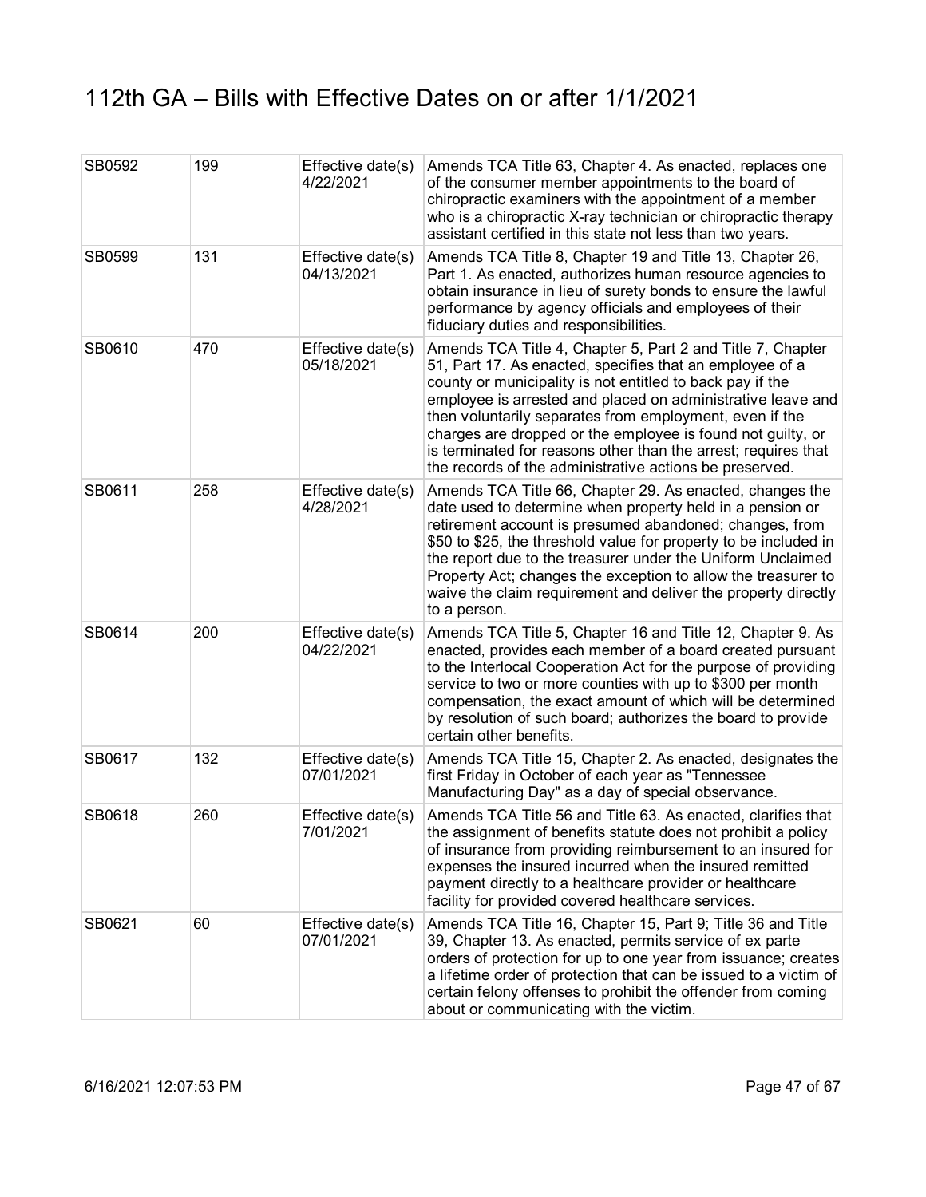# 112th GA – Bills with Effective Dates on or after 1/1/2021

| | | | |
|---|---|---|---|
| SB0592 | 199 | Effective date(s) 4/22/2021 | Amends TCA Title 63, Chapter 4. As enacted, replaces one of the consumer member appointments to the board of chiropractic examiners with the appointment of a member who is a chiropractic X-ray technician or chiropractic therapy assistant certified in this state not less than two years. |
| SB0599 | 131 | Effective date(s) 04/13/2021 | Amends TCA Title 8, Chapter 19 and Title 13, Chapter 26, Part 1. As enacted, authorizes human resource agencies to obtain insurance in lieu of surety bonds to ensure the lawful performance by agency officials and employees of their fiduciary duties and responsibilities. |
| SB0610 | 470 | Effective date(s) 05/18/2021 | Amends TCA Title 4, Chapter 5, Part 2 and Title 7, Chapter 51, Part 17. As enacted, specifies that an employee of a county or municipality is not entitled to back pay if the employee is arrested and placed on administrative leave and then voluntarily separates from employment, even if the charges are dropped or the employee is found not guilty, or is terminated for reasons other than the arrest; requires that the records of the administrative actions be preserved. |
| SB0611 | 258 | Effective date(s) 4/28/2021 | Amends TCA Title 66, Chapter 29. As enacted, changes the date used to determine when property held in a pension or retirement account is presumed abandoned; changes, from $50 to $25, the threshold value for property to be included in the report due to the treasurer under the Uniform Unclaimed Property Act; changes the exception to allow the treasurer to waive the claim requirement and deliver the property directly to a person. |
| SB0614 | 200 | Effective date(s) 04/22/2021 | Amends TCA Title 5, Chapter 16 and Title 12, Chapter 9. As enacted, provides each member of a board created pursuant to the Interlocal Cooperation Act for the purpose of providing service to two or more counties with up to $300 per month compensation, the exact amount of which will be determined by resolution of such board; authorizes the board to provide certain other benefits. |
| SB0617 | 132 | Effective date(s) 07/01/2021 | Amends TCA Title 15, Chapter 2. As enacted, designates the first Friday in October of each year as "Tennessee Manufacturing Day" as a day of special observance. |
| SB0618 | 260 | Effective date(s) 7/01/2021 | Amends TCA Title 56 and Title 63. As enacted, clarifies that the assignment of benefits statute does not prohibit a policy of insurance from providing reimbursement to an insured for expenses the insured incurred when the insured remitted payment directly to a healthcare provider or healthcare facility for provided covered healthcare services. |
| SB0621 | 60 | Effective date(s) 07/01/2021 | Amends TCA Title 16, Chapter 15, Part 9; Title 36 and Title 39, Chapter 13. As enacted, permits service of ex parte orders of protection for up to one year from issuance; creates a lifetime order of protection that can be issued to a victim of certain felony offenses to prohibit the offender from coming about or communicating with the victim. |

6/16/2021 12:07:53 PM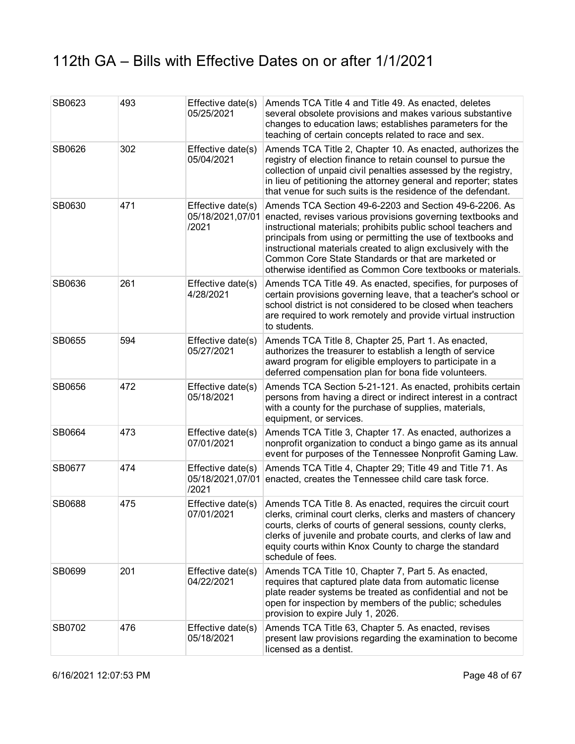# 112th GA – Bills with Effective Dates on or after 1/1/2021

| | | | |
|---|---|---|---|
| SB0623 | 493 | Effective date(s) 05/25/2021 | Amends TCA Title 4 and Title 49. As enacted, deletes several obsolete provisions and makes various substantive changes to education laws; establishes parameters for the teaching of certain concepts related to race and sex. |
| SB0626 | 302 | Effective date(s) 05/04/2021 | Amends TCA Title 2, Chapter 10. As enacted, authorizes the registry of election finance to retain counsel to pursue the collection of unpaid civil penalties assessed by the registry, in lieu of petitioning the attorney general and reporter; states that venue for such suits is the residence of the defendant. |
| SB0630 | 471 | Effective date(s) 05/18/2021,07/01/2021 | Amends TCA Section 49-6-2203 and Section 49-6-2206. As enacted, revises various provisions governing textbooks and instructional materials; prohibits public school teachers and principals from using or permitting the use of textbooks and instructional materials created to align exclusively with the Common Core State Standards or that are marketed or otherwise identified as Common Core textbooks or materials. |
| SB0636 | 261 | Effective date(s) 4/28/2021 | Amends TCA Title 49. As enacted, specifies, for purposes of certain provisions governing leave, that a teacher's school or school district is not considered to be closed when teachers are required to work remotely and provide virtual instruction to students. |
| SB0655 | 594 | Effective date(s) 05/27/2021 | Amends TCA Title 8, Chapter 25, Part 1. As enacted, authorizes the treasurer to establish a length of service award program for eligible employers to participate in a deferred compensation plan for bona fide volunteers. |
| SB0656 | 472 | Effective date(s) 05/18/2021 | Amends TCA Section 5-21-121. As enacted, prohibits certain persons from having a direct or indirect interest in a contract with a county for the purchase of supplies, materials, equipment, or services. |
| SB0664 | 473 | Effective date(s) 07/01/2021 | Amends TCA Title 3, Chapter 17. As enacted, authorizes a nonprofit organization to conduct a bingo game as its annual event for purposes of the Tennessee Nonprofit Gaming Law. |
| SB0677 | 474 | Effective date(s) 05/18/2021,07/01/2021 | Amends TCA Title 4, Chapter 29; Title 49 and Title 71. As enacted, creates the Tennessee child care task force. |
| SB0688 | 475 | Effective date(s) 07/01/2021 | Amends TCA Title 8. As enacted, requires the circuit court clerks, criminal court clerks, clerks and masters of chancery courts, clerks of courts of general sessions, county clerks, clerks of juvenile and probate courts, and clerks of law and equity courts within Knox County to charge the standard schedule of fees. |
| SB0699 | 201 | Effective date(s) 04/22/2021 | Amends TCA Title 10, Chapter 7, Part 5. As enacted, requires that captured plate data from automatic license plate reader systems be treated as confidential and not be open for inspection by members of the public; schedules provision to expire July 1, 2026. |
| SB0702 | 476 | Effective date(s) 05/18/2021 | Amends TCA Title 63, Chapter 5. As enacted, revises present law provisions regarding the examination to become licensed as a dentist. |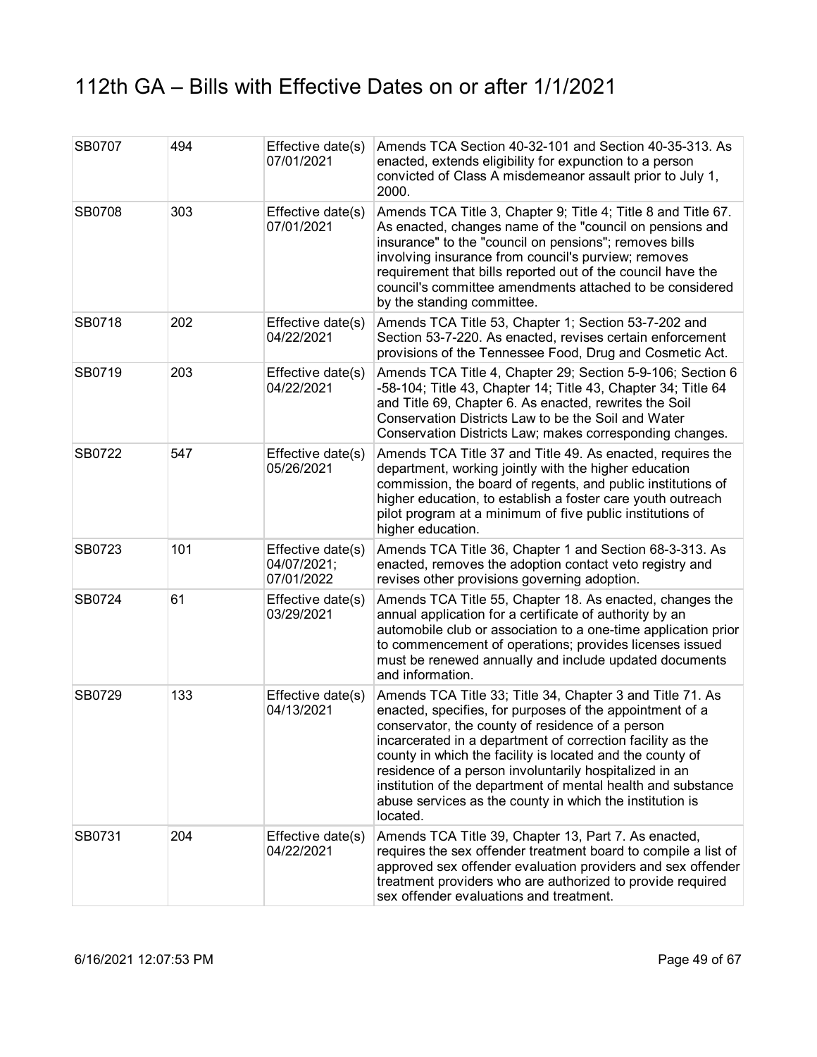# 112th GA – Bills with Effective Dates on or after 1/1/2021

| | | | |
|---|---|---|---|
| SB0707 | 494 | Effective date(s) 07/01/2021 | Amends TCA Section 40-32-101 and Section 40-35-313. As enacted, extends eligibility for expunction to a person convicted of Class A misdemeanor assault prior to July 1, 2000. |
| SB0708 | 303 | Effective date(s) 07/01/2021 | Amends TCA Title 3, Chapter 9; Title 4; Title 8 and Title 67. As enacted, changes name of the "council on pensions and insurance" to the "council on pensions"; removes bills involving insurance from council's purview; removes requirement that bills reported out of the council have the council's committee amendments attached to be considered by the standing committee. |
| SB0718 | 202 | Effective date(s) 04/22/2021 | Amends TCA Title 53, Chapter 1; Section 53-7-202 and Section 53-7-220. As enacted, revises certain enforcement provisions of the Tennessee Food, Drug and Cosmetic Act. |
| SB0719 | 203 | Effective date(s) 04/22/2021 | Amends TCA Title 4, Chapter 29; Section 5-9-106; Section 6-58-104; Title 43, Chapter 14; Title 43, Chapter 34; Title 64 and Title 69, Chapter 6. As enacted, rewrites the Soil Conservation Districts Law to be the Soil and Water Conservation Districts Law; makes corresponding changes. |
| SB0722 | 547 | Effective date(s) 05/26/2021 | Amends TCA Title 37 and Title 49. As enacted, requires the department, working jointly with the higher education commission, the board of regents, and public institutions of higher education, to establish a foster care youth outreach pilot program at a minimum of five public institutions of higher education. |
| SB0723 | 101 | Effective date(s) 04/07/2021; 07/01/2022 | Amends TCA Title 36, Chapter 1 and Section 68-3-313. As enacted, removes the adoption contact veto registry and revises other provisions governing adoption. |
| SB0724 | 61 | Effective date(s) 03/29/2021 | Amends TCA Title 55, Chapter 18. As enacted, changes the annual application for a certificate of authority by an automobile club or association to a one-time application prior to commencement of operations; provides licenses issued must be renewed annually and include updated documents and information. |
| SB0729 | 133 | Effective date(s) 04/13/2021 | Amends TCA Title 33; Title 34, Chapter 3 and Title 71. As enacted, specifies, for purposes of the appointment of a conservator, the county of residence of a person incarcerated in a department of correction facility as the county in which the facility is located and the county of residence of a person involuntarily hospitalized in an institution of the department of mental health and substance abuse services as the county in which the institution is located. |
| SB0731 | 204 | Effective date(s) 04/22/2021 | Amends TCA Title 39, Chapter 13, Part 7. As enacted, requires the sex offender treatment board to compile a list of approved sex offender evaluation providers and sex offender treatment providers who are authorized to provide required sex offender evaluations and treatment. |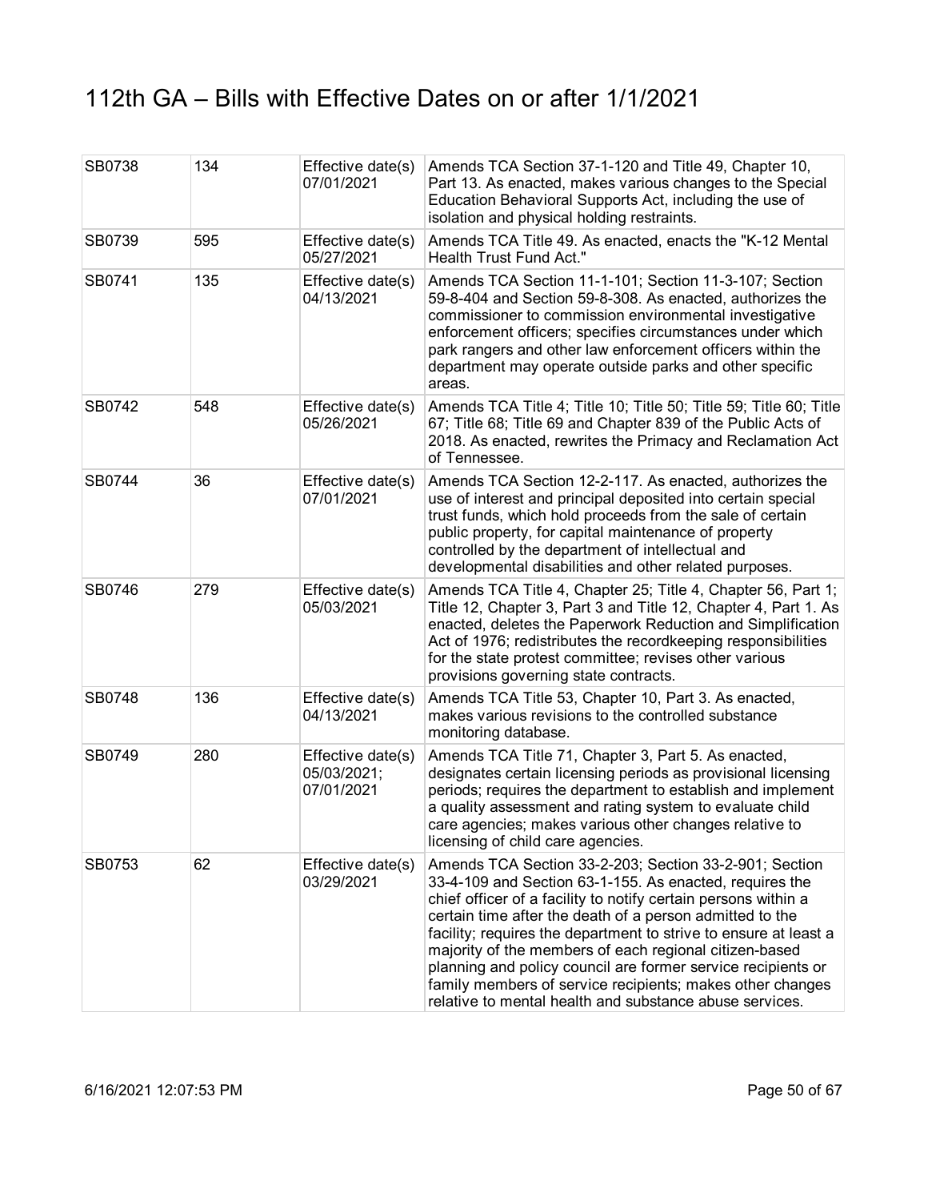# 112th GA – Bills with Effective Dates on or after 1/1/2021

| | | | |
|---|---|---|---|
| SB0738 | 134 | Effective date(s) 07/01/2021 | Amends TCA Section 37-1-120 and Title 49, Chapter 10, Part 13. As enacted, makes various changes to the Special Education Behavioral Supports Act, including the use of isolation and physical holding restraints. |
| SB0739 | 595 | Effective date(s) 05/27/2021 | Amends TCA Title 49. As enacted, enacts the "K-12 Mental Health Trust Fund Act." |
| SB0741 | 135 | Effective date(s) 04/13/2021 | Amends TCA Section 11-1-101; Section 11-3-107; Section 59-8-404 and Section 59-8-308. As enacted, authorizes the commissioner to commission environmental investigative enforcement officers; specifies circumstances under which park rangers and other law enforcement officers within the department may operate outside parks and other specific areas. |
| SB0742 | 548 | Effective date(s) 05/26/2021 | Amends TCA Title 4; Title 10; Title 50; Title 59; Title 60; Title 67; Title 68; Title 69 and Chapter 839 of the Public Acts of 2018. As enacted, rewrites the Primacy and Reclamation Act of Tennessee. |
| SB0744 | 36 | Effective date(s) 07/01/2021 | Amends TCA Section 12-2-117. As enacted, authorizes the use of interest and principal deposited into certain special trust funds, which hold proceeds from the sale of certain public property, for capital maintenance of property controlled by the department of intellectual and developmental disabilities and other related purposes. |
| SB0746 | 279 | Effective date(s) 05/03/2021 | Amends TCA Title 4, Chapter 25; Title 4, Chapter 56, Part 1; Title 12, Chapter 3, Part 3 and Title 12, Chapter 4, Part 1. As enacted, deletes the Paperwork Reduction and Simplification Act of 1976; redistributes the recordkeeping responsibilities for the state protest committee; revises other various provisions governing state contracts. |
| SB0748 | 136 | Effective date(s) 04/13/2021 | Amends TCA Title 53, Chapter 10, Part 3. As enacted, makes various revisions to the controlled substance monitoring database. |
| SB0749 | 280 | Effective date(s) 05/03/2021; 07/01/2021 | Amends TCA Title 71, Chapter 3, Part 5. As enacted, designates certain licensing periods as provisional licensing periods; requires the department to establish and implement a quality assessment and rating system to evaluate child care agencies; makes various other changes relative to licensing of child care agencies. |
| SB0753 | 62 | Effective date(s) 03/29/2021 | Amends TCA Section 33-2-203; Section 33-2-901; Section 33-4-109 and Section 63-1-155. As enacted, requires the chief officer of a facility to notify certain persons within a certain time after the death of a person admitted to the facility; requires the department to strive to ensure at least a majority of the members of each regional citizen-based planning and policy council are former service recipients or family members of service recipients; makes other changes relative to mental health and substance abuse services. |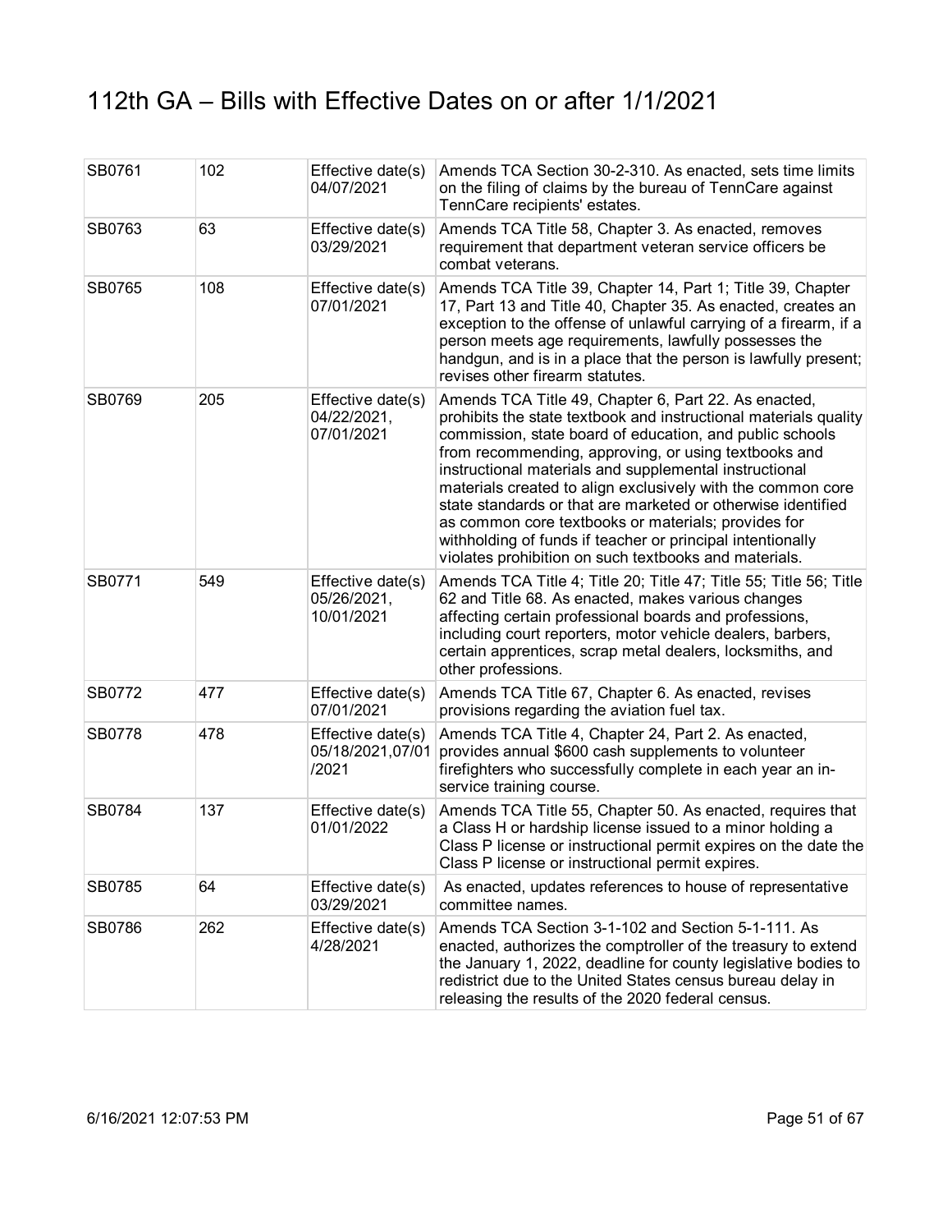# 112th GA – Bills with Effective Dates on or after 1/1/2021

| | | | |
|---|---|---|---|
| SB0761 | 102 | Effective date(s) 04/07/2021 | Amends TCA Section 30-2-310. As enacted, sets time limits on the filing of claims by the bureau of TennCare against TennCare recipients' estates. |
| SB0763 | 63 | Effective date(s) 03/29/2021 | Amends TCA Title 58, Chapter 3. As enacted, removes requirement that department veteran service officers be combat veterans. |
| SB0765 | 108 | Effective date(s) 07/01/2021 | Amends TCA Title 39, Chapter 14, Part 1; Title 39, Chapter 17, Part 13 and Title 40, Chapter 35. As enacted, creates an exception to the offense of unlawful carrying of a firearm, if a person meets age requirements, lawfully possesses the handgun, and is in a place that the person is lawfully present; revises other firearm statutes. |
| SB0769 | 205 | Effective date(s) 04/22/2021, 07/01/2021 | Amends TCA Title 49, Chapter 6, Part 22. As enacted, prohibits the state textbook and instructional materials quality commission, state board of education, and public schools from recommending, approving, or using textbooks and instructional materials and supplemental instructional materials created to align exclusively with the common core state standards or that are marketed or otherwise identified as common core textbooks or materials; provides for withholding of funds if teacher or principal intentionally violates prohibition on such textbooks and materials. |
| SB0771 | 549 | Effective date(s) 05/26/2021, 10/01/2021 | Amends TCA Title 4; Title 20; Title 47; Title 55; Title 56; Title 62 and Title 68. As enacted, makes various changes affecting certain professional boards and professions, including court reporters, motor vehicle dealers, barbers, certain apprentices, scrap metal dealers, locksmiths, and other professions. |
| SB0772 | 477 | Effective date(s) 07/01/2021 | Amends TCA Title 67, Chapter 6. As enacted, revises provisions regarding the aviation fuel tax. |
| SB0778 | 478 | Effective date(s) 05/18/2021,07/01/2021 | Amends TCA Title 4, Chapter 24, Part 2. As enacted, provides annual $600 cash supplements to volunteer firefighters who successfully complete in each year an in-service training course. |
| SB0784 | 137 | Effective date(s) 01/01/2022 | Amends TCA Title 55, Chapter 50. As enacted, requires that a Class H or hardship license issued to a minor holding a Class P license or instructional permit expires on the date the Class P license or instructional permit expires. |
| SB0785 | 64 | Effective date(s) 03/29/2021 | As enacted, updates references to house of representative committee names. |
| SB0786 | 262 | Effective date(s) 4/28/2021 | Amends TCA Section 3-1-102 and Section 5-1-111. As enacted, authorizes the comptroller of the treasury to extend the January 1, 2022, deadline for county legislative bodies to redistrict due to the United States census bureau delay in releasing the results of the 2020 federal census. |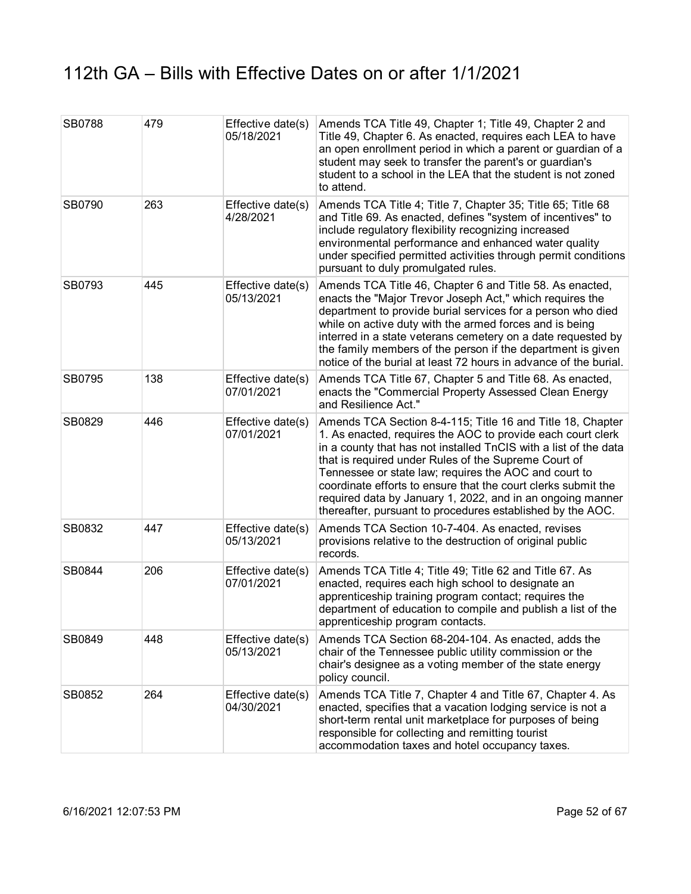# 112th GA – Bills with Effective Dates on or after 1/1/2021

| | | | |
|---|---|---|---|
| SB0788 | 479 | Effective date(s) 05/18/2021 | Amends TCA Title 49, Chapter 1; Title 49, Chapter 2 and Title 49, Chapter 6. As enacted, requires each LEA to have an open enrollment period in which a parent or guardian of a student may seek to transfer the parent's or guardian's student to a school in the LEA that the student is not zoned to attend. |
| SB0790 | 263 | Effective date(s) 4/28/2021 | Amends TCA Title 4; Title 7, Chapter 35; Title 65; Title 68 and Title 69. As enacted, defines "system of incentives" to include regulatory flexibility recognizing increased environmental performance and enhanced water quality under specified permitted activities through permit conditions pursuant to duly promulgated rules. |
| SB0793 | 445 | Effective date(s) 05/13/2021 | Amends TCA Title 46, Chapter 6 and Title 58. As enacted, enacts the "Major Trevor Joseph Act," which requires the department to provide burial services for a person who died while on active duty with the armed forces and is being interred in a state veterans cemetery on a date requested by the family members of the person if the department is given notice of the burial at least 72 hours in advance of the burial. |
| SB0795 | 138 | Effective date(s) 07/01/2021 | Amends TCA Title 67, Chapter 5 and Title 68. As enacted, enacts the "Commercial Property Assessed Clean Energy and Resilience Act." |
| SB0829 | 446 | Effective date(s) 07/01/2021 | Amends TCA Section 8-4-115; Title 16 and Title 18, Chapter 1. As enacted, requires the AOC to provide each court clerk in a county that has not installed TnCIS with a list of the data that is required under Rules of the Supreme Court of Tennessee or state law; requires the AOC and court to coordinate efforts to ensure that the court clerks submit the required data by January 1, 2022, and in an ongoing manner thereafter, pursuant to procedures established by the AOC. |
| SB0832 | 447 | Effective date(s) 05/13/2021 | Amends TCA Section 10-7-404. As enacted, revises provisions relative to the destruction of original public records. |
| SB0844 | 206 | Effective date(s) 07/01/2021 | Amends TCA Title 4; Title 49; Title 62 and Title 67. As enacted, requires each high school to designate an apprenticeship training program contact; requires the department of education to compile and publish a list of the apprenticeship program contacts. |
| SB0849 | 448 | Effective date(s) 05/13/2021 | Amends TCA Section 68-204-104. As enacted, adds the chair of the Tennessee public utility commission or the chair's designee as a voting member of the state energy policy council. |
| SB0852 | 264 | Effective date(s) 04/30/2021 | Amends TCA Title 7, Chapter 4 and Title 67, Chapter 4. As enacted, specifies that a vacation lodging service is not a short-term rental unit marketplace for purposes of being responsible for collecting and remitting tourist accommodation taxes and hotel occupancy taxes. |

6/16/2021 12:07:53 PM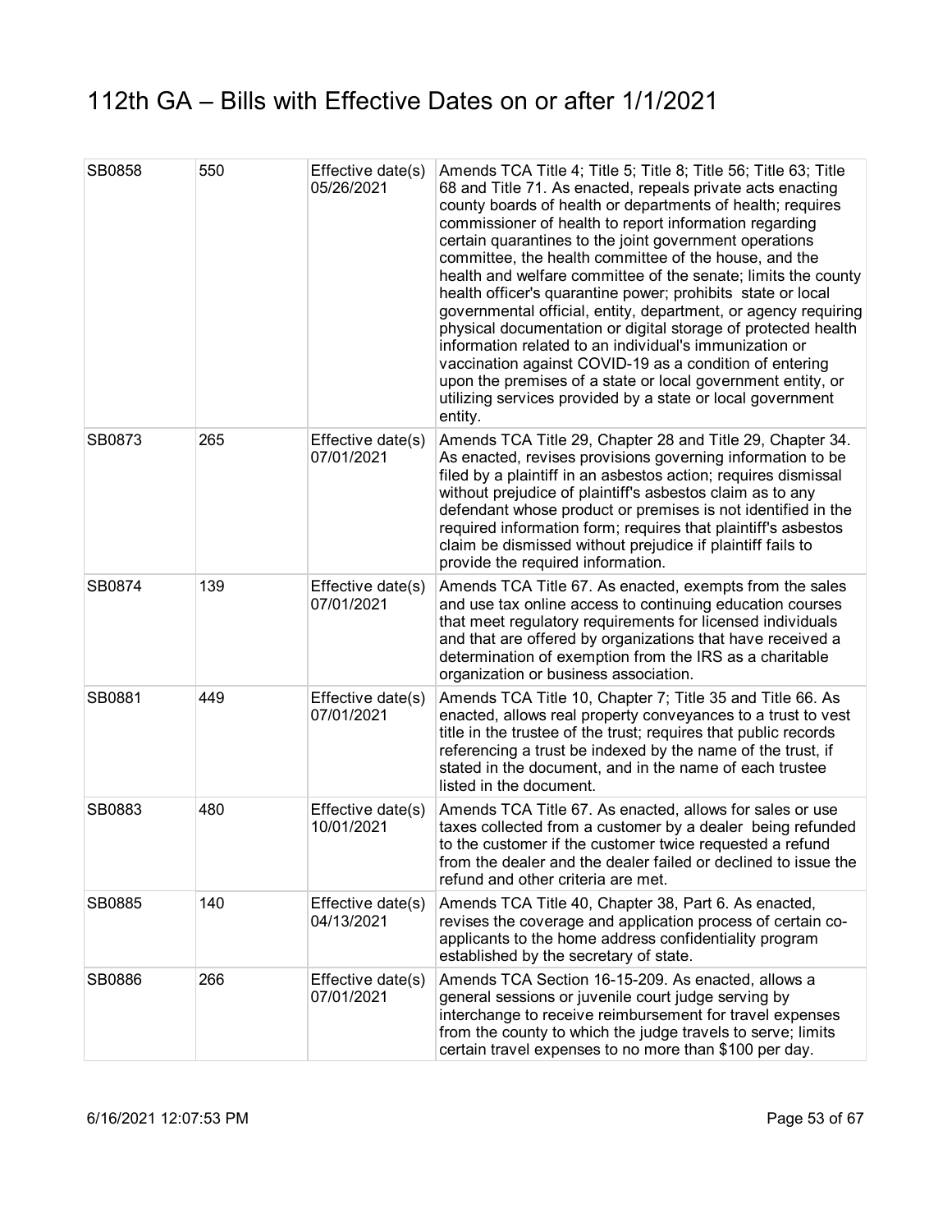# 112th GA – Bills with Effective Dates on or after 1/1/2021

| | | | |
|---|---|---|---|
| SB0858 | 550 | Effective date(s) 05/26/2021 | Amends TCA Title 4; Title 5; Title 8; Title 56; Title 63; Title 68 and Title 71. As enacted, repeals private acts enacting county boards of health or departments of health; requires commissioner of health to report information regarding certain quarantines to the joint government operations committee, the health committee of the house, and the health and welfare committee of the senate; limits the county health officer's quarantine power; prohibits state or local governmental official, entity, department, or agency requiring physical documentation or digital storage of protected health information related to an individual's immunization or vaccination against COVID-19 as a condition of entering upon the premises of a state or local government entity, or utilizing services provided by a state or local government entity. |
| SB0873 | 265 | Effective date(s) 07/01/2021 | Amends TCA Title 29, Chapter 28 and Title 29, Chapter 34. As enacted, revises provisions governing information to be filed by a plaintiff in an asbestos action; requires dismissal without prejudice of plaintiff's asbestos claim as to any defendant whose product or premises is not identified in the required information form; requires that plaintiff's asbestos claim be dismissed without prejudice if plaintiff fails to provide the required information. |
| SB0874 | 139 | Effective date(s) 07/01/2021 | Amends TCA Title 67. As enacted, exempts from the sales and use tax online access to continuing education courses that meet regulatory requirements for licensed individuals and that are offered by organizations that have received a determination of exemption from the IRS as a charitable organization or business association. |
| SB0881 | 449 | Effective date(s) 07/01/2021 | Amends TCA Title 10, Chapter 7; Title 35 and Title 66. As enacted, allows real property conveyances to a trust to vest title in the trustee of the trust; requires that public records referencing a trust be indexed by the name of the trust, if stated in the document, and in the name of each trustee listed in the document. |
| SB0883 | 480 | Effective date(s) 10/01/2021 | Amends TCA Title 67. As enacted, allows for sales or use taxes collected from a customer by a dealer being refunded to the customer if the customer twice requested a refund from the dealer and the dealer failed or declined to issue the refund and other criteria are met. |
| SB0885 | 140 | Effective date(s) 04/13/2021 | Amends TCA Title 40, Chapter 38, Part 6. As enacted, revises the coverage and application process of certain co-applicants to the home address confidentiality program established by the secretary of state. |
| SB0886 | 266 | Effective date(s) 07/01/2021 | Amends TCA Section 16-15-209. As enacted, allows a general sessions or juvenile court judge serving by interchange to receive reimbursement for travel expenses from the county to which the judge travels to serve; limits certain travel expenses to no more than $100 per day. |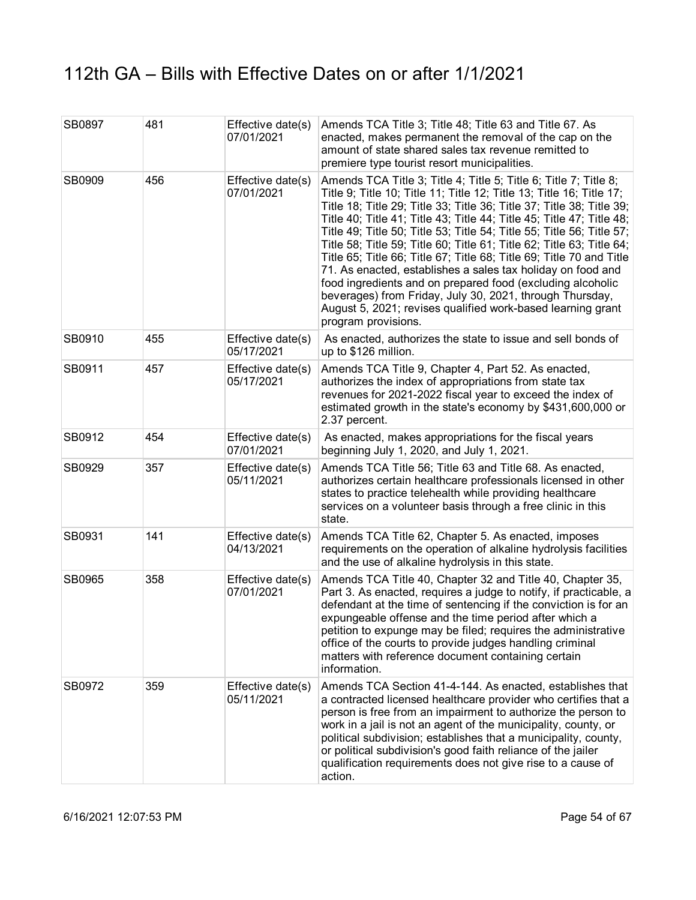# 112th GA – Bills with Effective Dates on or after 1/1/2021

| | | | |
|---|---|---|---|
| SB0897 | 481 | Effective date(s) 07/01/2021 | Amends TCA Title 3; Title 48; Title 63 and Title 67. As enacted, makes permanent the removal of the cap on the amount of state shared sales tax revenue remitted to premiere type tourist resort municipalities. |
| SB0909 | 456 | Effective date(s) 07/01/2021 | Amends TCA Title 3; Title 4; Title 5; Title 6; Title 7; Title 8; Title 9; Title 10; Title 11; Title 12; Title 13; Title 16; Title 17; Title 18; Title 29; Title 33; Title 36; Title 37; Title 38; Title 39; Title 40; Title 41; Title 43; Title 44; Title 45; Title 47; Title 48; Title 49; Title 50; Title 53; Title 54; Title 55; Title 56; Title 57; Title 58; Title 59; Title 60; Title 61; Title 62; Title 63; Title 64; Title 65; Title 66; Title 67; Title 68; Title 69; Title 70 and Title 71. As enacted, establishes a sales tax holiday on food and food ingredients and on prepared food (excluding alcoholic beverages) from Friday, July 30, 2021, through Thursday, August 5, 2021; revises qualified work-based learning grant program provisions. |
| SB0910 | 455 | Effective date(s) 05/17/2021 | As enacted, authorizes the state to issue and sell bonds of up to $126 million. |
| SB0911 | 457 | Effective date(s) 05/17/2021 | Amends TCA Title 9, Chapter 4, Part 52. As enacted, authorizes the index of appropriations from state tax revenues for 2021-2022 fiscal year to exceed the index of estimated growth in the state's economy by $431,600,000 or 2.37 percent. |
| SB0912 | 454 | Effective date(s) 07/01/2021 | As enacted, makes appropriations for the fiscal years beginning July 1, 2020, and July 1, 2021. |
| SB0929 | 357 | Effective date(s) 05/11/2021 | Amends TCA Title 56; Title 63 and Title 68. As enacted, authorizes certain healthcare professionals licensed in other states to practice telehealth while providing healthcare services on a volunteer basis through a free clinic in this state. |
| SB0931 | 141 | Effective date(s) 04/13/2021 | Amends TCA Title 62, Chapter 5. As enacted, imposes requirements on the operation of alkaline hydrolysis facilities and the use of alkaline hydrolysis in this state. |
| SB0965 | 358 | Effective date(s) 07/01/2021 | Amends TCA Title 40, Chapter 32 and Title 40, Chapter 35, Part 3. As enacted, requires a judge to notify, if practicable, a defendant at the time of sentencing if the conviction is for an expungeable offense and the time period after which a petition to expunge may be filed; requires the administrative office of the courts to provide judges handling criminal matters with reference document containing certain information. |
| SB0972 | 359 | Effective date(s) 05/11/2021 | Amends TCA Section 41-4-144. As enacted, establishes that a contracted licensed healthcare provider who certifies that a person is free from an impairment to authorize the person to work in a jail is not an agent of the municipality, county, or political subdivision; establishes that a municipality, county, or political subdivision's good faith reliance of the jailer qualification requirements does not give rise to a cause of action. |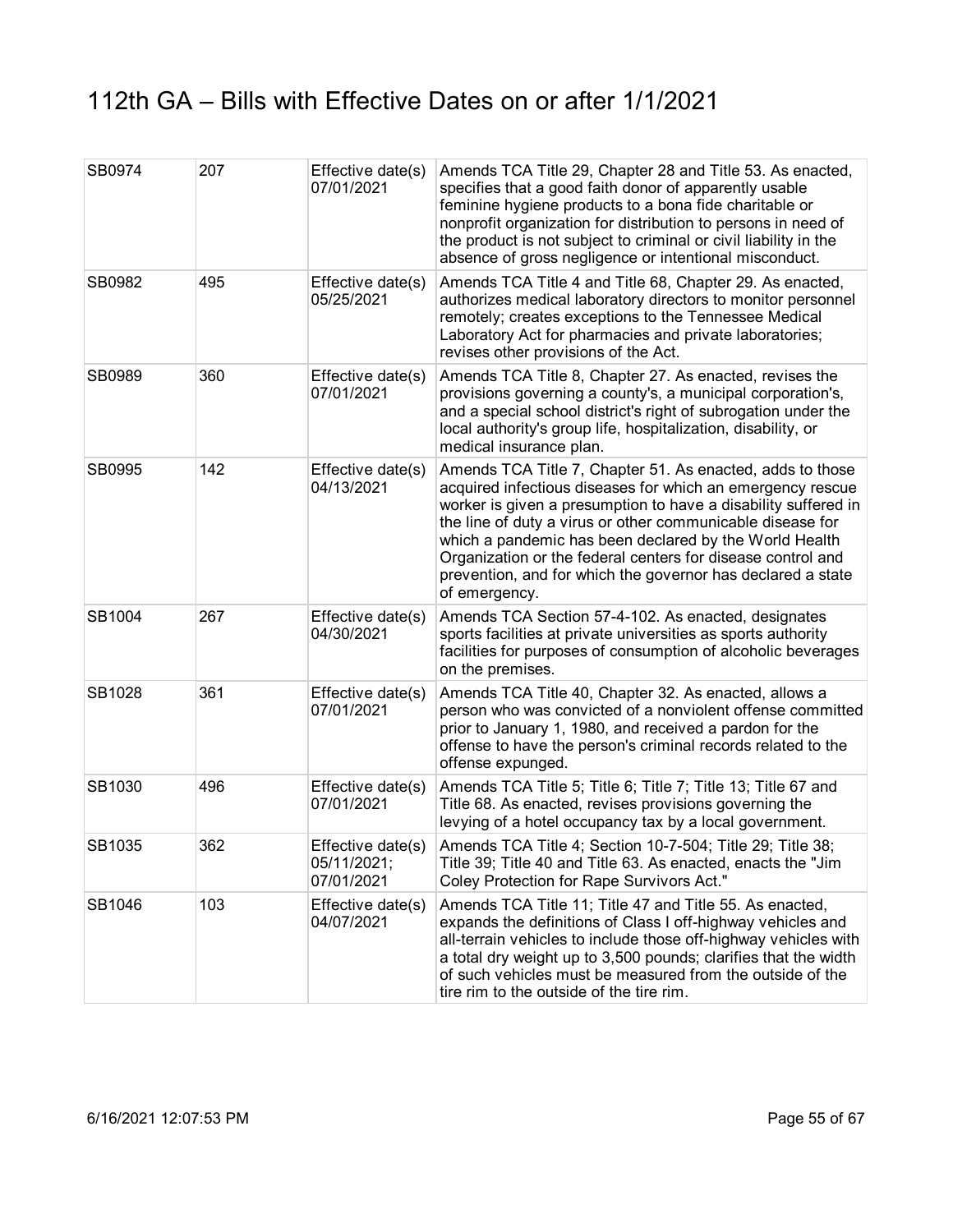# 112th GA – Bills with Effective Dates on or after 1/1/2021

| | | | |
|---|---|---|---|
| SB0974 | 207 | Effective date(s) 07/01/2021 | Amends TCA Title 29, Chapter 28 and Title 53. As enacted, specifies that a good faith donor of apparently usable feminine hygiene products to a bona fide charitable or nonprofit organization for distribution to persons in need of the product is not subject to criminal or civil liability in the absence of gross negligence or intentional misconduct. |
| SB0982 | 495 | Effective date(s) 05/25/2021 | Amends TCA Title 4 and Title 68, Chapter 29. As enacted, authorizes medical laboratory directors to monitor personnel remotely; creates exceptions to the Tennessee Medical Laboratory Act for pharmacies and private laboratories; revises other provisions of the Act. |
| SB0989 | 360 | Effective date(s) 07/01/2021 | Amends TCA Title 8, Chapter 27. As enacted, revises the provisions governing a county's, a municipal corporation's, and a special school district's right of subrogation under the local authority's group life, hospitalization, disability, or medical insurance plan. |
| SB0995 | 142 | Effective date(s) 04/13/2021 | Amends TCA Title 7, Chapter 51. As enacted, adds to those acquired infectious diseases for which an emergency rescue worker is given a presumption to have a disability suffered in the line of duty a virus or other communicable disease for which a pandemic has been declared by the World Health Organization or the federal centers for disease control and prevention, and for which the governor has declared a state of emergency. |
| SB1004 | 267 | Effective date(s) 04/30/2021 | Amends TCA Section 57-4-102. As enacted, designates sports facilities at private universities as sports authority facilities for purposes of consumption of alcoholic beverages on the premises. |
| SB1028 | 361 | Effective date(s) 07/01/2021 | Amends TCA Title 40, Chapter 32. As enacted, allows a person who was convicted of a nonviolent offense committed prior to January 1, 1980, and received a pardon for the offense to have the person's criminal records related to the offense expunged. |
| SB1030 | 496 | Effective date(s) 07/01/2021 | Amends TCA Title 5; Title 6; Title 7; Title 13; Title 67 and Title 68. As enacted, revises provisions governing the levying of a hotel occupancy tax by a local government. |
| SB1035 | 362 | Effective date(s) 05/11/2021; 07/01/2021 | Amends TCA Title 4; Section 10-7-504; Title 29; Title 38; Title 39; Title 40 and Title 63. As enacted, enacts the "Jim Coley Protection for Rape Survivors Act." |
| SB1046 | 103 | Effective date(s) 04/07/2021 | Amends TCA Title 11; Title 47 and Title 55. As enacted, expands the definitions of Class I off-highway vehicles and all-terrain vehicles to include those off-highway vehicles with a total dry weight up to 3,500 pounds; clarifies that the width of such vehicles must be measured from the outside of the tire rim to the outside of the tire rim. |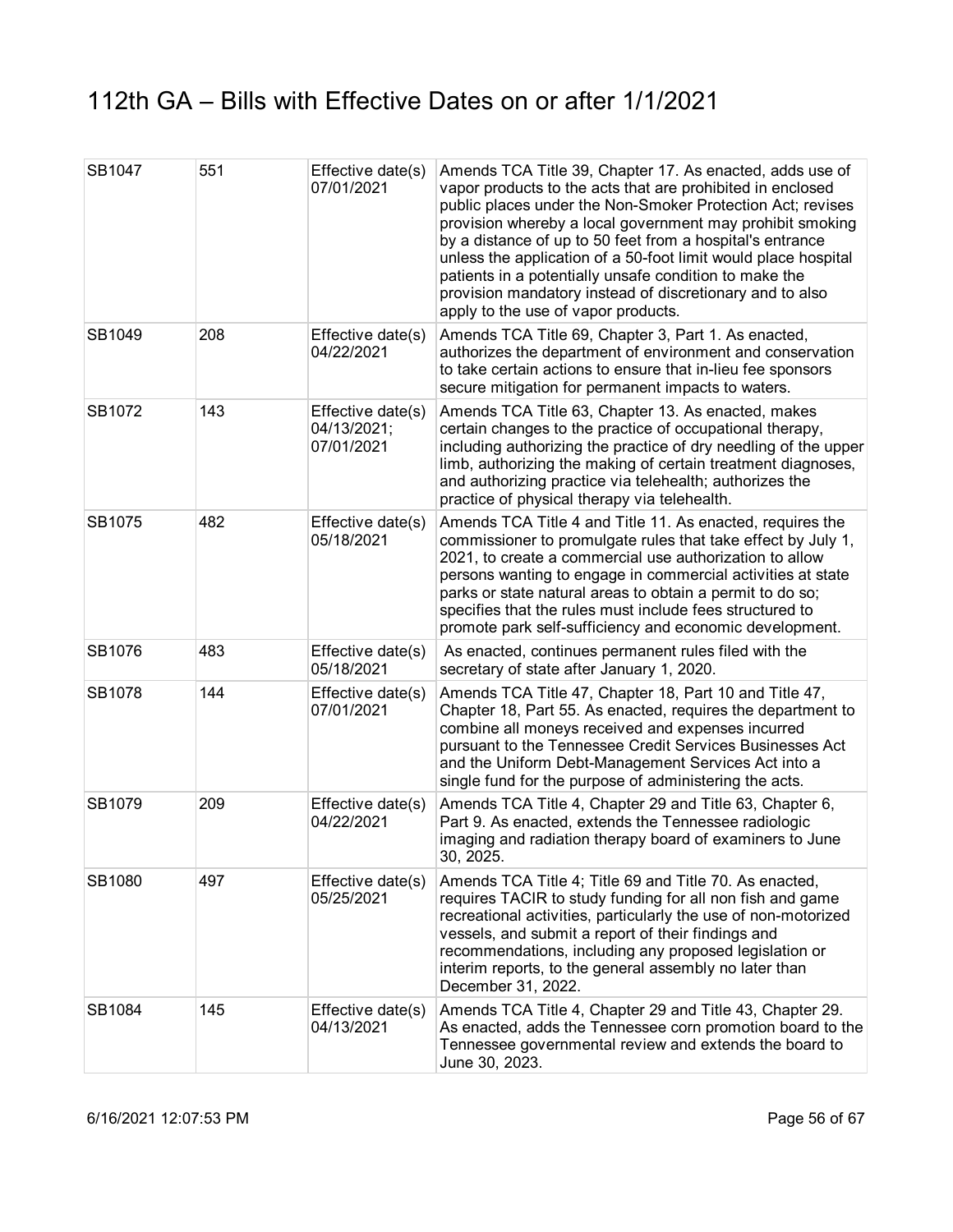# 112th GA – Bills with Effective Dates on or after 1/1/2021

| | | | |
|---|---|---|---|
| SB1047 | 551 | Effective date(s) 07/01/2021 | Amends TCA Title 39, Chapter 17. As enacted, adds use of vapor products to the acts that are prohibited in enclosed public places under the Non-Smoker Protection Act; revises provision whereby a local government may prohibit smoking by a distance of up to 50 feet from a hospital's entrance unless the application of a 50-foot limit would place hospital patients in a potentially unsafe condition to make the provision mandatory instead of discretionary and to also apply to the use of vapor products. |
| SB1049 | 208 | Effective date(s) 04/22/2021 | Amends TCA Title 69, Chapter 3, Part 1. As enacted, authorizes the department of environment and conservation to take certain actions to ensure that in-lieu fee sponsors secure mitigation for permanent impacts to waters. |
| SB1072 | 143 | Effective date(s) 04/13/2021; 07/01/2021 | Amends TCA Title 63, Chapter 13. As enacted, makes certain changes to the practice of occupational therapy, including authorizing the practice of dry needling of the upper limb, authorizing the making of certain treatment diagnoses, and authorizing practice via telehealth; authorizes the practice of physical therapy via telehealth. |
| SB1075 | 482 | Effective date(s) 05/18/2021 | Amends TCA Title 4 and Title 11. As enacted, requires the commissioner to promulgate rules that take effect by July 1, 2021, to create a commercial use authorization to allow persons wanting to engage in commercial activities at state parks or state natural areas to obtain a permit to do so; specifies that the rules must include fees structured to promote park self-sufficiency and economic development. |
| SB1076 | 483 | Effective date(s) 05/18/2021 | As enacted, continues permanent rules filed with the secretary of state after January 1, 2020. |
| SB1078 | 144 | Effective date(s) 07/01/2021 | Amends TCA Title 47, Chapter 18, Part 10 and Title 47, Chapter 18, Part 55. As enacted, requires the department to combine all moneys received and expenses incurred pursuant to the Tennessee Credit Services Businesses Act and the Uniform Debt-Management Services Act into a single fund for the purpose of administering the acts. |
| SB1079 | 209 | Effective date(s) 04/22/2021 | Amends TCA Title 4, Chapter 29 and Title 63, Chapter 6, Part 9. As enacted, extends the Tennessee radiologic imaging and radiation therapy board of examiners to June 30, 2025. |
| SB1080 | 497 | Effective date(s) 05/25/2021 | Amends TCA Title 4; Title 69 and Title 70. As enacted, requires TACIR to study funding for all non fish and game recreational activities, particularly the use of non-motorized vessels, and submit a report of their findings and recommendations, including any proposed legislation or interim reports, to the general assembly no later than December 31, 2022. |
| SB1084 | 145 | Effective date(s) 04/13/2021 | Amends TCA Title 4, Chapter 29 and Title 43, Chapter 29. As enacted, adds the Tennessee corn promotion board to the Tennessee governmental review and extends the board to June 30, 2023. |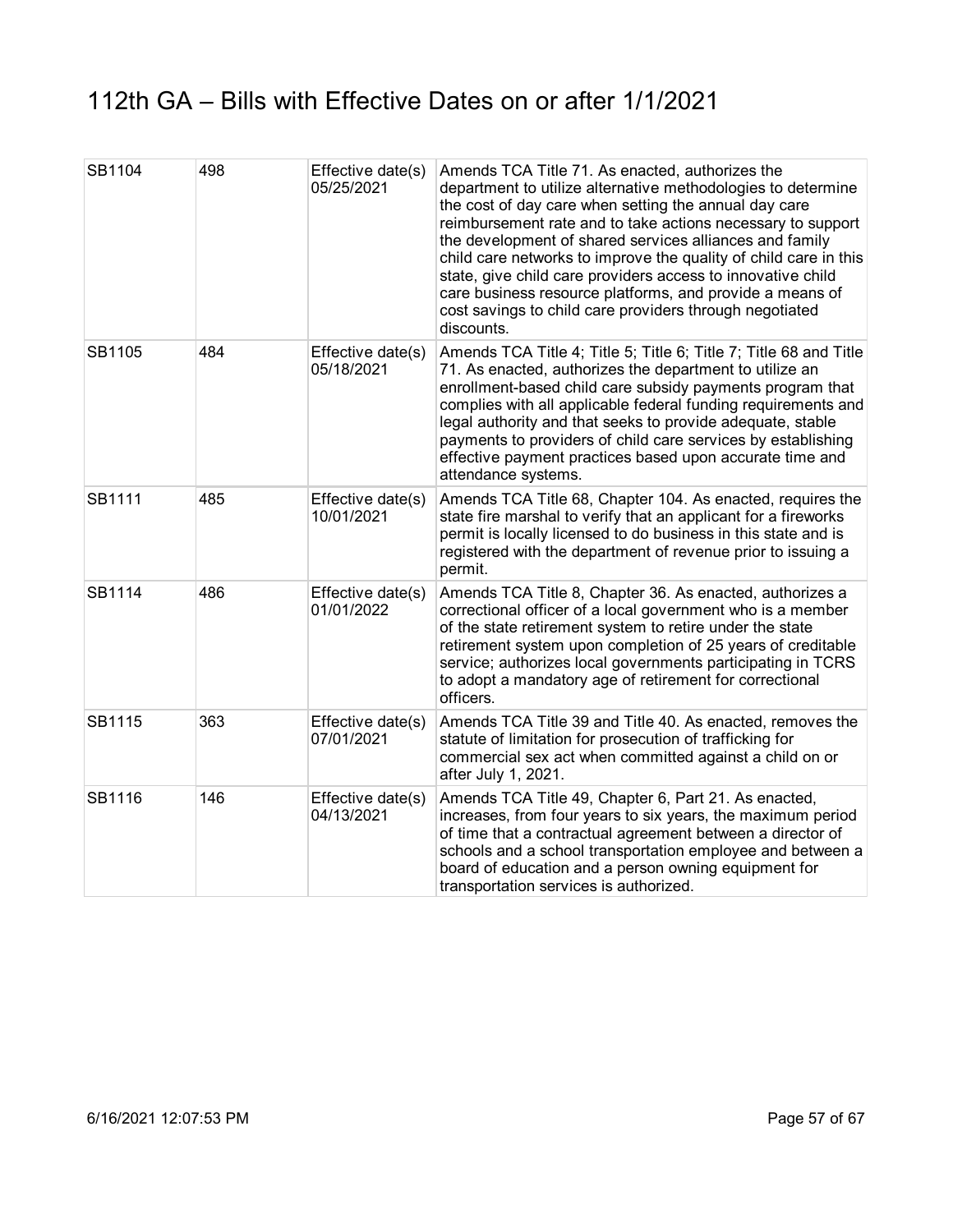# 112th GA – Bills with Effective Dates on or after 1/1/2021

| | | | |
|---|---|---|---|
| SB1104 | 498 | Effective date(s) 05/25/2021 | Amends TCA Title 71. As enacted, authorizes the department to utilize alternative methodologies to determine the cost of day care when setting the annual day care reimbursement rate and to take actions necessary to support the development of shared services alliances and family child care networks to improve the quality of child care in this state, give child care providers access to innovative child care business resource platforms, and provide a means of cost savings to child care providers through negotiated discounts. |
| SB1105 | 484 | Effective date(s) 05/18/2021 | Amends TCA Title 4; Title 5; Title 6; Title 7; Title 68 and Title 71. As enacted, authorizes the department to utilize an enrollment-based child care subsidy payments program that complies with all applicable federal funding requirements and legal authority and that seeks to provide adequate, stable payments to providers of child care services by establishing effective payment practices based upon accurate time and attendance systems. |
| SB1111 | 485 | Effective date(s) 10/01/2021 | Amends TCA Title 68, Chapter 104. As enacted, requires the state fire marshal to verify that an applicant for a fireworks permit is locally licensed to do business in this state and is registered with the department of revenue prior to issuing a permit. |
| SB1114 | 486 | Effective date(s) 01/01/2022 | Amends TCA Title 8, Chapter 36. As enacted, authorizes a correctional officer of a local government who is a member of the state retirement system to retire under the state retirement system upon completion of 25 years of creditable service; authorizes local governments participating in TCRS to adopt a mandatory age of retirement for correctional officers. |
| SB1115 | 363 | Effective date(s) 07/01/2021 | Amends TCA Title 39 and Title 40. As enacted, removes the statute of limitation for prosecution of trafficking for commercial sex act when committed against a child on or after July 1, 2021. |
| SB1116 | 146 | Effective date(s) 04/13/2021 | Amends TCA Title 49, Chapter 6, Part 21. As enacted, increases, from four years to six years, the maximum period of time that a contractual agreement between a director of schools and a school transportation employee and between a board of education and a person owning equipment for transportation services is authorized. |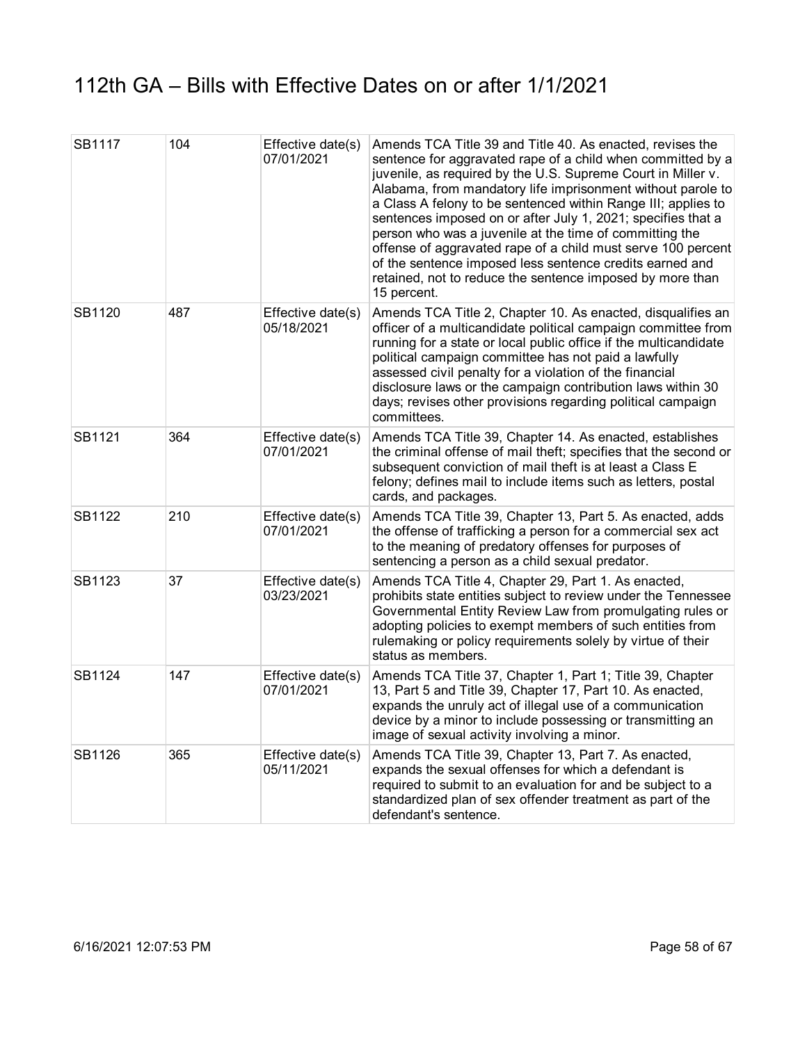# 112th GA – Bills with Effective Dates on or after 1/1/2021

| | | | |
|---|---|---|---|
| SB1117 | 104 | Effective date(s) 07/01/2021 | Amends TCA Title 39 and Title 40. As enacted, revises the sentence for aggravated rape of a child when committed by a juvenile, as required by the U.S. Supreme Court in Miller v. Alabama, from mandatory life imprisonment without parole to a Class A felony to be sentenced within Range III; applies to sentences imposed on or after July 1, 2021; specifies that a person who was a juvenile at the time of committing the offense of aggravated rape of a child must serve 100 percent of the sentence imposed less sentence credits earned and retained, not to reduce the sentence imposed by more than 15 percent. |
| SB1120 | 487 | Effective date(s) 05/18/2021 | Amends TCA Title 2, Chapter 10. As enacted, disqualifies an officer of a multicandidate political campaign committee from running for a state or local public office if the multicandidate political campaign committee has not paid a lawfully assessed civil penalty for a violation of the financial disclosure laws or the campaign contribution laws within 30 days; revises other provisions regarding political campaign committees. |
| SB1121 | 364 | Effective date(s) 07/01/2021 | Amends TCA Title 39, Chapter 14. As enacted, establishes the criminal offense of mail theft; specifies that the second or subsequent conviction of mail theft is at least a Class E felony; defines mail to include items such as letters, postal cards, and packages. |
| SB1122 | 210 | Effective date(s) 07/01/2021 | Amends TCA Title 39, Chapter 13, Part 5. As enacted, adds the offense of trafficking a person for a commercial sex act to the meaning of predatory offenses for purposes of sentencing a person as a child sexual predator. |
| SB1123 | 37 | Effective date(s) 03/23/2021 | Amends TCA Title 4, Chapter 29, Part 1. As enacted, prohibits state entities subject to review under the Tennessee Governmental Entity Review Law from promulgating rules or adopting policies to exempt members of such entities from rulemaking or policy requirements solely by virtue of their status as members. |
| SB1124 | 147 | Effective date(s) 07/01/2021 | Amends TCA Title 37, Chapter 1, Part 1; Title 39, Chapter 13, Part 5 and Title 39, Chapter 17, Part 10. As enacted, expands the unruly act of illegal use of a communication device by a minor to include possessing or transmitting an image of sexual activity involving a minor. |
| SB1126 | 365 | Effective date(s) 05/11/2021 | Amends TCA Title 39, Chapter 13, Part 7. As enacted, expands the sexual offenses for which a defendant is required to submit to an evaluation for and be subject to a standardized plan of sex offender treatment as part of the defendant's sentence. |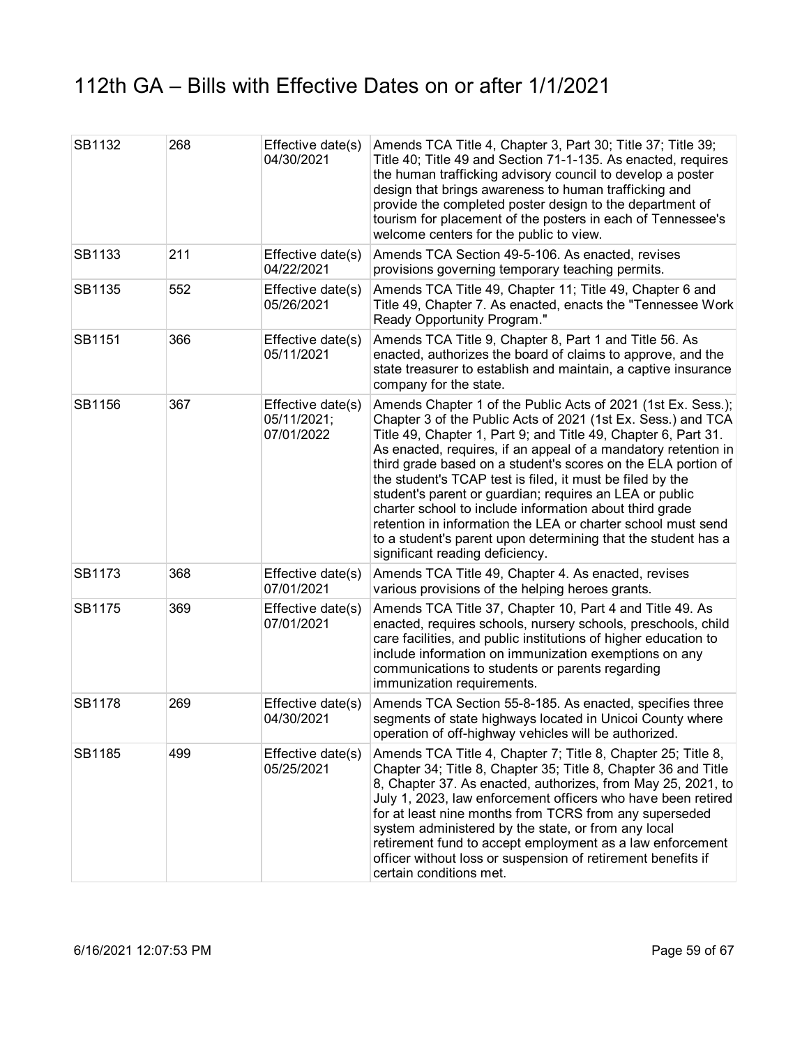# 112th GA – Bills with Effective Dates on or after 1/1/2021

| | | | |
|---|---|---|---|
| SB1132 | 268 | Effective date(s) 04/30/2021 | Amends TCA Title 4, Chapter 3, Part 30; Title 37; Title 39; Title 40; Title 49 and Section 71-1-135. As enacted, requires the human trafficking advisory council to develop a poster design that brings awareness to human trafficking and provide the completed poster design to the department of tourism for placement of the posters in each of Tennessee's welcome centers for the public to view. |
| SB1133 | 211 | Effective date(s) 04/22/2021 | Amends TCA Section 49-5-106. As enacted, revises provisions governing temporary teaching permits. |
| SB1135 | 552 | Effective date(s) 05/26/2021 | Amends TCA Title 49, Chapter 11; Title 49, Chapter 6 and Title 49, Chapter 7. As enacted, enacts the "Tennessee Work Ready Opportunity Program." |
| SB1151 | 366 | Effective date(s) 05/11/2021 | Amends TCA Title 9, Chapter 8, Part 1 and Title 56. As enacted, authorizes the board of claims to approve, and the state treasurer to establish and maintain, a captive insurance company for the state. |
| SB1156 | 367 | Effective date(s) 05/11/2021; 07/01/2022 | Amends Chapter 1 of the Public Acts of 2021 (1st Ex. Sess.); Chapter 3 of the Public Acts of 2021 (1st Ex. Sess.) and TCA Title 49, Chapter 1, Part 9; and Title 49, Chapter 6, Part 31. As enacted, requires, if an appeal of a mandatory retention in third grade based on a student's scores on the ELA portion of the student's TCAP test is filed, it must be filed by the student's parent or guardian; requires an LEA or public charter school to include information about third grade retention in information the LEA or charter school must send to a student's parent upon determining that the student has a significant reading deficiency. |
| SB1173 | 368 | Effective date(s) 07/01/2021 | Amends TCA Title 49, Chapter 4. As enacted, revises various provisions of the helping heroes grants. |
| SB1175 | 369 | Effective date(s) 07/01/2021 | Amends TCA Title 37, Chapter 10, Part 4 and Title 49. As enacted, requires schools, nursery schools, preschools, child care facilities, and public institutions of higher education to include information on immunization exemptions on any communications to students or parents regarding immunization requirements. |
| SB1178 | 269 | Effective date(s) 04/30/2021 | Amends TCA Section 55-8-185. As enacted, specifies three segments of state highways located in Unicoi County where operation of off-highway vehicles will be authorized. |
| SB1185 | 499 | Effective date(s) 05/25/2021 | Amends TCA Title 4, Chapter 7; Title 8, Chapter 25; Title 8, Chapter 34; Title 8, Chapter 35; Title 8, Chapter 36 and Title 8, Chapter 37. As enacted, authorizes, from May 25, 2021, to July 1, 2023, law enforcement officers who have been retired for at least nine months from TCRS from any superseded system administered by the state, or from any local retirement fund to accept employment as a law enforcement officer without loss or suspension of retirement benefits if certain conditions met. |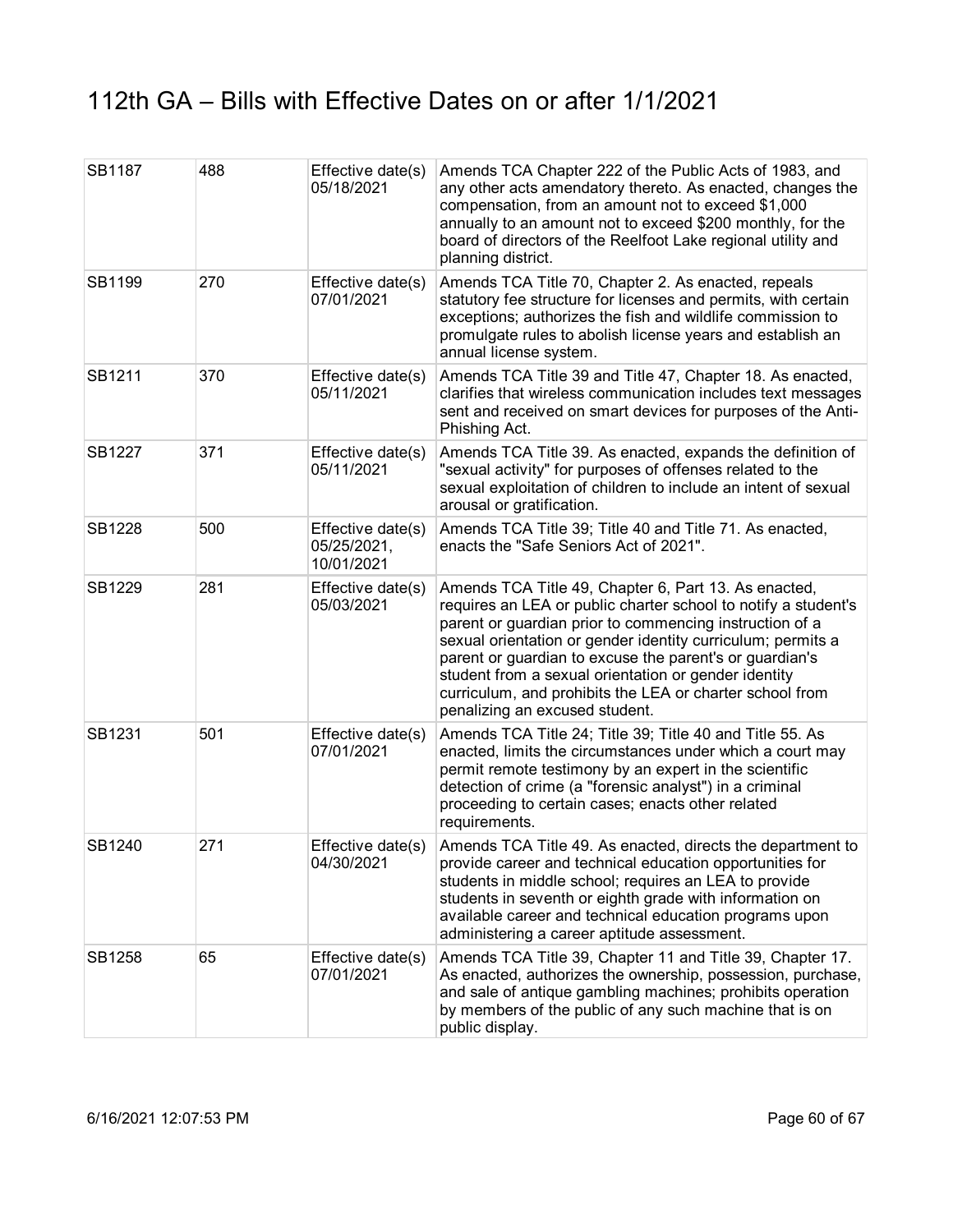# 112th GA – Bills with Effective Dates on or after 1/1/2021

| | | | |
|---|---|---|---|
| SB1187 | 488 | Effective date(s) 05/18/2021 | Amends TCA Chapter 222 of the Public Acts of 1983, and any other acts amendatory thereto. As enacted, changes the compensation, from an amount not to exceed $1,000 annually to an amount not to exceed $200 monthly, for the board of directors of the Reelfoot Lake regional utility and planning district. |
| SB1199 | 270 | Effective date(s) 07/01/2021 | Amends TCA Title 70, Chapter 2. As enacted, repeals statutory fee structure for licenses and permits, with certain exceptions; authorizes the fish and wildlife commission to promulgate rules to abolish license years and establish an annual license system. |
| SB1211 | 370 | Effective date(s) 05/11/2021 | Amends TCA Title 39 and Title 47, Chapter 18. As enacted, clarifies that wireless communication includes text messages sent and received on smart devices for purposes of the Anti-Phishing Act. |
| SB1227 | 371 | Effective date(s) 05/11/2021 | Amends TCA Title 39. As enacted, expands the definition of "sexual activity" for purposes of offenses related to the sexual exploitation of children to include an intent of sexual arousal or gratification. |
| SB1228 | 500 | Effective date(s) 05/25/2021, 10/01/2021 | Amends TCA Title 39; Title 40 and Title 71. As enacted, enacts the "Safe Seniors Act of 2021". |
| SB1229 | 281 | Effective date(s) 05/03/2021 | Amends TCA Title 49, Chapter 6, Part 13. As enacted, requires an LEA or public charter school to notify a student's parent or guardian prior to commencing instruction of a sexual orientation or gender identity curriculum; permits a parent or guardian to excuse the parent's or guardian's student from a sexual orientation or gender identity curriculum, and prohibits the LEA or charter school from penalizing an excused student. |
| SB1231 | 501 | Effective date(s) 07/01/2021 | Amends TCA Title 24; Title 39; Title 40 and Title 55. As enacted, limits the circumstances under which a court may permit remote testimony by an expert in the scientific detection of crime (a "forensic analyst") in a criminal proceeding to certain cases; enacts other related requirements. |
| SB1240 | 271 | Effective date(s) 04/30/2021 | Amends TCA Title 49. As enacted, directs the department to provide career and technical education opportunities for students in middle school; requires an LEA to provide students in seventh or eighth grade with information on available career and technical education programs upon administering a career aptitude assessment. |
| SB1258 | 65 | Effective date(s) 07/01/2021 | Amends TCA Title 39, Chapter 11 and Title 39, Chapter 17. As enacted, authorizes the ownership, possession, purchase, and sale of antique gambling machines; prohibits operation by members of the public of any such machine that is on public display. |

6/16/2021 12:07:53 PM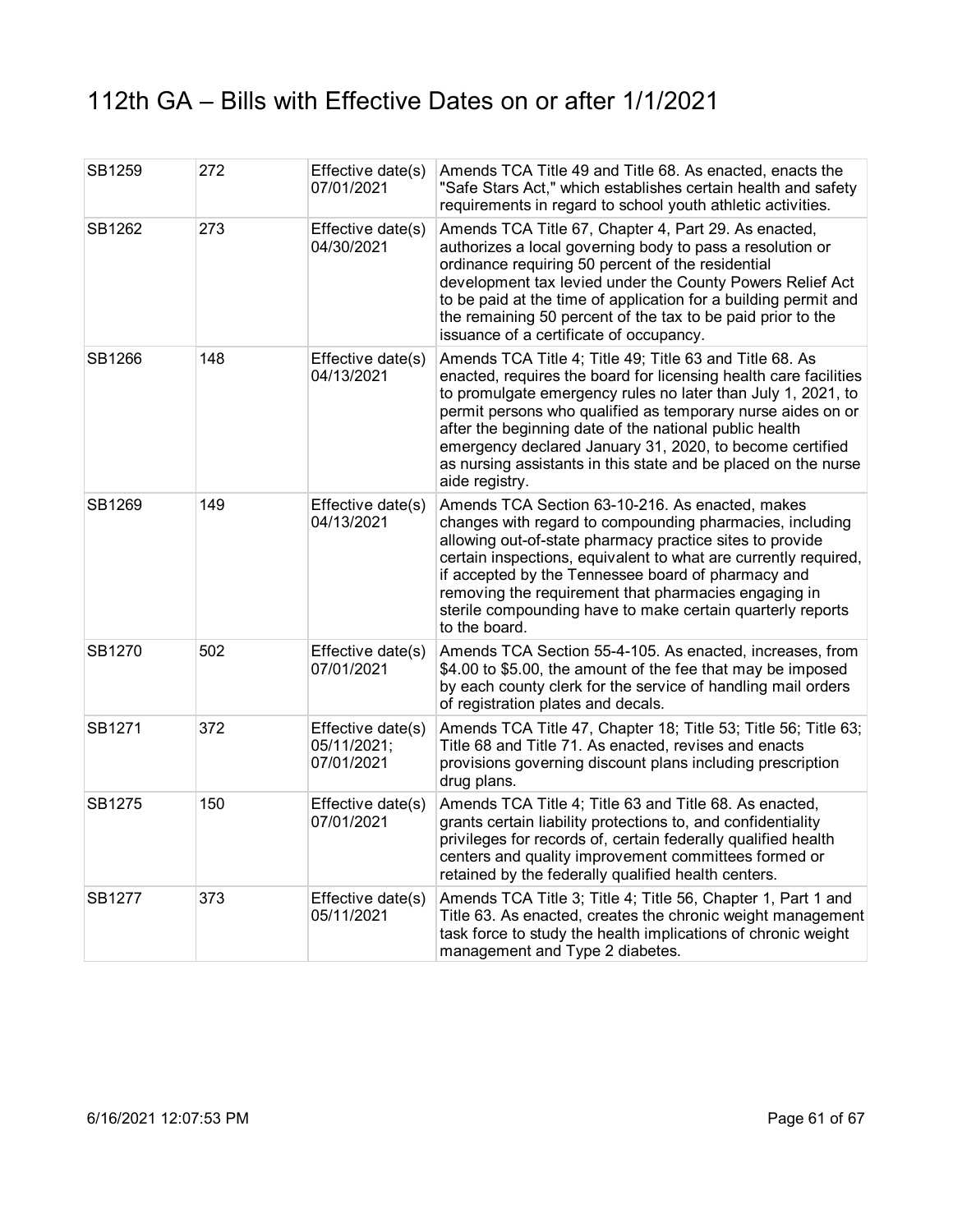# 112th GA – Bills with Effective Dates on or after 1/1/2021

| | | | |
|---|---|---|---|
| SB1259 | 272 | Effective date(s) 07/01/2021 | Amends TCA Title 49 and Title 68. As enacted, enacts the "Safe Stars Act," which establishes certain health and safety requirements in regard to school youth athletic activities. |
| SB1262 | 273 | Effective date(s) 04/30/2021 | Amends TCA Title 67, Chapter 4, Part 29. As enacted, authorizes a local governing body to pass a resolution or ordinance requiring 50 percent of the residential development tax levied under the County Powers Relief Act to be paid at the time of application for a building permit and the remaining 50 percent of the tax to be paid prior to the issuance of a certificate of occupancy. |
| SB1266 | 148 | Effective date(s) 04/13/2021 | Amends TCA Title 4; Title 49; Title 63 and Title 68. As enacted, requires the board for licensing health care facilities to promulgate emergency rules no later than July 1, 2021, to permit persons who qualified as temporary nurse aides on or after the beginning date of the national public health emergency declared January 31, 2020, to become certified as nursing assistants in this state and be placed on the nurse aide registry. |
| SB1269 | 149 | Effective date(s) 04/13/2021 | Amends TCA Section 63-10-216. As enacted, makes changes with regard to compounding pharmacies, including allowing out-of-state pharmacy practice sites to provide certain inspections, equivalent to what are currently required, if accepted by the Tennessee board of pharmacy and removing the requirement that pharmacies engaging in sterile compounding have to make certain quarterly reports to the board. |
| SB1270 | 502 | Effective date(s) 07/01/2021 | Amends TCA Section 55-4-105. As enacted, increases, from $4.00 to $5.00, the amount of the fee that may be imposed by each county clerk for the service of handling mail orders of registration plates and decals. |
| SB1271 | 372 | Effective date(s) 05/11/2021; 07/01/2021 | Amends TCA Title 47, Chapter 18; Title 53; Title 56; Title 63; Title 68 and Title 71. As enacted, revises and enacts provisions governing discount plans including prescription drug plans. |
| SB1275 | 150 | Effective date(s) 07/01/2021 | Amends TCA Title 4; Title 63 and Title 68. As enacted, grants certain liability protections to, and confidentiality privileges for records of, certain federally qualified health centers and quality improvement committees formed or retained by the federally qualified health centers. |
| SB1277 | 373 | Effective date(s) 05/11/2021 | Amends TCA Title 3; Title 4; Title 56, Chapter 1, Part 1 and Title 63. As enacted, creates the chronic weight management task force to study the health implications of chronic weight management and Type 2 diabetes. |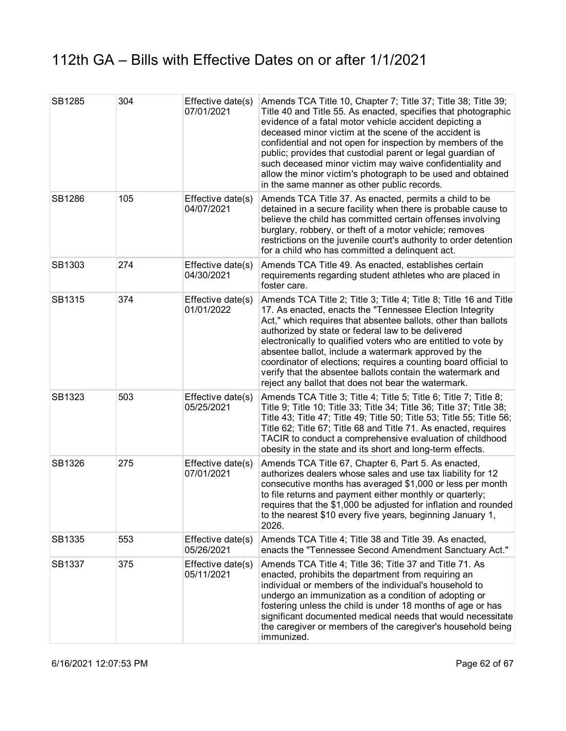# 112th GA – Bills with Effective Dates on or after 1/1/2021

| | | | |
|---|---|---|---|
| SB1285 | 304 | Effective date(s) 07/01/2021 | Amends TCA Title 10, Chapter 7; Title 37; Title 38; Title 39; Title 40 and Title 55. As enacted, specifies that photographic evidence of a fatal motor vehicle accident depicting a deceased minor victim at the scene of the accident is confidential and not open for inspection by members of the public; provides that custodial parent or legal guardian of such deceased minor victim may waive confidentiality and allow the minor victim's photograph to be used and obtained in the same manner as other public records. |
| SB1286 | 105 | Effective date(s) 04/07/2021 | Amends TCA Title 37. As enacted, permits a child to be detained in a secure facility when there is probable cause to believe the child has committed certain offenses involving burglary, robbery, or theft of a motor vehicle; removes restrictions on the juvenile court's authority to order detention for a child who has committed a delinquent act. |
| SB1303 | 274 | Effective date(s) 04/30/2021 | Amends TCA Title 49. As enacted, establishes certain requirements regarding student athletes who are placed in foster care. |
| SB1315 | 374 | Effective date(s) 01/01/2022 | Amends TCA Title 2; Title 3; Title 4; Title 8; Title 16 and Title 17. As enacted, enacts the "Tennessee Election Integrity Act," which requires that absentee ballots, other than ballots authorized by state or federal law to be delivered electronically to qualified voters who are entitled to vote by absentee ballot, include a watermark approved by the coordinator of elections; requires a counting board official to verify that the absentee ballots contain the watermark and reject any ballot that does not bear the watermark. |
| SB1323 | 503 | Effective date(s) 05/25/2021 | Amends TCA Title 3; Title 4; Title 5; Title 6; Title 7; Title 8; Title 9; Title 10; Title 33; Title 34; Title 36; Title 37; Title 38; Title 43; Title 47; Title 49; Title 50; Title 53; Title 55; Title 56; Title 62; Title 67; Title 68 and Title 71. As enacted, requires TACIR to conduct a comprehensive evaluation of childhood obesity in the state and its short and long-term effects. |
| SB1326 | 275 | Effective date(s) 07/01/2021 | Amends TCA Title 67, Chapter 6, Part 5. As enacted, authorizes dealers whose sales and use tax liability for 12 consecutive months has averaged $1,000 or less per month to file returns and payment either monthly or quarterly; requires that the $1,000 be adjusted for inflation and rounded to the nearest $10 every five years, beginning January 1, 2026. |
| SB1335 | 553 | Effective date(s) 05/26/2021 | Amends TCA Title 4; Title 38 and Title 39. As enacted, enacts the "Tennessee Second Amendment Sanctuary Act." |
| SB1337 | 375 | Effective date(s) 05/11/2021 | Amends TCA Title 4; Title 36; Title 37 and Title 71. As enacted, prohibits the department from requiring an individual or members of the individual's household to undergo an immunization as a condition of adopting or fostering unless the child is under 18 months of age or has significant documented medical needs that would necessitate the caregiver or members of the caregiver's household being immunized. |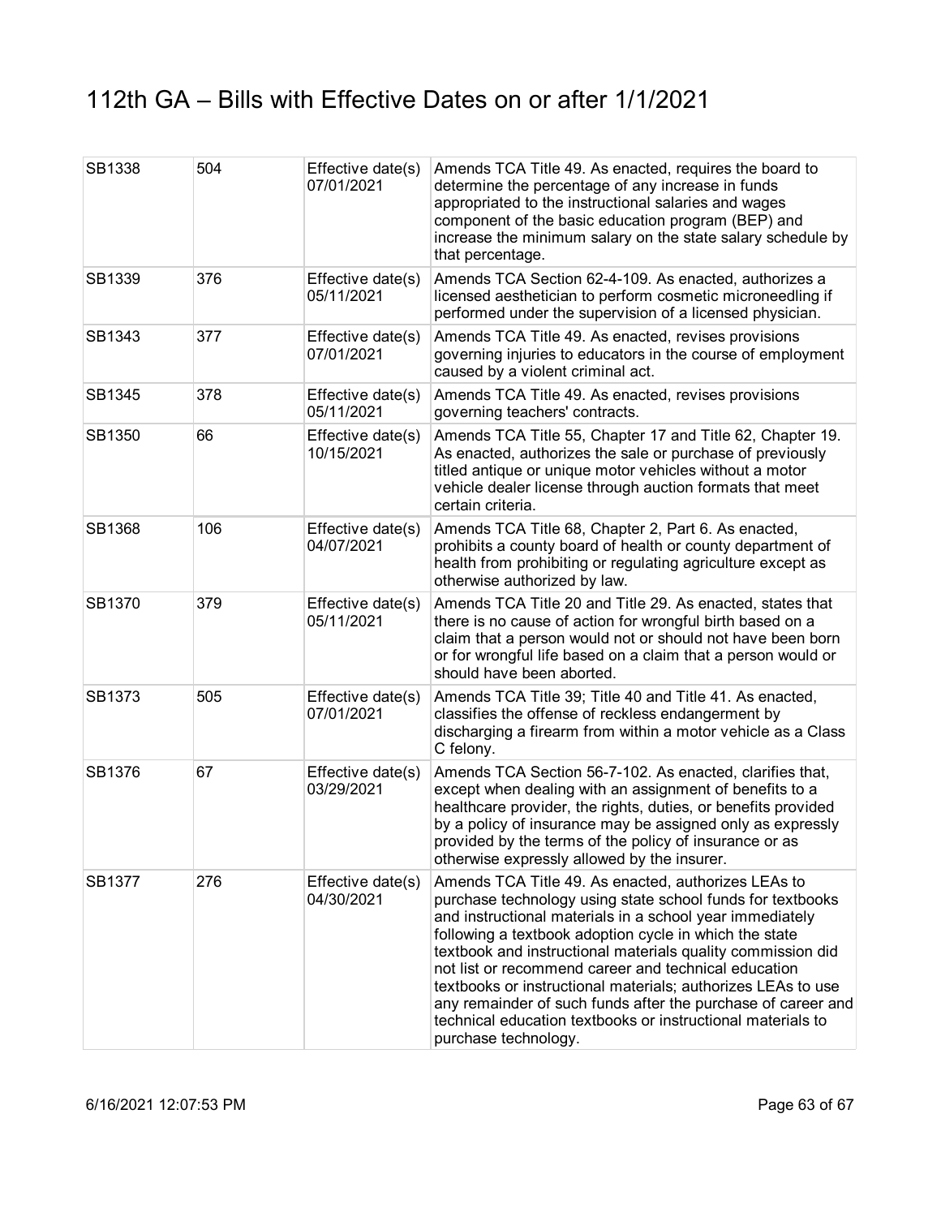# 112th GA – Bills with Effective Dates on or after 1/1/2021

| | | | |
|---|---|---|---|
| SB1338 | 504 | Effective date(s) 07/01/2021 | Amends TCA Title 49. As enacted, requires the board to determine the percentage of any increase in funds appropriated to the instructional salaries and wages component of the basic education program (BEP) and increase the minimum salary on the state salary schedule by that percentage. |
| SB1339 | 376 | Effective date(s) 05/11/2021 | Amends TCA Section 62-4-109. As enacted, authorizes a licensed aesthetician to perform cosmetic microneedling if performed under the supervision of a licensed physician. |
| SB1343 | 377 | Effective date(s) 07/01/2021 | Amends TCA Title 49. As enacted, revises provisions governing injuries to educators in the course of employment caused by a violent criminal act. |
| SB1345 | 378 | Effective date(s) 05/11/2021 | Amends TCA Title 49. As enacted, revises provisions governing teachers' contracts. |
| SB1350 | 66 | Effective date(s) 10/15/2021 | Amends TCA Title 55, Chapter 17 and Title 62, Chapter 19. As enacted, authorizes the sale or purchase of previously titled antique or unique motor vehicles without a motor vehicle dealer license through auction formats that meet certain criteria. |
| SB1368 | 106 | Effective date(s) 04/07/2021 | Amends TCA Title 68, Chapter 2, Part 6. As enacted, prohibits a county board of health or county department of health from prohibiting or regulating agriculture except as otherwise authorized by law. |
| SB1370 | 379 | Effective date(s) 05/11/2021 | Amends TCA Title 20 and Title 29. As enacted, states that there is no cause of action for wrongful birth based on a claim that a person would not or should not have been born or for wrongful life based on a claim that a person would or should have been aborted. |
| SB1373 | 505 | Effective date(s) 07/01/2021 | Amends TCA Title 39; Title 40 and Title 41. As enacted, classifies the offense of reckless endangerment by discharging a firearm from within a motor vehicle as a Class C felony. |
| SB1376 | 67 | Effective date(s) 03/29/2021 | Amends TCA Section 56-7-102. As enacted, clarifies that, except when dealing with an assignment of benefits to a healthcare provider, the rights, duties, or benefits provided by a policy of insurance may be assigned only as expressly provided by the terms of the policy of insurance or as otherwise expressly allowed by the insurer. |
| SB1377 | 276 | Effective date(s) 04/30/2021 | Amends TCA Title 49. As enacted, authorizes LEAs to purchase technology using state school funds for textbooks and instructional materials in a school year immediately following a textbook adoption cycle in which the state textbook and instructional materials quality commission did not list or recommend career and technical education textbooks or instructional materials; authorizes LEAs to use any remainder of such funds after the purchase of career and technical education textbooks or instructional materials to purchase technology. |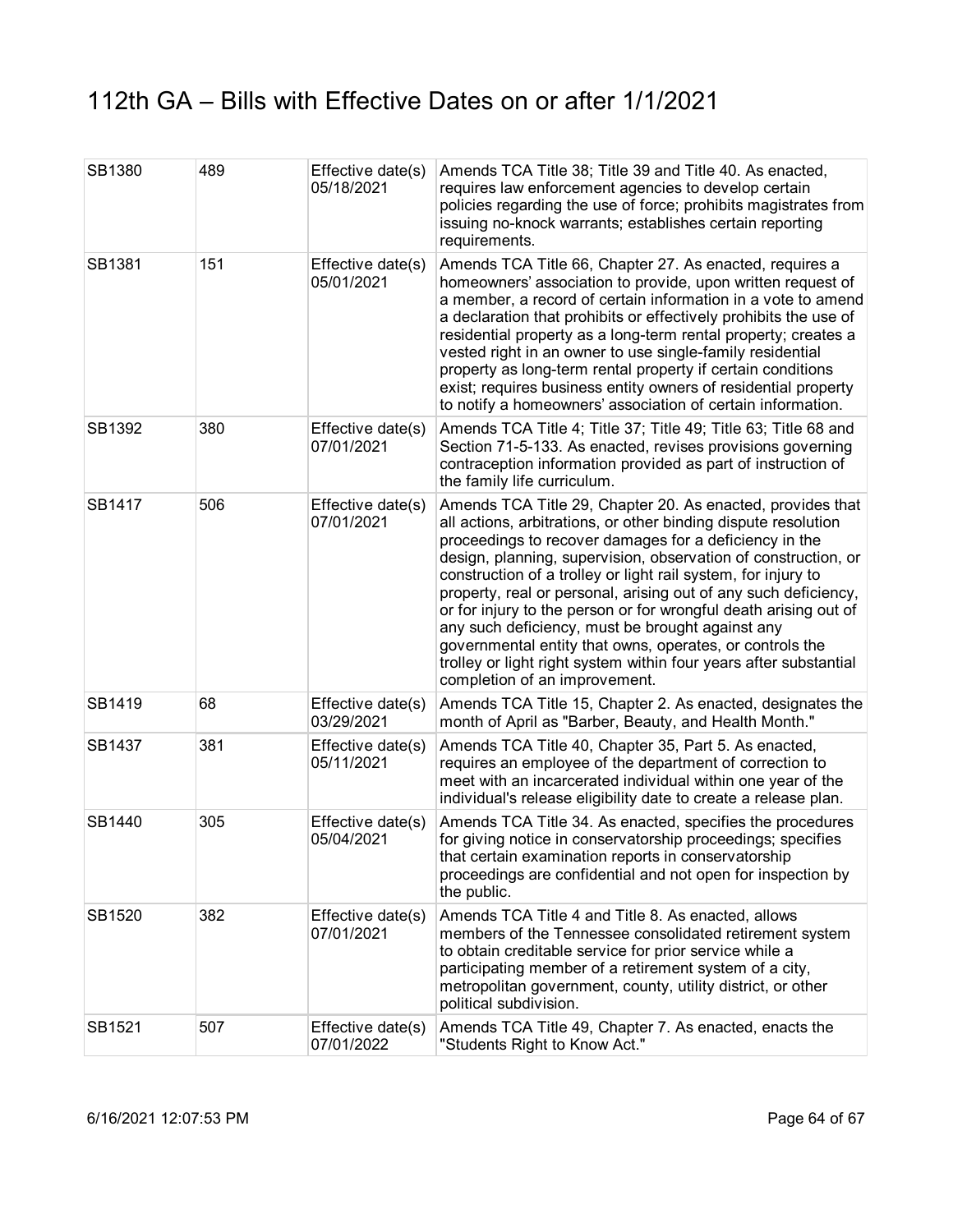# 112th GA – Bills with Effective Dates on or after 1/1/2021

| | | | |
|---|---|---|---|
| SB1380 | 489 | Effective date(s) 05/18/2021 | Amends TCA Title 38; Title 39 and Title 40. As enacted, requires law enforcement agencies to develop certain policies regarding the use of force; prohibits magistrates from issuing no-knock warrants; establishes certain reporting requirements. |
| SB1381 | 151 | Effective date(s) 05/01/2021 | Amends TCA Title 66, Chapter 27. As enacted, requires a homeowners' association to provide, upon written request of a member, a record of certain information in a vote to amend a declaration that prohibits or effectively prohibits the use of residential property as a long-term rental property; creates a vested right in an owner to use single-family residential property as long-term rental property if certain conditions exist; requires business entity owners of residential property to notify a homeowners' association of certain information. |
| SB1392 | 380 | Effective date(s) 07/01/2021 | Amends TCA Title 4; Title 37; Title 49; Title 63; Title 68 and Section 71-5-133. As enacted, revises provisions governing contraception information provided as part of instruction of the family life curriculum. |
| SB1417 | 506 | Effective date(s) 07/01/2021 | Amends TCA Title 29, Chapter 20. As enacted, provides that all actions, arbitrations, or other binding dispute resolution proceedings to recover damages for a deficiency in the design, planning, supervision, observation of construction, or construction of a trolley or light rail system, for injury to property, real or personal, arising out of any such deficiency, or for injury to the person or for wrongful death arising out of any such deficiency, must be brought against any governmental entity that owns, operates, or controls the trolley or light right system within four years after substantial completion of an improvement. |
| SB1419 | 68 | Effective date(s) 03/29/2021 | Amends TCA Title 15, Chapter 2. As enacted, designates the month of April as "Barber, Beauty, and Health Month." |
| SB1437 | 381 | Effective date(s) 05/11/2021 | Amends TCA Title 40, Chapter 35, Part 5. As enacted, requires an employee of the department of correction to meet with an incarcerated individual within one year of the individual's release eligibility date to create a release plan. |
| SB1440 | 305 | Effective date(s) 05/04/2021 | Amends TCA Title 34. As enacted, specifies the procedures for giving notice in conservatorship proceedings; specifies that certain examination reports in conservatorship proceedings are confidential and not open for inspection by the public. |
| SB1520 | 382 | Effective date(s) 07/01/2021 | Amends TCA Title 4 and Title 8. As enacted, allows members of the Tennessee consolidated retirement system to obtain creditable service for prior service while a participating member of a retirement system of a city, metropolitan government, county, utility district, or other political subdivision. |
| SB1521 | 507 | Effective date(s) 07/01/2022 | Amends TCA Title 49, Chapter 7. As enacted, enacts the "Students Right to Know Act." |

6/16/2021 12:07:53 PM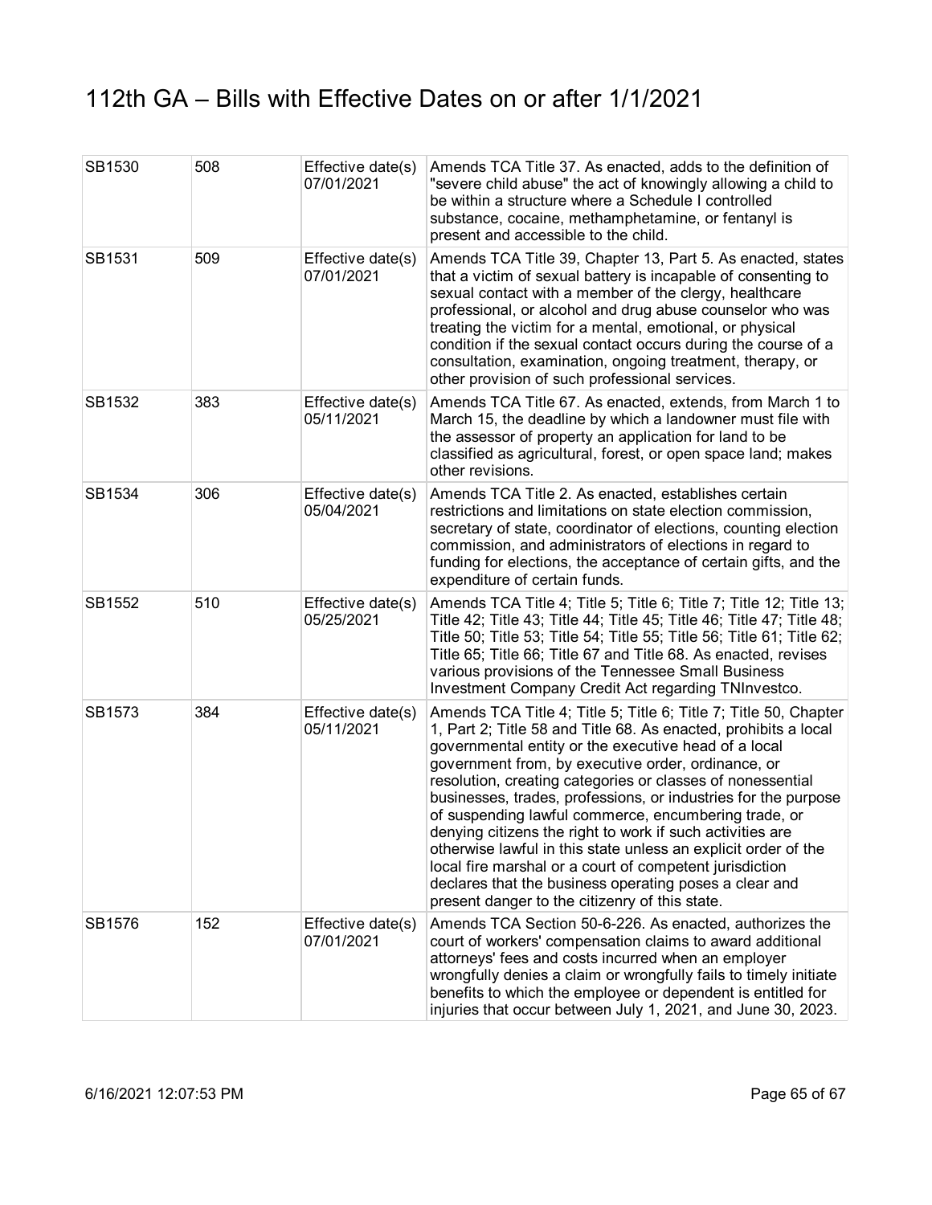# 112th GA – Bills with Effective Dates on or after 1/1/2021

| | | | |
|---|---|---|---|
| SB1530 | 508 | Effective date(s) 07/01/2021 | Amends TCA Title 37. As enacted, adds to the definition of "severe child abuse" the act of knowingly allowing a child to be within a structure where a Schedule I controlled substance, cocaine, methamphetamine, or fentanyl is present and accessible to the child. |
| SB1531 | 509 | Effective date(s) 07/01/2021 | Amends TCA Title 39, Chapter 13, Part 5. As enacted, states that a victim of sexual battery is incapable of consenting to sexual contact with a member of the clergy, healthcare professional, or alcohol and drug abuse counselor who was treating the victim for a mental, emotional, or physical condition if the sexual contact occurs during the course of a consultation, examination, ongoing treatment, therapy, or other provision of such professional services. |
| SB1532 | 383 | Effective date(s) 05/11/2021 | Amends TCA Title 67. As enacted, extends, from March 1 to March 15, the deadline by which a landowner must file with the assessor of property an application for land to be classified as agricultural, forest, or open space land; makes other revisions. |
| SB1534 | 306 | Effective date(s) 05/04/2021 | Amends TCA Title 2. As enacted, establishes certain restrictions and limitations on state election commission, secretary of state, coordinator of elections, counting election commission, and administrators of elections in regard to funding for elections, the acceptance of certain gifts, and the expenditure of certain funds. |
| SB1552 | 510 | Effective date(s) 05/25/2021 | Amends TCA Title 4; Title 5; Title 6; Title 7; Title 12; Title 13; Title 42; Title 43; Title 44; Title 45; Title 46; Title 47; Title 48; Title 50; Title 53; Title 54; Title 55; Title 56; Title 61; Title 62; Title 65; Title 66; Title 67 and Title 68. As enacted, revises various provisions of the Tennessee Small Business Investment Company Credit Act regarding TNInvestco. |
| SB1573 | 384 | Effective date(s) 05/11/2021 | Amends TCA Title 4; Title 5; Title 6; Title 7; Title 50, Chapter 1, Part 2; Title 58 and Title 68. As enacted, prohibits a local governmental entity or the executive head of a local government from, by executive order, ordinance, or resolution, creating categories or classes of nonessential businesses, trades, professions, or industries for the purpose of suspending lawful commerce, encumbering trade, or denying citizens the right to work if such activities are otherwise lawful in this state unless an explicit order of the local fire marshal or a court of competent jurisdiction declares that the business operating poses a clear and present danger to the citizenry of this state. |
| SB1576 | 152 | Effective date(s) 07/01/2021 | Amends TCA Section 50-6-226. As enacted, authorizes the court of workers' compensation claims to award additional attorneys' fees and costs incurred when an employer wrongfully denies a claim or wrongfully fails to timely initiate benefits to which the employee or dependent is entitled for injuries that occur between July 1, 2021, and June 30, 2023. |

6/16/2021 12:07:53 PM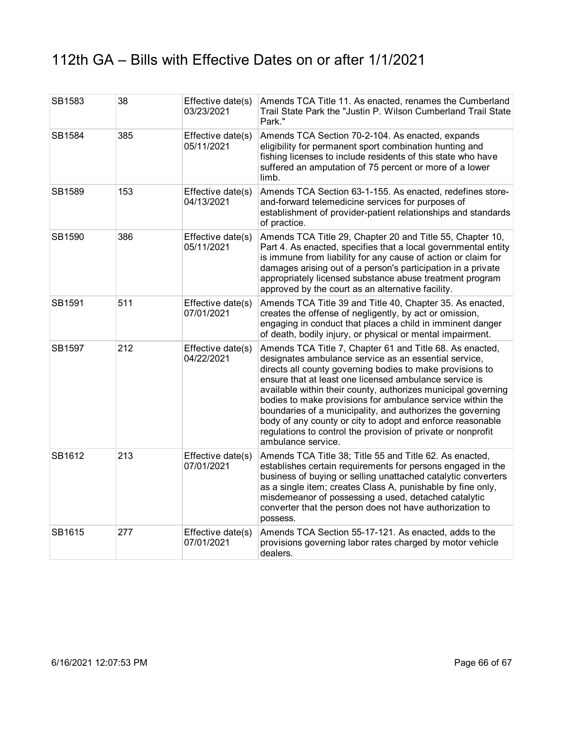# 112th GA – Bills with Effective Dates on or after 1/1/2021

| | | | |
|---|---|---|---|
| SB1583 | 38 | Effective date(s) 03/23/2021 | Amends TCA Title 11. As enacted, renames the Cumberland Trail State Park the "Justin P. Wilson Cumberland Trail State Park." |
| SB1584 | 385 | Effective date(s) 05/11/2021 | Amends TCA Section 70-2-104. As enacted, expands eligibility for permanent sport combination hunting and fishing licenses to include residents of this state who have suffered an amputation of 75 percent or more of a lower limb. |
| SB1589 | 153 | Effective date(s) 04/13/2021 | Amends TCA Section 63-1-155. As enacted, redefines store-and-forward telemedicine services for purposes of establishment of provider-patient relationships and standards of practice. |
| SB1590 | 386 | Effective date(s) 05/11/2021 | Amends TCA Title 29, Chapter 20 and Title 55, Chapter 10, Part 4. As enacted, specifies that a local governmental entity is immune from liability for any cause of action or claim for damages arising out of a person's participation in a private appropriately licensed substance abuse treatment program approved by the court as an alternative facility. |
| SB1591 | 511 | Effective date(s) 07/01/2021 | Amends TCA Title 39 and Title 40, Chapter 35. As enacted, creates the offense of negligently, by act or omission, engaging in conduct that places a child in imminent danger of death, bodily injury, or physical or mental impairment. |
| SB1597 | 212 | Effective date(s) 04/22/2021 | Amends TCA Title 7, Chapter 61 and Title 68. As enacted, designates ambulance service as an essential service, directs all county governing bodies to make provisions to ensure that at least one licensed ambulance service is available within their county, authorizes municipal governing bodies to make provisions for ambulance service within the boundaries of a municipality, and authorizes the governing body of any county or city to adopt and enforce reasonable regulations to control the provision of private or nonprofit ambulance service. |
| SB1612 | 213 | Effective date(s) 07/01/2021 | Amends TCA Title 38; Title 55 and Title 62. As enacted, establishes certain requirements for persons engaged in the business of buying or selling unattached catalytic converters as a single item; creates Class A, punishable by fine only, misdemeanor of possessing a used, detached catalytic converter that the person does not have authorization to possess. |
| SB1615 | 277 | Effective date(s) 07/01/2021 | Amends TCA Section 55-17-121. As enacted, adds to the provisions governing labor rates charged by motor vehicle dealers. |

6/16/2021 12:07:53 PM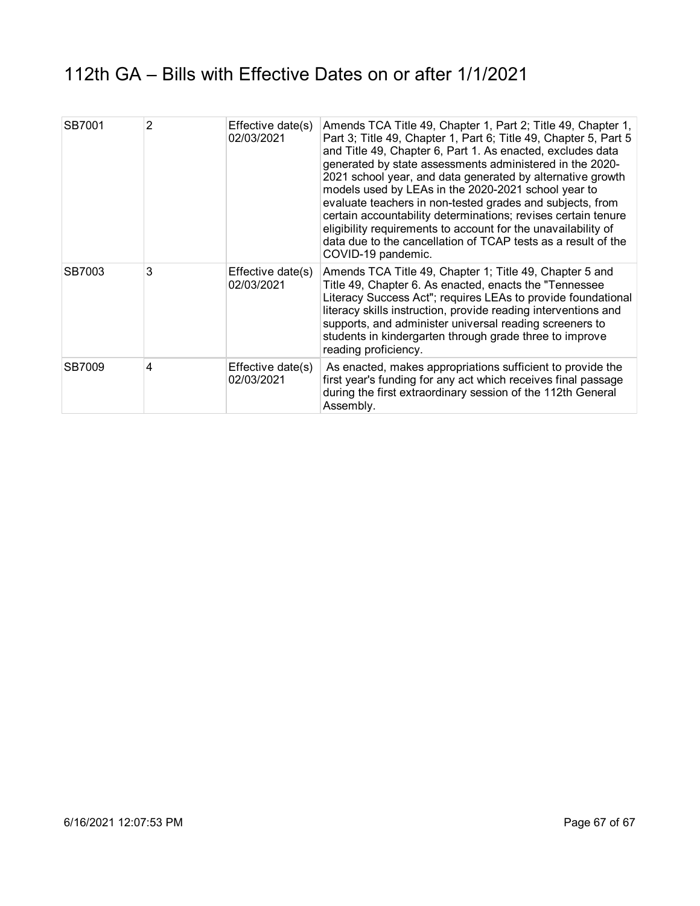# 112th GA – Bills with Effective Dates on or after 1/1/2021

| | | | |
|---|---|---|---|
| SB7001 | 2 | Effective date(s) 02/03/2021 | Amends TCA Title 49, Chapter 1, Part 2; Title 49, Chapter 1, Part 3; Title 49, Chapter 1, Part 6; Title 49, Chapter 5, Part 5 and Title 49, Chapter 6, Part 1. As enacted, excludes data generated by state assessments administered in the 2020-2021 school year, and data generated by alternative growth models used by LEAs in the 2020-2021 school year to evaluate teachers in non-tested grades and subjects, from certain accountability determinations; revises certain tenure eligibility requirements to account for the unavailability of data due to the cancellation of TCAP tests as a result of the COVID-19 pandemic. |
| SB7003 | 3 | Effective date(s) 02/03/2021 | Amends TCA Title 49, Chapter 1; Title 49, Chapter 5 and Title 49, Chapter 6. As enacted, enacts the "Tennessee Literacy Success Act"; requires LEAs to provide foundational literacy skills instruction, provide reading interventions and supports, and administer universal reading screeners to students in kindergarten through grade three to improve reading proficiency. |
| SB7009 | 4 | Effective date(s) 02/03/2021 | As enacted, makes appropriations sufficient to provide the first year's funding for any act which receives final passage during the first extraordinary session of the 112th General Assembly. |